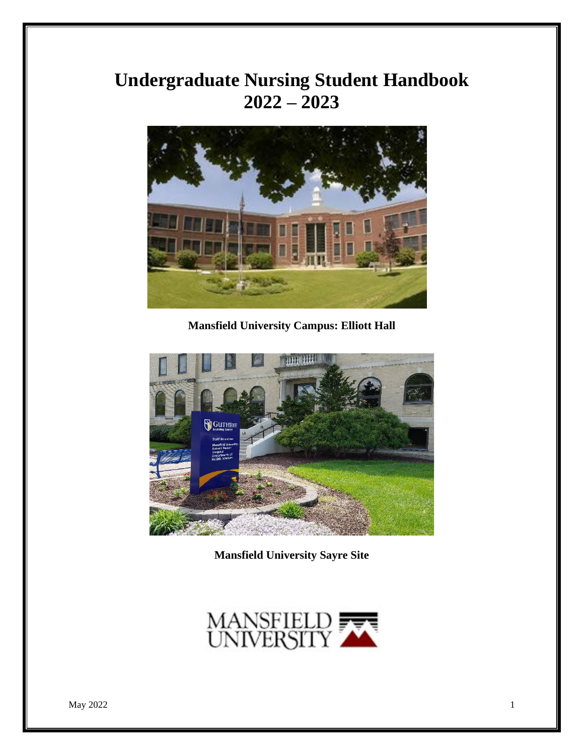# Undergraduate Nursing Student Handbook
# 2022 – 2023

**Mansfield University Campus: Elliott Hall**

**Mansfield University Sayre Site**

May 2022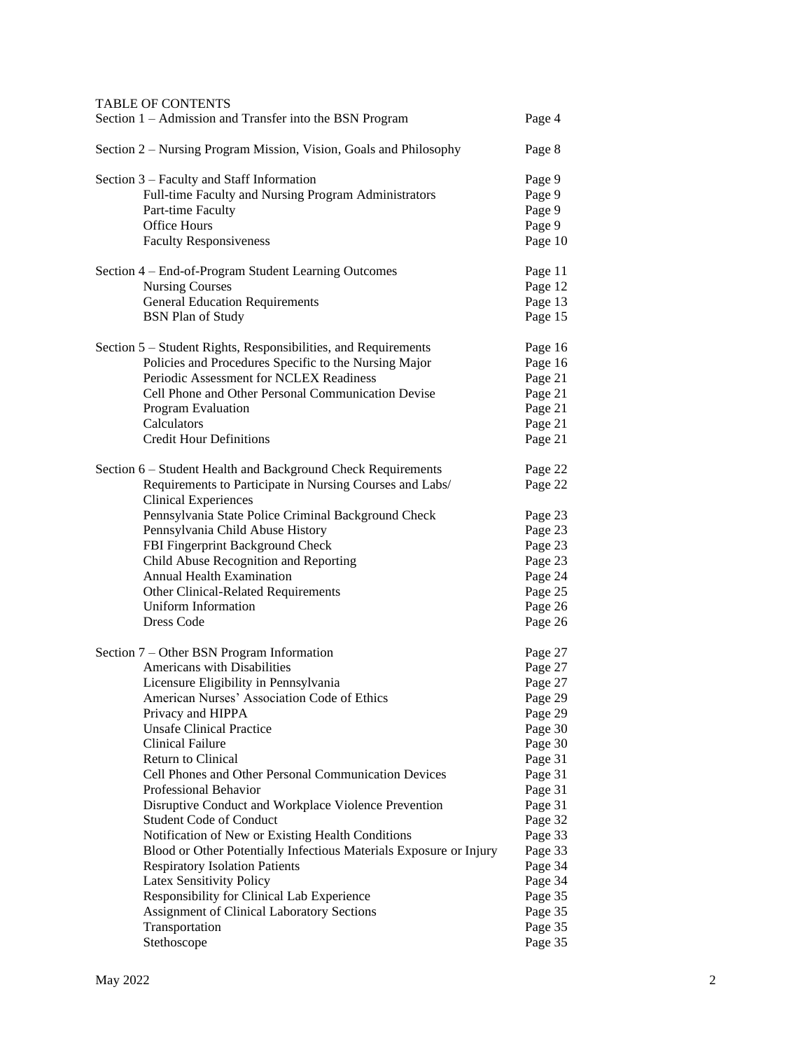TABLE OF CONTENTS

| | |
|---|---|
| Section 1 – Admission and Transfer into the BSN Program | Page 4 |
| Section 2 – Nursing Program Mission, Vision, Goals and Philosophy | Page 8 |
| Section 3 – Faculty and Staff Information | Page 9 |
| Full-time Faculty and Nursing Program Administrators | Page 9 |
| Part-time Faculty | Page 9 |
| Office Hours | Page 9 |
| Faculty Responsiveness | Page 10 |
| Section 4 – End-of-Program Student Learning Outcomes | Page 11 |
| Nursing Courses | Page 12 |
| General Education Requirements | Page 13 |
| BSN Plan of Study | Page 15 |
| Section 5 – Student Rights, Responsibilities, and Requirements | Page 16 |
| Policies and Procedures Specific to the Nursing Major | Page 16 |
| Periodic Assessment for NCLEX Readiness | Page 21 |
| Cell Phone and Other Personal Communication Devise | Page 21 |
| Program Evaluation | Page 21 |
| Calculators | Page 21 |
| Credit Hour Definitions | Page 21 |
| Section 6 – Student Health and Background Check Requirements | Page 22 |
| Requirements to Participate in Nursing Courses and Labs/ Clinical Experiences | Page 22 |
| Pennsylvania State Police Criminal Background Check | Page 23 |
| Pennsylvania Child Abuse History | Page 23 |
| FBI Fingerprint Background Check | Page 23 |
| Child Abuse Recognition and Reporting | Page 23 |
| Annual Health Examination | Page 24 |
| Other Clinical-Related Requirements | Page 25 |
| Uniform Information | Page 26 |
| Dress Code | Page 26 |
| Section 7 – Other BSN Program Information | Page 27 |
| Americans with Disabilities | Page 27 |
| Licensure Eligibility in Pennsylvania | Page 27 |
| American Nurses' Association Code of Ethics | Page 29 |
| Privacy and HIPPA | Page 29 |
| Unsafe Clinical Practice | Page 30 |
| Clinical Failure | Page 30 |
| Return to Clinical | Page 31 |
| Cell Phones and Other Personal Communication Devices | Page 31 |
| Professional Behavior | Page 31 |
| Disruptive Conduct and Workplace Violence Prevention | Page 31 |
| Student Code of Conduct | Page 32 |
| Notification of New or Existing Health Conditions | Page 33 |
| Blood or Other Potentially Infectious Materials Exposure or Injury | Page 33 |
| Respiratory Isolation Patients | Page 34 |
| Latex Sensitivity Policy | Page 34 |
| Responsibility for Clinical Lab Experience | Page 35 |
| Assignment of Clinical Laboratory Sections | Page 35 |
| Transportation | Page 35 |
| Stethoscope | Page 35 |

May 2022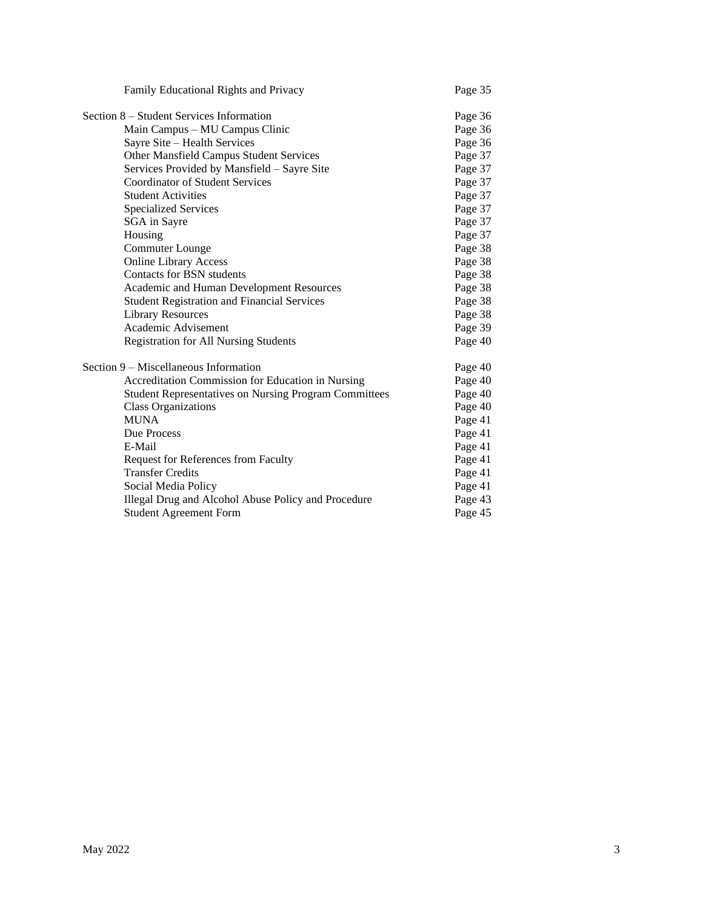| | |
|---|---|
| Family Educational Rights and Privacy | Page 35 |
| | |
| Section 8 – Student Services Information | Page 36 |
| Main Campus – MU Campus Clinic | Page 36 |
| Sayre Site – Health Services | Page 36 |
| Other Mansfield Campus Student Services | Page 37 |
| Services Provided by Mansfield – Sayre Site | Page 37 |
| Coordinator of Student Services | Page 37 |
| Student Activities | Page 37 |
| Specialized Services | Page 37 |
| SGA in Sayre | Page 37 |
| Housing | Page 37 |
| Commuter Lounge | Page 38 |
| Online Library Access | Page 38 |
| Contacts for BSN students | Page 38 |
| Academic and Human Development Resources | Page 38 |
| Student Registration and Financial Services | Page 38 |
| Library Resources | Page 38 |
| Academic Advisement | Page 39 |
| Registration for All Nursing Students | Page 40 |
| | |
| Section 9 – Miscellaneous Information | Page 40 |
| Accreditation Commission for Education in Nursing | Page 40 |
| Student Representatives on Nursing Program Committees | Page 40 |
| Class Organizations | Page 40 |
| MUNA | Page 41 |
| Due Process | Page 41 |
| E-Mail | Page 41 |
| Request for References from Faculty | Page 41 |
| Transfer Credits | Page 41 |
| Social Media Policy | Page 41 |
| Illegal Drug and Alcohol Abuse Policy and Procedure | Page 43 |
| Student Agreement Form | Page 45 |

May 2022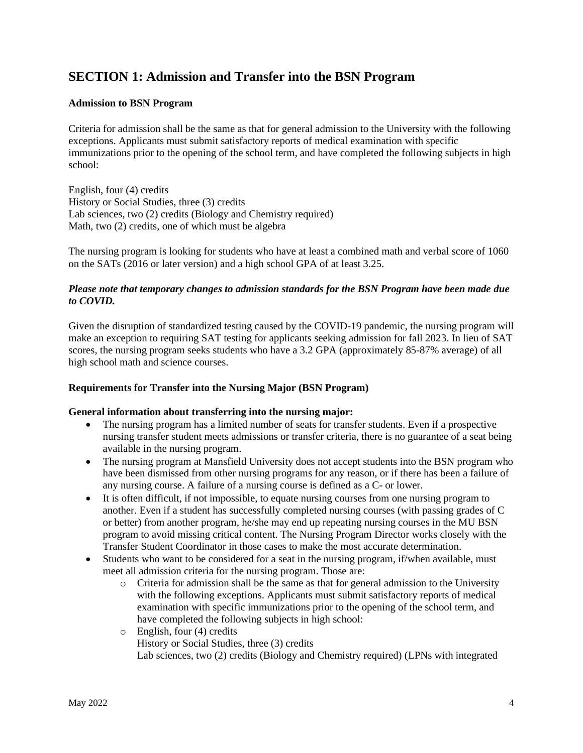## SECTION 1: Admission and Transfer into the BSN Program

**Admission to BSN Program**

Criteria for admission shall be the same as that for general admission to the University with the following exceptions. Applicants must submit satisfactory reports of medical examination with specific immunizations prior to the opening of the school term, and have completed the following subjects in high school:

English, four (4) credits
History or Social Studies, three (3) credits
Lab sciences, two (2) credits (Biology and Chemistry required)
Math, two (2) credits, one of which must be algebra

The nursing program is looking for students who have at least a combined math and verbal score of 1060 on the SATs (2016 or later version) and a high school GPA of at least 3.25.

***Please note that temporary changes to admission standards for the BSN Program have been made due to COVID.***

Given the disruption of standardized testing caused by the COVID-19 pandemic, the nursing program will make an exception to requiring SAT testing for applicants seeking admission for fall 2023. In lieu of SAT scores, the nursing program seeks students who have a 3.2 GPA (approximately 85-87% average) of all high school math and science courses.

**Requirements for Transfer into the Nursing Major (BSN Program)**

**General information about transferring into the nursing major:**

- The nursing program has a limited number of seats for transfer students. Even if a prospective nursing transfer student meets admissions or transfer criteria, there is no guarantee of a seat being available in the nursing program.
- The nursing program at Mansfield University does not accept students into the BSN program who have been dismissed from other nursing programs for any reason, or if there has been a failure of any nursing course. A failure of a nursing course is defined as a C- or lower.
- It is often difficult, if not impossible, to equate nursing courses from one nursing program to another. Even if a student has successfully completed nursing courses (with passing grades of C or better) from another program, he/she may end up repeating nursing courses in the MU BSN program to avoid missing critical content. The Nursing Program Director works closely with the Transfer Student Coordinator in those cases to make the most accurate determination.
- Students who want to be considered for a seat in the nursing program, if/when available, must meet all admission criteria for the nursing program. Those are:
    - Criteria for admission shall be the same as that for general admission to the University with the following exceptions. Applicants must submit satisfactory reports of medical examination with specific immunizations prior to the opening of the school term, and have completed the following subjects in high school:
    - English, four (4) credits
      History or Social Studies, three (3) credits
      Lab sciences, two (2) credits (Biology and Chemistry required) (LPNs with integrated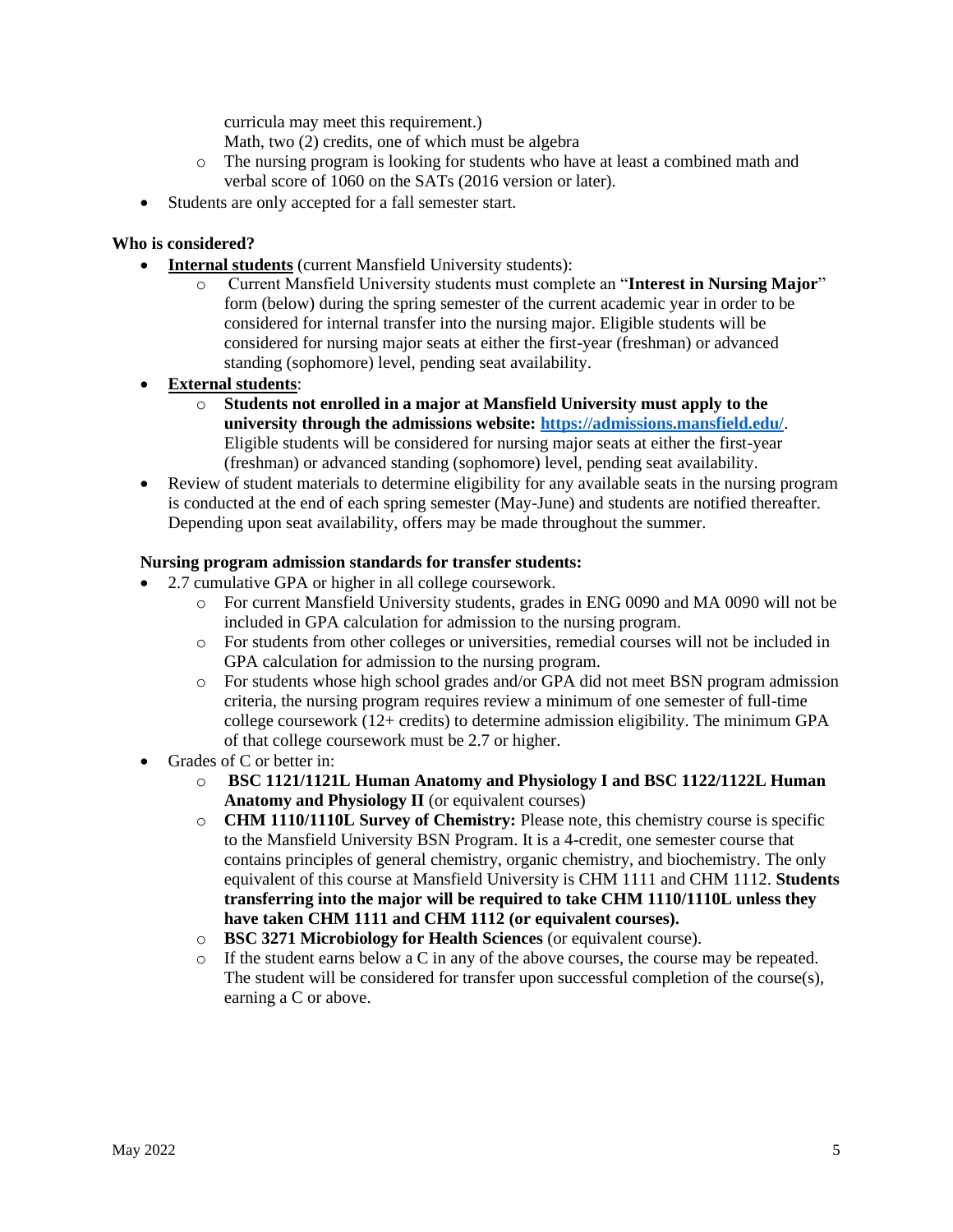curricula may meet this requirement.)
  Math, two (2) credits, one of which must be algebra
  - The nursing program is looking for students who have at least a combined math and verbal score of 1060 on the SATs (2016 version or later).

- Students are only accepted for a fall semester start.

**Who is considered?**

- **Internal students** (current Mansfield University students):
  - Current Mansfield University students must complete an "**Interest in Nursing Major**" form (below) during the spring semester of the current academic year in order to be considered for internal transfer into the nursing major. Eligible students will be considered for nursing major seats at either the first-year (freshman) or advanced standing (sophomore) level, pending seat availability.
- **External students**:
  - **Students not enrolled in a major at Mansfield University must apply to the university through the admissions website: [https://admissions.mansfield.edu/](https://admissions.mansfield.edu/)**. Eligible students will be considered for nursing major seats at either the first-year (freshman) or advanced standing (sophomore) level, pending seat availability.
- Review of student materials to determine eligibility for any available seats in the nursing program is conducted at the end of each spring semester (May-June) and students are notified thereafter. Depending upon seat availability, offers may be made throughout the summer.

**Nursing program admission standards for transfer students:**

- 2.7 cumulative GPA or higher in all college coursework.
  - For current Mansfield University students, grades in ENG 0090 and MA 0090 will not be included in GPA calculation for admission to the nursing program.
  - For students from other colleges or universities, remedial courses will not be included in GPA calculation for admission to the nursing program.
  - For students whose high school grades and/or GPA did not meet BSN program admission criteria, the nursing program requires review a minimum of one semester of full-time college coursework (12+ credits) to determine admission eligibility. The minimum GPA of that college coursework must be 2.7 or higher.
- Grades of C or better in:
  - **BSC 1121/1121L Human Anatomy and Physiology I and BSC 1122/1122L Human Anatomy and Physiology II** (or equivalent courses)
  - **CHM 1110/1110L Survey of Chemistry:** Please note, this chemistry course is specific to the Mansfield University BSN Program. It is a 4-credit, one semester course that contains principles of general chemistry, organic chemistry, and biochemistry. The only equivalent of this course at Mansfield University is CHM 1111 and CHM 1112. **Students transferring into the major will be required to take CHM 1110/1110L unless they have taken CHM 1111 and CHM 1112 (or equivalent courses).**
  - **BSC 3271 Microbiology for Health Sciences** (or equivalent course).
  - If the student earns below a C in any of the above courses, the course may be repeated. The student will be considered for transfer upon successful completion of the course(s), earning a C or above.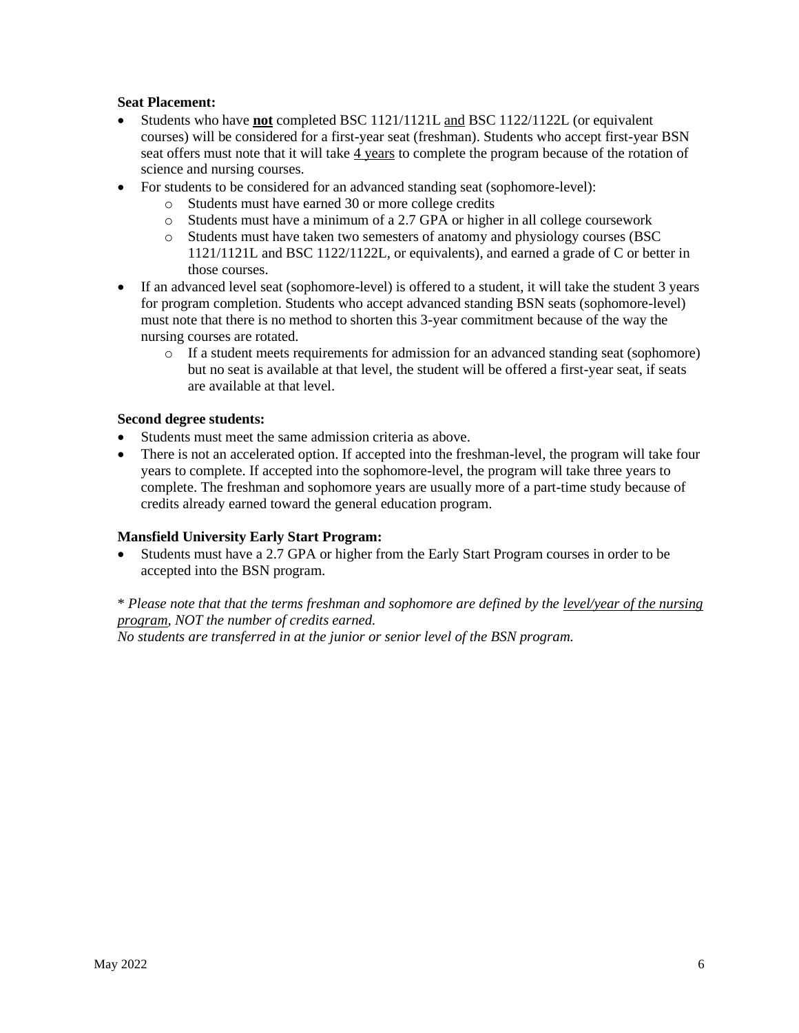**Seat Placement:**

- Students who have **not** completed BSC 1121/1121L and BSC 1122/1122L (or equivalent courses) will be considered for a first-year seat (freshman). Students who accept first-year BSN seat offers must note that it will take 4 years to complete the program because of the rotation of science and nursing courses.
- For students to be considered for an advanced standing seat (sophomore-level):
    - Students must have earned 30 or more college credits
    - Students must have a minimum of a 2.7 GPA or higher in all college coursework
    - Students must have taken two semesters of anatomy and physiology courses (BSC 1121/1121L and BSC 1122/1122L, or equivalents), and earned a grade of C or better in those courses.
- If an advanced level seat (sophomore-level) is offered to a student, it will take the student 3 years for program completion. Students who accept advanced standing BSN seats (sophomore-level) must note that there is no method to shorten this 3-year commitment because of the way the nursing courses are rotated.
    - If a student meets requirements for admission for an advanced standing seat (sophomore) but no seat is available at that level, the student will be offered a first-year seat, if seats are available at that level.

**Second degree students:**

- Students must meet the same admission criteria as above.
- There is not an accelerated option. If accepted into the freshman-level, the program will take four years to complete. If accepted into the sophomore-level, the program will take three years to complete. The freshman and sophomore years are usually more of a part-time study because of credits already earned toward the general education program.

**Mansfield University Early Start Program:**

- Students must have a 2.7 GPA or higher from the Early Start Program courses in order to be accepted into the BSN program.

\* *Please note that that the terms freshman and sophomore are defined by the level/year of the nursing program, NOT the number of credits earned.*
*No students are transferred in at the junior or senior level of the BSN program.*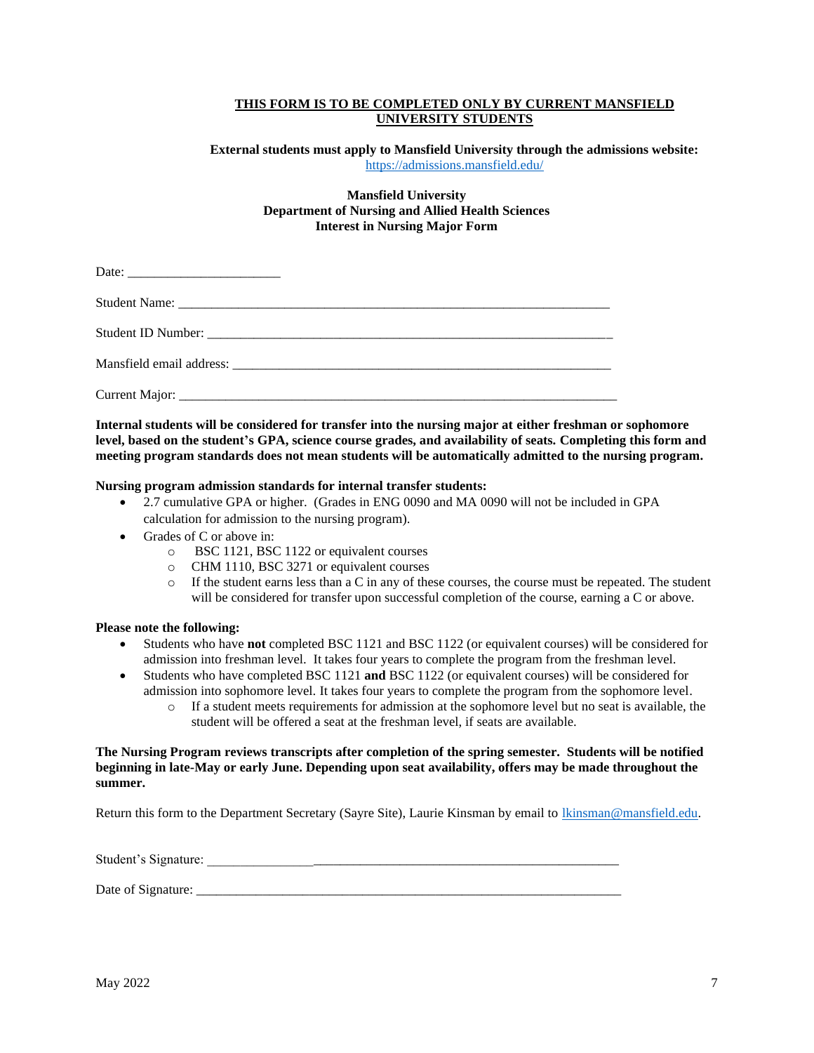**<u>THIS FORM IS TO BE COMPLETED ONLY BY CURRENT MANSFIELD UNIVERSITY STUDENTS</u>**

**External students must apply to Mansfield University through the admissions website:** https://admissions.mansfield.edu/

**Mansfield University**
**Department of Nursing and Allied Health Sciences**
**Interest in Nursing Major Form**

Date: ______________________

Student Name: ____________________________________________________________

Student ID Number: _______________________________________________________

Mansfield email address: _________________________________________________

Current Major: ___________________________________________________________

**Internal students will be considered for transfer into the nursing major at either freshman or sophomore level, based on the student's GPA, science course grades, and availability of seats. Completing this form and meeting program standards does not mean students will be automatically admitted to the nursing program.**

**Nursing program admission standards for internal transfer students:**

- 2.7 cumulative GPA or higher. (Grades in ENG 0090 and MA 0090 will not be included in GPA calculation for admission to the nursing program).
- Grades of C or above in:
  - BSC 1121, BSC 1122 or equivalent courses
  - CHM 1110, BSC 3271 or equivalent courses
  - If the student earns less than a C in any of these courses, the course must be repeated. The student will be considered for transfer upon successful completion of the course, earning a C or above.

**Please note the following:**

- Students who have **not** completed BSC 1121 and BSC 1122 (or equivalent courses) will be considered for admission into freshman level. It takes four years to complete the program from the freshman level.
- Students who have completed BSC 1121 **and** BSC 1122 (or equivalent courses) will be considered for admission into sophomore level. It takes four years to complete the program from the sophomore level.
  - If a student meets requirements for admission at the sophomore level but no seat is available, the student will be offered a seat at the freshman level, if seats are available.

**The Nursing Program reviews transcripts after completion of the spring semester. Students will be notified beginning in late-May or early June. Depending upon seat availability, offers may be made throughout the summer.**

Return this form to the Department Secretary (Sayre Site), Laurie Kinsman by email to lkinsman@mansfield.edu.

Student's Signature: _______________________________________________________

Date of Signature: _________________________________________________________

May 2022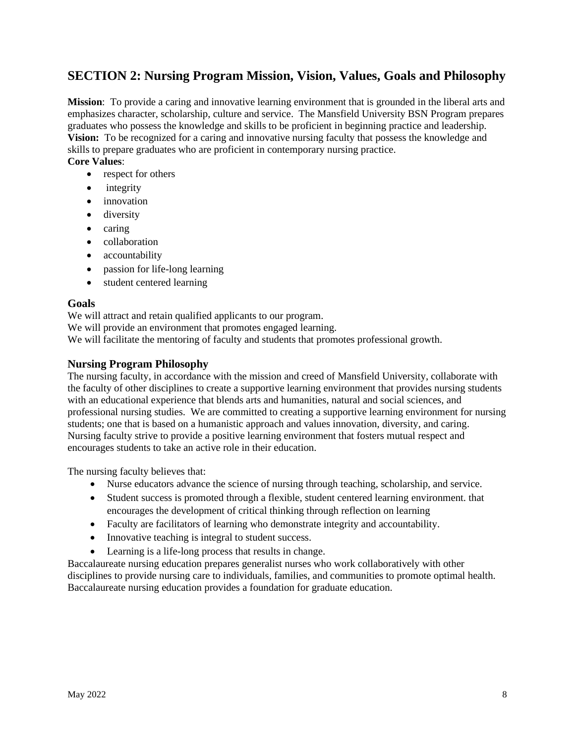## SECTION 2: Nursing Program Mission, Vision, Values, Goals and Philosophy

**Mission**: To provide a caring and innovative learning environment that is grounded in the liberal arts and emphasizes character, scholarship, culture and service. The Mansfield University BSN Program prepares graduates who possess the knowledge and skills to be proficient in beginning practice and leadership.
**Vision:** To be recognized for a caring and innovative nursing faculty that possess the knowledge and skills to prepare graduates who are proficient in contemporary nursing practice.
**Core Values**:

- respect for others
- integrity
- innovation
- diversity
- caring
- collaboration
- accountability
- passion for life-long learning
- student centered learning

### Goals

We will attract and retain qualified applicants to our program.
We will provide an environment that promotes engaged learning.
We will facilitate the mentoring of faculty and students that promotes professional growth.

### Nursing Program Philosophy

The nursing faculty, in accordance with the mission and creed of Mansfield University, collaborate with the faculty of other disciplines to create a supportive learning environment that provides nursing students with an educational experience that blends arts and humanities, natural and social sciences, and professional nursing studies. We are committed to creating a supportive learning environment for nursing students; one that is based on a humanistic approach and values innovation, diversity, and caring. Nursing faculty strive to provide a positive learning environment that fosters mutual respect and encourages students to take an active role in their education.

The nursing faculty believes that:

- Nurse educators advance the science of nursing through teaching, scholarship, and service.
- Student success is promoted through a flexible, student centered learning environment. that encourages the development of critical thinking through reflection on learning
- Faculty are facilitators of learning who demonstrate integrity and accountability.
- Innovative teaching is integral to student success.
- Learning is a life-long process that results in change.

Baccalaureate nursing education prepares generalist nurses who work collaboratively with other disciplines to provide nursing care to individuals, families, and communities to promote optimal health. Baccalaureate nursing education provides a foundation for graduate education.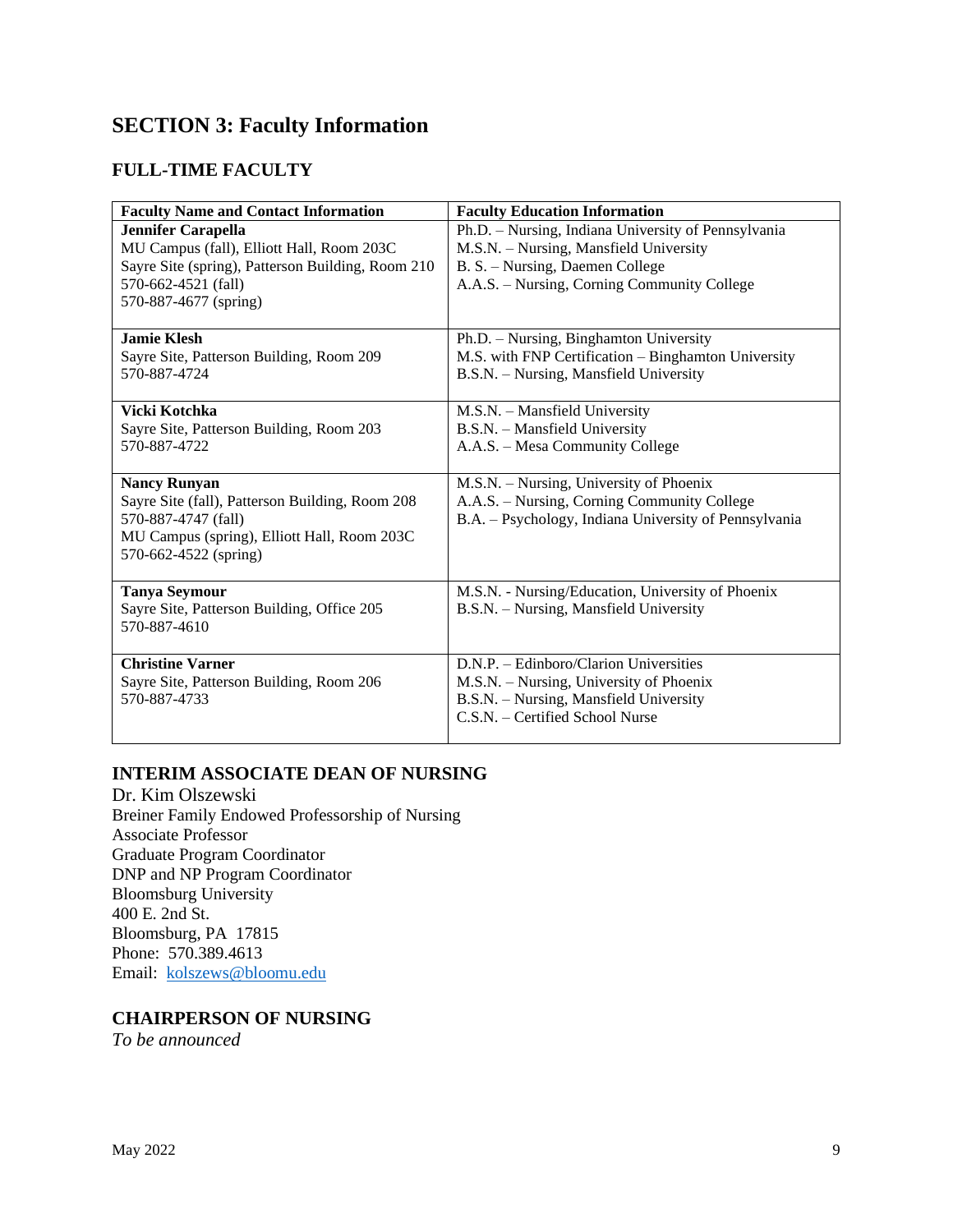# SECTION 3: Faculty Information

## FULL-TIME FACULTY

| Faculty Name and Contact Information | Faculty Education Information |
|---|---|
| **Jennifer Carapella**<br>MU Campus (fall), Elliott Hall, Room 203C<br>Sayre Site (spring), Patterson Building, Room 210<br>570-662-4521 (fall)<br>570-887-4677 (spring) | Ph.D. – Nursing, Indiana University of Pennsylvania<br>M.S.N. – Nursing, Mansfield University<br>B. S. – Nursing, Daemen College<br>A.A.S. – Nursing, Corning Community College |
| **Jamie Klesh**<br>Sayre Site, Patterson Building, Room 209<br>570-887-4724 | Ph.D. – Nursing, Binghamton University<br>M.S. with FNP Certification – Binghamton University<br>B.S.N. – Nursing, Mansfield University |
| **Vicki Kotchka**<br>Sayre Site, Patterson Building, Room 203<br>570-887-4722 | M.S.N. – Mansfield University<br>B.S.N. – Mansfield University<br>A.A.S. – Mesa Community College |
| **Nancy Runyan**<br>Sayre Site (fall), Patterson Building, Room 208<br>570-887-4747 (fall)<br>MU Campus (spring), Elliott Hall, Room 203C<br>570-662-4522 (spring) | M.S.N. – Nursing, University of Phoenix<br>A.A.S. – Nursing, Corning Community College<br>B.A. – Psychology, Indiana University of Pennsylvania |
| **Tanya Seymour**<br>Sayre Site, Patterson Building, Office 205<br>570-887-4610 | M.S.N. - Nursing/Education, University of Phoenix<br>B.S.N. – Nursing, Mansfield University |
| **Christine Varner**<br>Sayre Site, Patterson Building, Room 206<br>570-887-4733 | D.N.P. – Edinboro/Clarion Universities<br>M.S.N. – Nursing, University of Phoenix<br>B.S.N. – Nursing, Mansfield University<br>C.S.N. – Certified School Nurse |

## INTERIM ASSOCIATE DEAN OF NURSING

Dr. Kim Olszewski
Breiner Family Endowed Professorship of Nursing
Associate Professor
Graduate Program Coordinator
DNP and NP Program Coordinator
Bloomsburg University
400 E. 2nd St.
Bloomsburg, PA 17815
Phone: 570.389.4613
Email: kolszews@bloomu.edu

## CHAIRPERSON OF NURSING

*To be announced*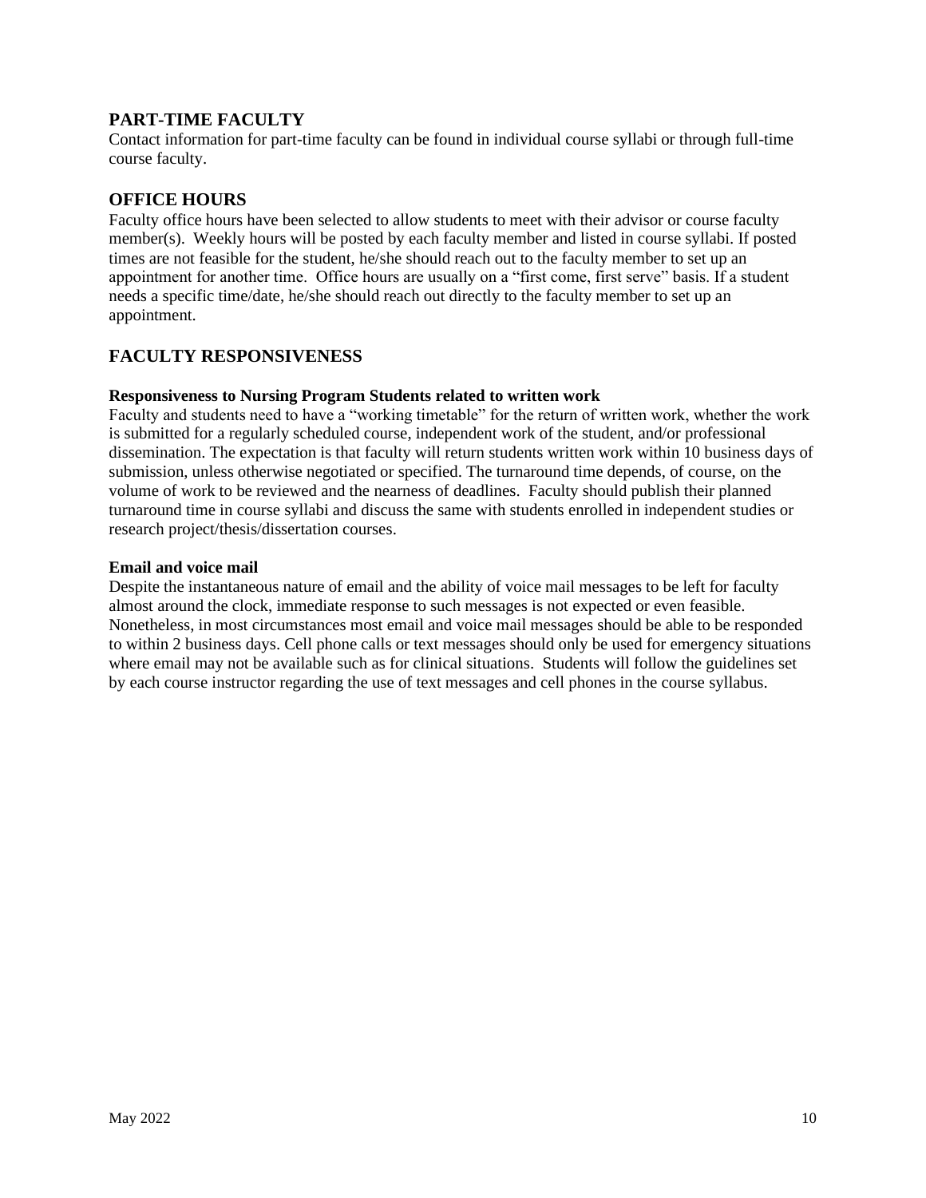## PART-TIME FACULTY

Contact information for part-time faculty can be found in individual course syllabi or through full-time course faculty.

## OFFICE HOURS

Faculty office hours have been selected to allow students to meet with their advisor or course faculty member(s). Weekly hours will be posted by each faculty member and listed in course syllabi. If posted times are not feasible for the student, he/she should reach out to the faculty member to set up an appointment for another time. Office hours are usually on a "first come, first serve" basis. If a student needs a specific time/date, he/she should reach out directly to the faculty member to set up an appointment.

## FACULTY RESPONSIVENESS

**Responsiveness to Nursing Program Students related to written work**

Faculty and students need to have a "working timetable" for the return of written work, whether the work is submitted for a regularly scheduled course, independent work of the student, and/or professional dissemination. The expectation is that faculty will return students written work within 10 business days of submission, unless otherwise negotiated or specified. The turnaround time depends, of course, on the volume of work to be reviewed and the nearness of deadlines. Faculty should publish their planned turnaround time in course syllabi and discuss the same with students enrolled in independent studies or research project/thesis/dissertation courses.

**Email and voice mail**

Despite the instantaneous nature of email and the ability of voice mail messages to be left for faculty almost around the clock, immediate response to such messages is not expected or even feasible. Nonetheless, in most circumstances most email and voice mail messages should be able to be responded to within 2 business days. Cell phone calls or text messages should only be used for emergency situations where email may not be available such as for clinical situations. Students will follow the guidelines set by each course instructor regarding the use of text messages and cell phones in the course syllabus.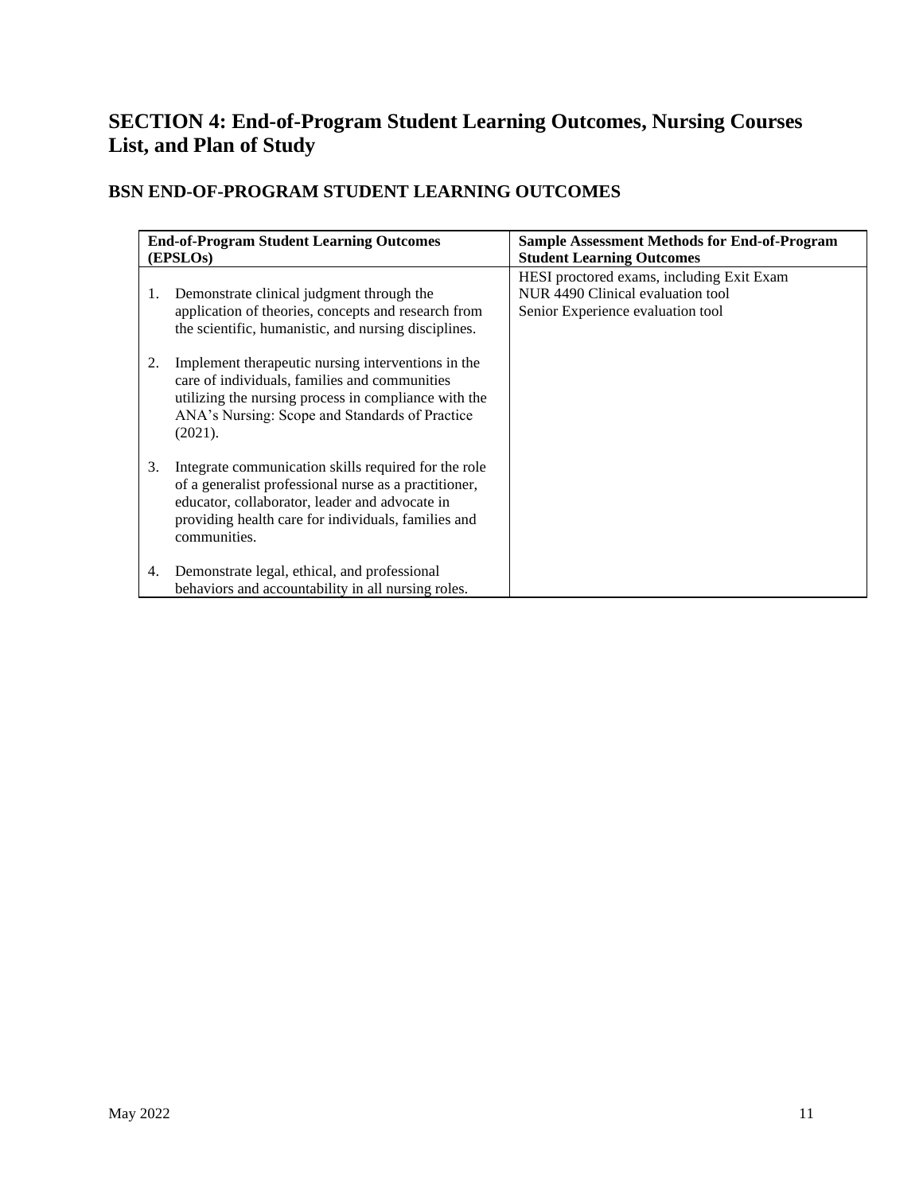# SECTION 4: End-of-Program Student Learning Outcomes, Nursing Courses List, and Plan of Study

## BSN END-OF-PROGRAM STUDENT LEARNING OUTCOMES

| End-of-Program Student Learning Outcomes (EPSLOs) | Sample Assessment Methods for End-of-Program Student Learning Outcomes |
|---|---|
| 1. Demonstrate clinical judgment through the application of theories, concepts and research from the scientific, humanistic, and nursing disciplines.<br><br>2. Implement therapeutic nursing interventions in the care of individuals, families and communities utilizing the nursing process in compliance with the ANA's Nursing: Scope and Standards of Practice (2021).<br><br>3. Integrate communication skills required for the role of a generalist professional nurse as a practitioner, educator, collaborator, leader and advocate in providing health care for individuals, families and communities.<br><br>4. Demonstrate legal, ethical, and professional behaviors and accountability in all nursing roles. | HESI proctored exams, including Exit Exam<br>NUR 4490 Clinical evaluation tool<br>Senior Experience evaluation tool |

May 2022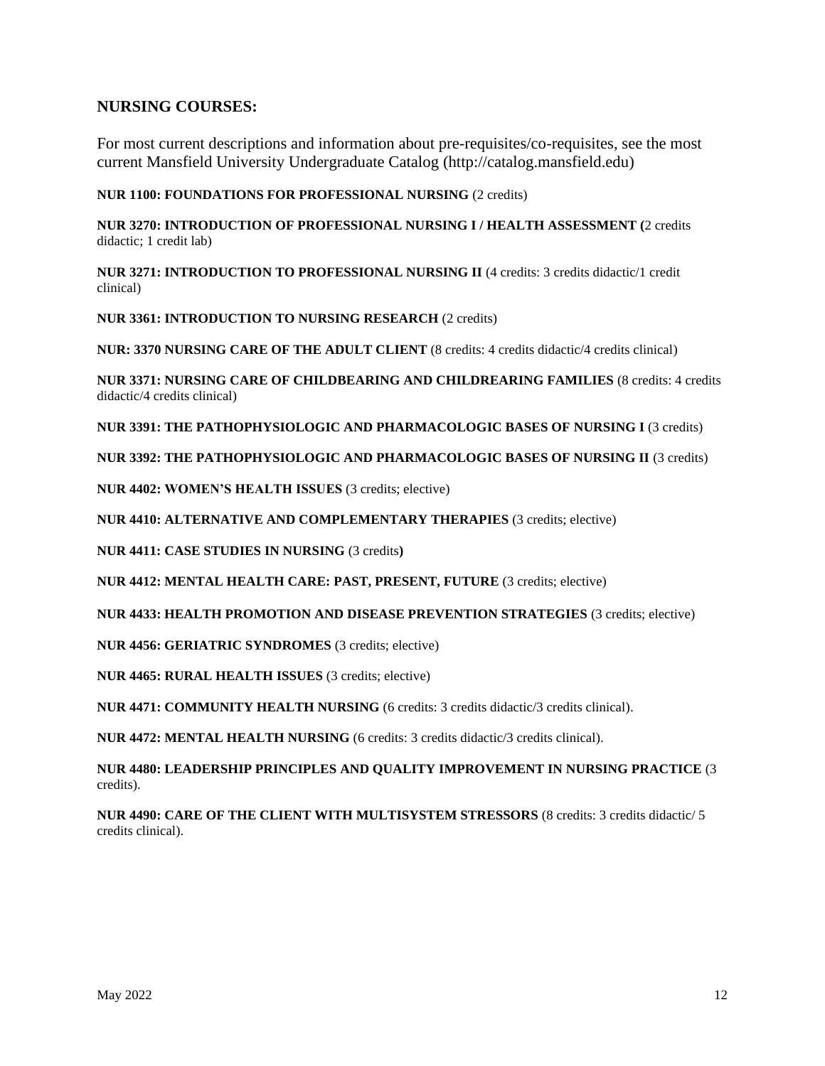## NURSING COURSES:

For most current descriptions and information about pre-requisites/co-requisites, see the most current Mansfield University Undergraduate Catalog (http://catalog.mansfield.edu)

**NUR 1100: FOUNDATIONS FOR PROFESSIONAL NURSING** (2 credits)

**NUR 3270: INTRODUCTION OF PROFESSIONAL NURSING I / HEALTH ASSESSMENT (**2 credits didactic; 1 credit lab)

**NUR 3271: INTRODUCTION TO PROFESSIONAL NURSING II** (4 credits: 3 credits didactic/1 credit clinical)

**NUR 3361: INTRODUCTION TO NURSING RESEARCH** (2 credits)

**NUR: 3370 NURSING CARE OF THE ADULT CLIENT** (8 credits: 4 credits didactic/4 credits clinical)

**NUR 3371: NURSING CARE OF CHILDBEARING AND CHILDREARING FAMILIES** (8 credits: 4 credits didactic/4 credits clinical)

**NUR 3391: THE PATHOPHYSIOLOGIC AND PHARMACOLOGIC BASES OF NURSING I** (3 credits)

**NUR 3392: THE PATHOPHYSIOLOGIC AND PHARMACOLOGIC BASES OF NURSING II** (3 credits)

**NUR 4402: WOMEN'S HEALTH ISSUES** (3 credits; elective)

**NUR 4410: ALTERNATIVE AND COMPLEMENTARY THERAPIES** (3 credits; elective)

**NUR 4411: CASE STUDIES IN NURSING** (3 credits**)**

**NUR 4412: MENTAL HEALTH CARE: PAST, PRESENT, FUTURE** (3 credits; elective)

**NUR 4433: HEALTH PROMOTION AND DISEASE PREVENTION STRATEGIES** (3 credits; elective)

**NUR 4456: GERIATRIC SYNDROMES** (3 credits; elective)

**NUR 4465: RURAL HEALTH ISSUES** (3 credits; elective)

**NUR 4471: COMMUNITY HEALTH NURSING** (6 credits: 3 credits didactic/3 credits clinical).

**NUR 4472: MENTAL HEALTH NURSING** (6 credits: 3 credits didactic/3 credits clinical).

**NUR 4480: LEADERSHIP PRINCIPLES AND QUALITY IMPROVEMENT IN NURSING PRACTICE** (3 credits).

**NUR 4490: CARE OF THE CLIENT WITH MULTISYSTEM STRESSORS** (8 credits: 3 credits didactic/ 5 credits clinical).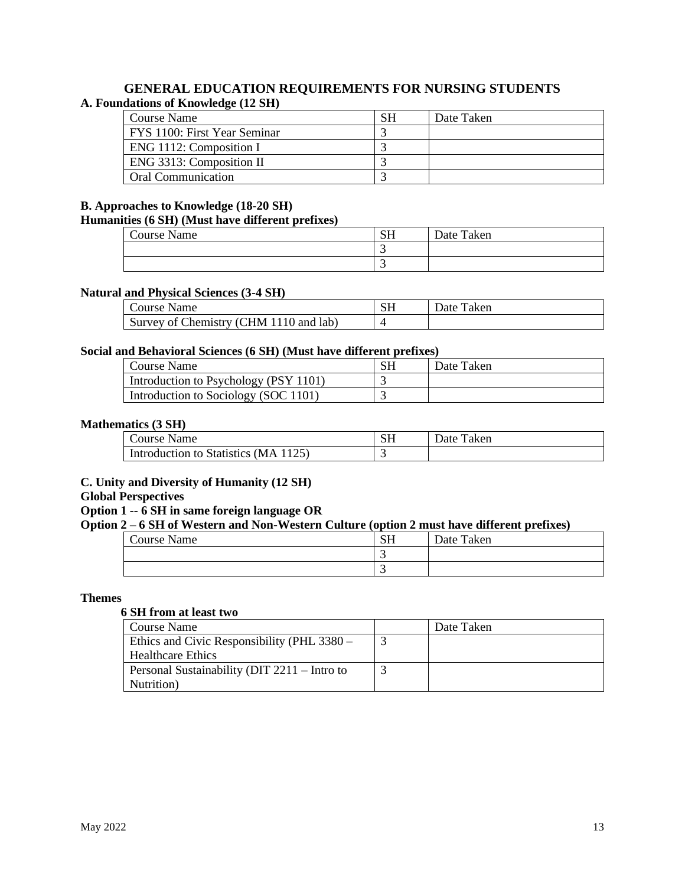## GENERAL EDUCATION REQUIREMENTS FOR NURSING STUDENTS

**A. Foundations of Knowledge (12 SH)**

| Course Name | SH | Date Taken |
|---|---|---|
| FYS 1100: First Year Seminar | 3 | |
| ENG 1112: Composition I | 3 | |
| ENG 3313: Composition II | 3 | |
| Oral Communication | 3 | |

**B. Approaches to Knowledge (18-20 SH)**

**Humanities (6 SH) (Must have different prefixes)**

| Course Name | SH | Date Taken |
|---|---|---|
| | 3 | |
| | 3 | |

**Natural and Physical Sciences (3-4 SH)**

| Course Name | SH | Date Taken |
|---|---|---|
| Survey of Chemistry (CHM 1110 and lab) | 4 | |

**Social and Behavioral Sciences (6 SH) (Must have different prefixes)**

| Course Name | SH | Date Taken |
|---|---|---|
| Introduction to Psychology (PSY 1101) | 3 | |
| Introduction to Sociology (SOC 1101) | 3 | |

**Mathematics (3 SH)**

| Course Name | SH | Date Taken |
|---|---|---|
| Introduction to Statistics (MA 1125) | 3 | |

**C. Unity and Diversity of Humanity (12 SH)**

**Global Perspectives**

**Option 1 -- 6 SH in same foreign language OR**

**Option 2 – 6 SH of Western and Non-Western Culture (option 2 must have different prefixes)**

| Course Name | SH | Date Taken |
|---|---|---|
| | 3 | |
| | 3 | |

**Themes**

**6 SH from at least two**

| Course Name | | Date Taken |
|---|---|---|
| Ethics and Civic Responsibility (PHL 3380 – Healthcare Ethics | 3 | |
| Personal Sustainability (DIT 2211 – Intro to Nutrition) | 3 | |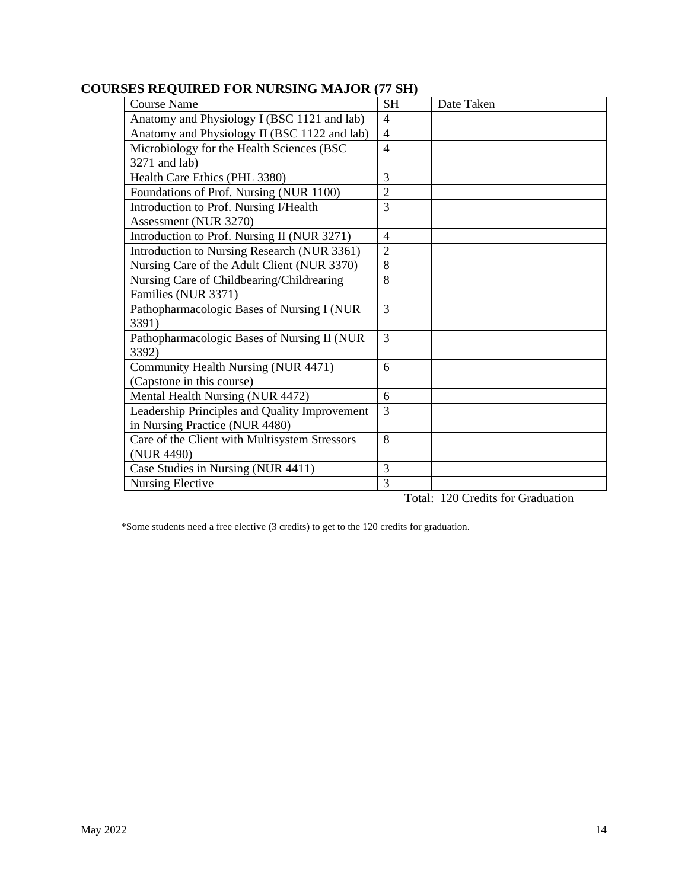## COURSES REQUIRED FOR NURSING MAJOR (77 SH)

| Course Name | SH | Date Taken |
|---|---|---|
| Anatomy and Physiology I (BSC 1121 and lab) | 4 | |
| Anatomy and Physiology II (BSC 1122 and lab) | 4 | |
| Microbiology for the Health Sciences (BSC 3271 and lab) | 4 | |
| Health Care Ethics (PHL 3380) | 3 | |
| Foundations of Prof. Nursing (NUR 1100) | 2 | |
| Introduction to Prof. Nursing I/Health Assessment (NUR 3270) | 3 | |
| Introduction to Prof. Nursing II (NUR 3271) | 4 | |
| Introduction to Nursing Research (NUR 3361) | 2 | |
| Nursing Care of the Adult Client (NUR 3370) | 8 | |
| Nursing Care of Childbearing/Childrearing Families (NUR 3371) | 8 | |
| Pathopharmacologic Bases of Nursing I (NUR 3391) | 3 | |
| Pathopharmacologic Bases of Nursing II (NUR 3392) | 3 | |
| Community Health Nursing (NUR 4471) (Capstone in this course) | 6 | |
| Mental Health Nursing (NUR 4472) | 6 | |
| Leadership Principles and Quality Improvement in Nursing Practice (NUR 4480) | 3 | |
| Care of the Client with Multisystem Stressors (NUR 4490) | 8 | |
| Case Studies in Nursing (NUR 4411) | 3 | |
| Nursing Elective | 3 | |

Total: 120 Credits for Graduation

*Some students need a free elective (3 credits) to get to the 120 credits for graduation.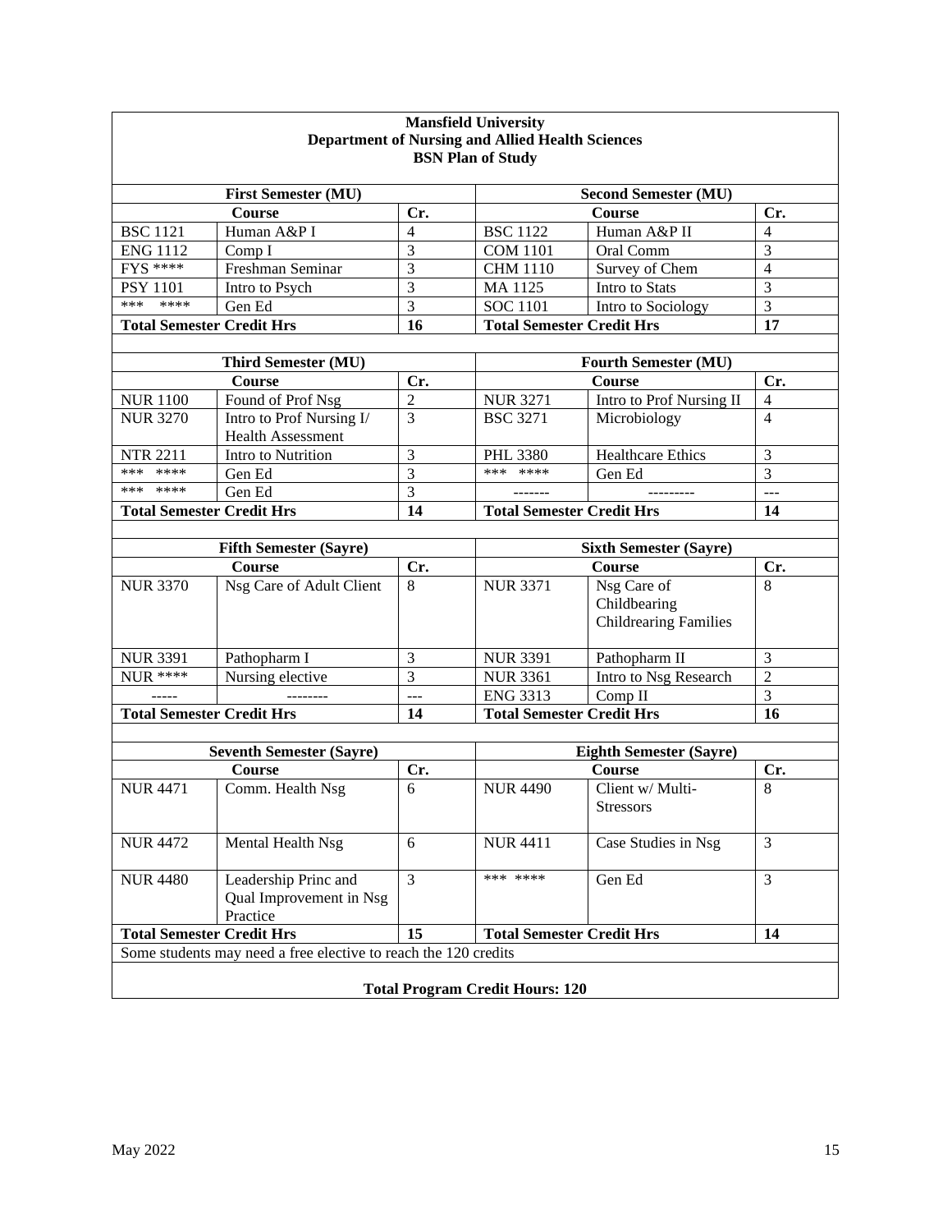**Mansfield University**
**Department of Nursing and Allied Health Sciences**
**BSN Plan of Study**

| **First Semester (MU)** | | | **Second Semester (MU)** | | |
|---|---|---|---|---|---|
| **Course** | | **Cr.** | **Course** | | **Cr.** |
| BSC 1121 | Human A&P I | 4 | BSC 1122 | Human A&P II | 4 |
| ENG 1112 | Comp I | 3 | COM 1101 | Oral Comm | 3 |
| FYS **** | Freshman Seminar | 3 | CHM 1110 | Survey of Chem | 4 |
| PSY 1101 | Intro to Psych | 3 | MA 1125 | Intro to Stats | 3 |
| *** **** | Gen Ed | 3 | SOC 1101 | Intro to Sociology | 3 |
| **Total Semester Credit Hrs** | | **16** | **Total Semester Credit Hrs** | | **17** |
| | | | | | |
| **Third Semester (MU)** | | | **Fourth Semester (MU)** | | |
| **Course** | | **Cr.** | **Course** | | **Cr.** |
| NUR 1100 | Found of Prof Nsg | 2 | NUR 3271 | Intro to Prof Nursing II | 4 |
| NUR 3270 | Intro to Prof Nursing I/ Health Assessment | 3 | BSC 3271 | Microbiology | 4 |
| NTR 2211 | Intro to Nutrition | 3 | PHL 3380 | Healthcare Ethics | 3 |
| *** **** | Gen Ed | 3 | *** **** | Gen Ed | 3 |
| *** **** | Gen Ed | 3 | ------- | --------- | --- |
| **Total Semester Credit Hrs** | | **14** | **Total Semester Credit Hrs** | | **14** |
| | | | | | |
| **Fifth Semester (Sayre)** | | | **Sixth Semester (Sayre)** | | |
| **Course** | | **Cr.** | **Course** | | **Cr.** |
| NUR 3370 | Nsg Care of Adult Client | 8 | NUR 3371 | Nsg Care of Childbearing Childrearing Families | 8 |
| NUR 3391 | Pathopharm I | 3 | NUR 3391 | Pathopharm II | 3 |
| NUR **** | Nursing elective | 3 | NUR 3361 | Intro to Nsg Research | 2 |
| ----- | -------- | --- | ENG 3313 | Comp II | 3 |
| **Total Semester Credit Hrs** | | **14** | **Total Semester Credit Hrs** | | **16** |
| | | | | | |
| **Seventh Semester (Sayre)** | | | **Eighth Semester (Sayre)** | | |
| **Course** | | **Cr.** | **Course** | | **Cr.** |
| NUR 4471 | Comm. Health Nsg | 6 | NUR 4490 | Client w/ Multi-Stressors | 8 |
| NUR 4472 | Mental Health Nsg | 6 | NUR 4411 | Case Studies in Nsg | 3 |
| NUR 4480 | Leadership Princ and Qual Improvement in Nsg Practice | 3 | *** **** | Gen Ed | 3 |
| **Total Semester Credit Hrs** | | **15** | **Total Semester Credit Hrs** | | **14** |

Some students may need a free elective to reach the 120 credits

**Total Program Credit Hours: 120**

May 2022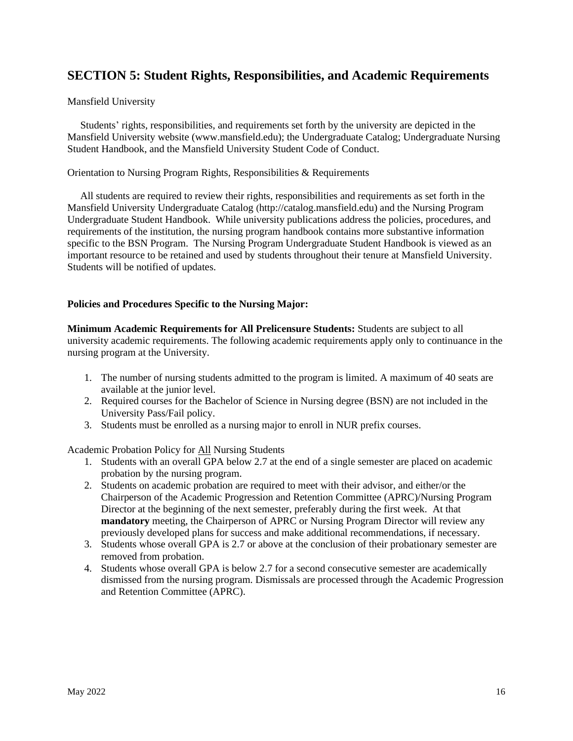## SECTION 5: Student Rights, Responsibilities, and Academic Requirements

Mansfield University

Students' rights, responsibilities, and requirements set forth by the university are depicted in the Mansfield University website (www.mansfield.edu); the Undergraduate Catalog; Undergraduate Nursing Student Handbook, and the Mansfield University Student Code of Conduct.

Orientation to Nursing Program Rights, Responsibilities & Requirements

All students are required to review their rights, responsibilities and requirements as set forth in the Mansfield University Undergraduate Catalog (http://catalog.mansfield.edu) and the Nursing Program Undergraduate Student Handbook. While university publications address the policies, procedures, and requirements of the institution, the nursing program handbook contains more substantive information specific to the BSN Program. The Nursing Program Undergraduate Student Handbook is viewed as an important resource to be retained and used by students throughout their tenure at Mansfield University. Students will be notified of updates.

**Policies and Procedures Specific to the Nursing Major:**

**Minimum Academic Requirements for All Prelicensure Students:** Students are subject to all university academic requirements. The following academic requirements apply only to continuance in the nursing program at the University.

1. The number of nursing students admitted to the program is limited. A maximum of 40 seats are available at the junior level.
2. Required courses for the Bachelor of Science in Nursing degree (BSN) are not included in the University Pass/Fail policy.
3. Students must be enrolled as a nursing major to enroll in NUR prefix courses.

Academic Probation Policy for All Nursing Students

1. Students with an overall GPA below 2.7 at the end of a single semester are placed on academic probation by the nursing program.
2. Students on academic probation are required to meet with their advisor, and either/or the Chairperson of the Academic Progression and Retention Committee (APRC)/Nursing Program Director at the beginning of the next semester, preferably during the first week. At that **mandatory** meeting, the Chairperson of APRC or Nursing Program Director will review any previously developed plans for success and make additional recommendations, if necessary.
3. Students whose overall GPA is 2.7 or above at the conclusion of their probationary semester are removed from probation.
4. Students whose overall GPA is below 2.7 for a second consecutive semester are academically dismissed from the nursing program. Dismissals are processed through the Academic Progression and Retention Committee (APRC).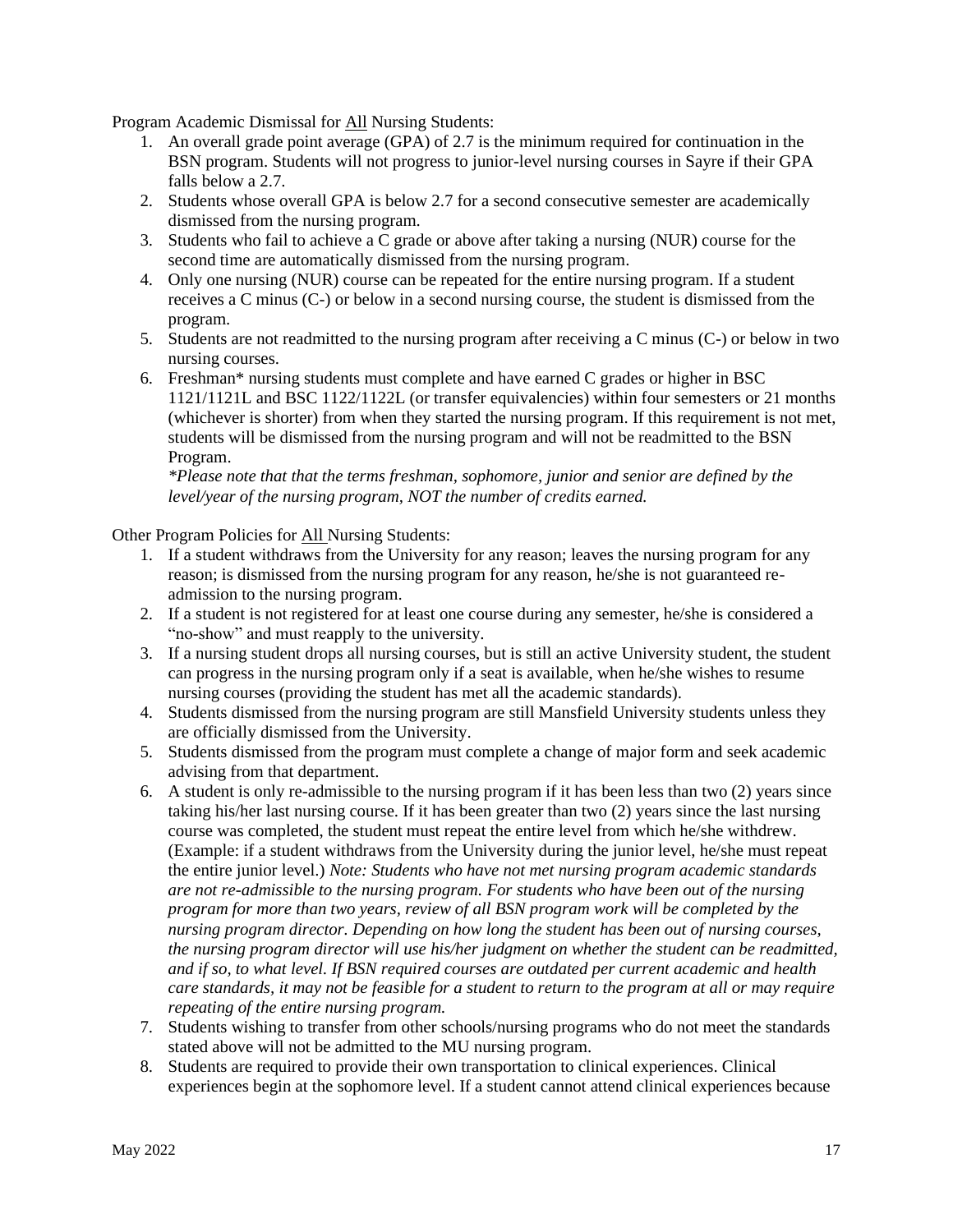Program Academic Dismissal for <u>All</u> Nursing Students:

1. An overall grade point average (GPA) of 2.7 is the minimum required for continuation in the BSN program. Students will not progress to junior-level nursing courses in Sayre if their GPA falls below a 2.7.
2. Students whose overall GPA is below 2.7 for a second consecutive semester are academically dismissed from the nursing program.
3. Students who fail to achieve a C grade or above after taking a nursing (NUR) course for the second time are automatically dismissed from the nursing program.
4. Only one nursing (NUR) course can be repeated for the entire nursing program. If a student receives a C minus (C-) or below in a second nursing course, the student is dismissed from the program.
5. Students are not readmitted to the nursing program after receiving a C minus (C-) or below in two nursing courses.
6. Freshman* nursing students must complete and have earned C grades or higher in BSC 1121/1121L and BSC 1122/1122L (or transfer equivalencies) within four semesters or 21 months (whichever is shorter) from when they started the nursing program. If this requirement is not met, students will be dismissed from the nursing program and will not be readmitted to the BSN Program.
   *\*Please note that that the terms freshman, sophomore, junior and senior are defined by the level/year of the nursing program, NOT the number of credits earned.*

Other Program Policies for <u>All</u> Nursing Students:

1. If a student withdraws from the University for any reason; leaves the nursing program for any reason; is dismissed from the nursing program for any reason, he/she is not guaranteed re-admission to the nursing program.
2. If a student is not registered for at least one course during any semester, he/she is considered a "no-show" and must reapply to the university.
3. If a nursing student drops all nursing courses, but is still an active University student, the student can progress in the nursing program only if a seat is available, when he/she wishes to resume nursing courses (providing the student has met all the academic standards).
4. Students dismissed from the nursing program are still Mansfield University students unless they are officially dismissed from the University.
5. Students dismissed from the program must complete a change of major form and seek academic advising from that department.
6. A student is only re-admissible to the nursing program if it has been less than two (2) years since taking his/her last nursing course. If it has been greater than two (2) years since the last nursing course was completed, the student must repeat the entire level from which he/she withdrew. (Example: if a student withdraws from the University during the junior level, he/she must repeat the entire junior level.) *Note: Students who have not met nursing program academic standards are not re-admissible to the nursing program. For students who have been out of the nursing program for more than two years, review of all BSN program work will be completed by the nursing program director. Depending on how long the student has been out of nursing courses, the nursing program director will use his/her judgment on whether the student can be readmitted, and if so, to what level. If BSN required courses are outdated per current academic and health care standards, it may not be feasible for a student to return to the program at all or may require repeating of the entire nursing program.*
7. Students wishing to transfer from other schools/nursing programs who do not meet the standards stated above will not be admitted to the MU nursing program.
8. Students are required to provide their own transportation to clinical experiences. Clinical experiences begin at the sophomore level. If a student cannot attend clinical experiences because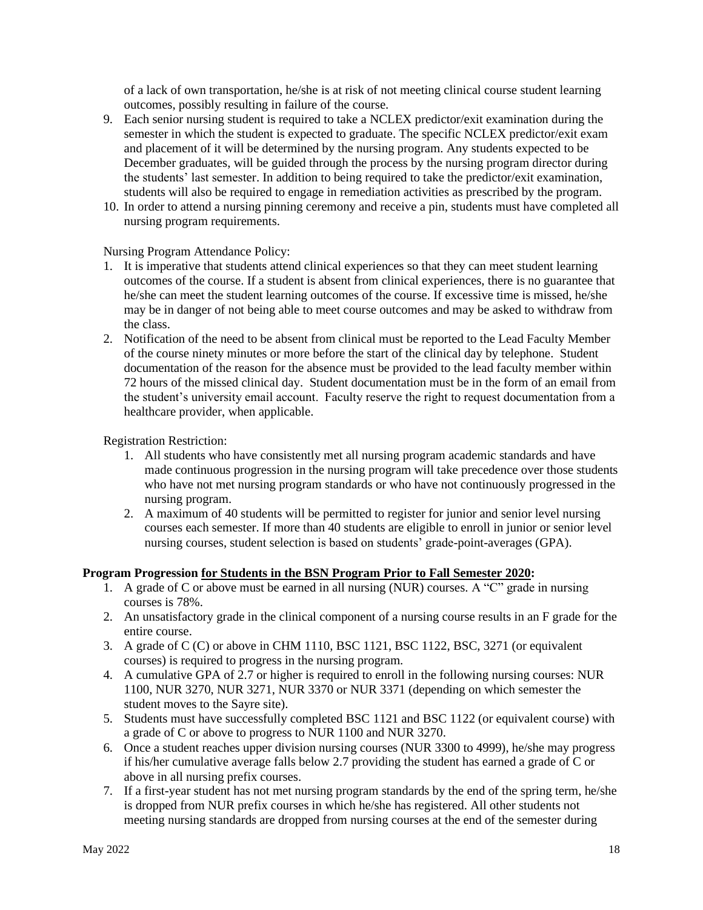of a lack of own transportation, he/she is at risk of not meeting clinical course student learning outcomes, possibly resulting in failure of the course.

9. Each senior nursing student is required to take a NCLEX predictor/exit examination during the semester in which the student is expected to graduate. The specific NCLEX predictor/exit exam and placement of it will be determined by the nursing program. Any students expected to be December graduates, will be guided through the process by the nursing program director during the students' last semester. In addition to being required to take the predictor/exit examination, students will also be required to engage in remediation activities as prescribed by the program.
10. In order to attend a nursing pinning ceremony and receive a pin, students must have completed all nursing program requirements.

Nursing Program Attendance Policy:

1. It is imperative that students attend clinical experiences so that they can meet student learning outcomes of the course. If a student is absent from clinical experiences, there is no guarantee that he/she can meet the student learning outcomes of the course. If excessive time is missed, he/she may be in danger of not being able to meet course outcomes and may be asked to withdraw from the class.
2. Notification of the need to be absent from clinical must be reported to the Lead Faculty Member of the course ninety minutes or more before the start of the clinical day by telephone. Student documentation of the reason for the absence must be provided to the lead faculty member within 72 hours of the missed clinical day. Student documentation must be in the form of an email from the student's university email account. Faculty reserve the right to request documentation from a healthcare provider, when applicable.

Registration Restriction:

1. All students who have consistently met all nursing program academic standards and have made continuous progression in the nursing program will take precedence over those students who have not met nursing program standards or who have not continuously progressed in the nursing program.
2. A maximum of 40 students will be permitted to register for junior and senior level nursing courses each semester. If more than 40 students are eligible to enroll in junior or senior level nursing courses, student selection is based on students' grade-point-averages (GPA).

**Program Progression <u>for Students in the BSN Program Prior to Fall Semester 2020</u>:**

1. A grade of C or above must be earned in all nursing (NUR) courses. A "C" grade in nursing courses is 78%.
2. An unsatisfactory grade in the clinical component of a nursing course results in an F grade for the entire course.
3. A grade of C (C) or above in CHM 1110, BSC 1121, BSC 1122, BSC, 3271 (or equivalent courses) is required to progress in the nursing program.
4. A cumulative GPA of 2.7 or higher is required to enroll in the following nursing courses: NUR 1100, NUR 3270, NUR 3271, NUR 3370 or NUR 3371 (depending on which semester the student moves to the Sayre site).
5. Students must have successfully completed BSC 1121 and BSC 1122 (or equivalent course) with a grade of C or above to progress to NUR 1100 and NUR 3270.
6. Once a student reaches upper division nursing courses (NUR 3300 to 4999), he/she may progress if his/her cumulative average falls below 2.7 providing the student has earned a grade of C or above in all nursing prefix courses.
7. If a first-year student has not met nursing program standards by the end of the spring term, he/she is dropped from NUR prefix courses in which he/she has registered. All other students not meeting nursing standards are dropped from nursing courses at the end of the semester during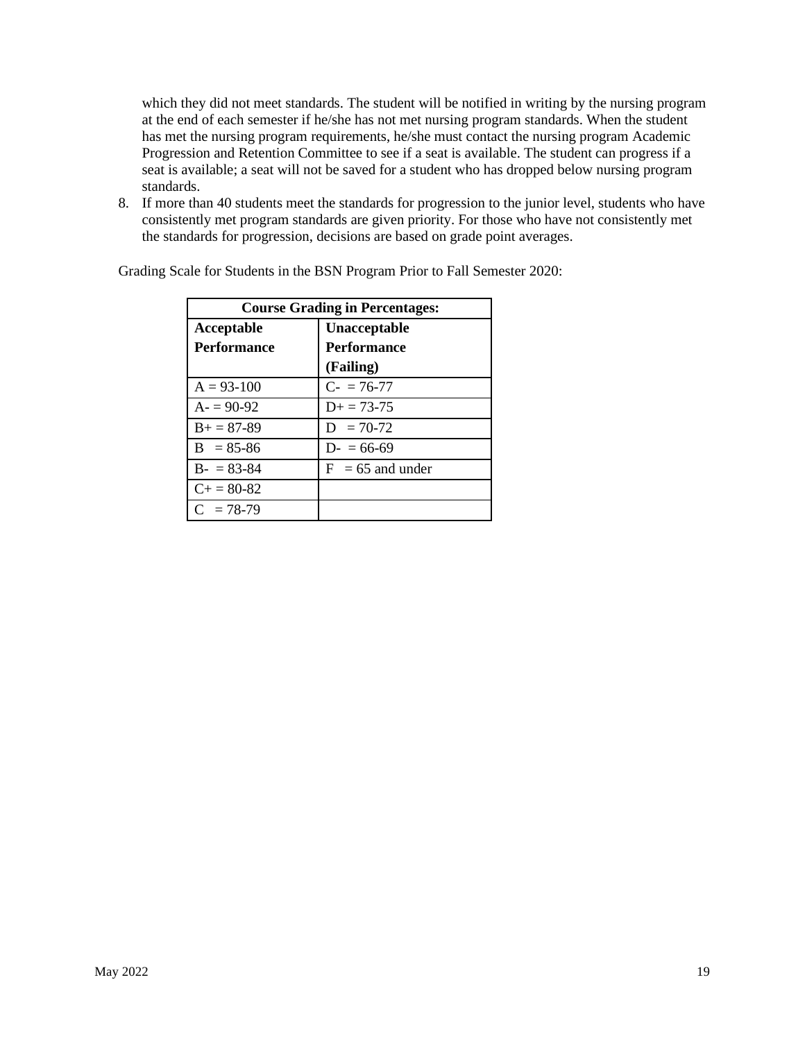which they did not meet standards. The student will be notified in writing by the nursing program at the end of each semester if he/she has not met nursing program standards. When the student has met the nursing program requirements, he/she must contact the nursing program Academic Progression and Retention Committee to see if a seat is available. The student can progress if a seat is available; a seat will not be saved for a student who has dropped below nursing program standards.

8. If more than 40 students meet the standards for progression to the junior level, students who have consistently met program standards are given priority. For those who have not consistently met the standards for progression, decisions are based on grade point averages.

Grading Scale for Students in the BSN Program Prior to Fall Semester 2020:

| **Course Grading in Percentages:** | |
|---|---|
| **Acceptable Performance** | **Unacceptable Performance (Failing)** |
| A = 93-100 | C- = 76-77 |
| A- = 90-92 | D+ = 73-75 |
| B+ = 87-89 | D = 70-72 |
| B = 85-86 | D- = 66-69 |
| B- = 83-84 | F = 65 and under |
| C+ = 80-82 | |
| C = 78-79 | |

May 2022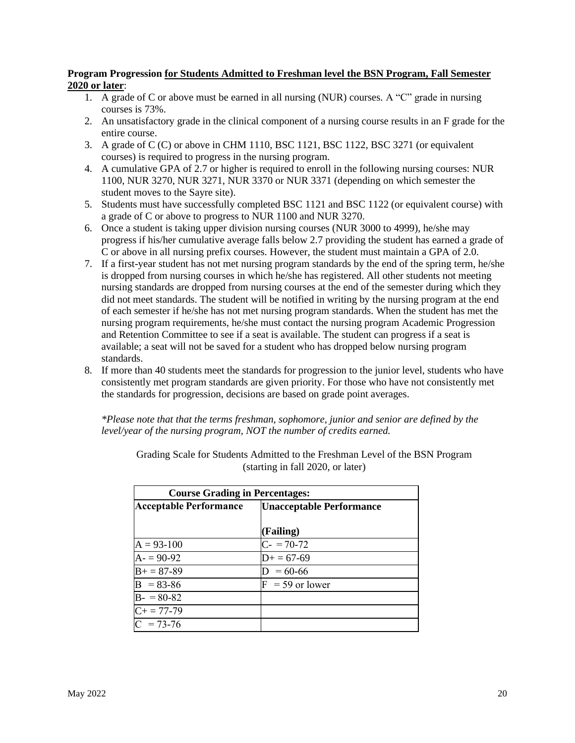**Program Progression <u>for Students Admitted to Freshman level the BSN Program, Fall Semester 2020 or later</u>**:

1. A grade of C or above must be earned in all nursing (NUR) courses. A "C" grade in nursing courses is 73%.
2. An unsatisfactory grade in the clinical component of a nursing course results in an F grade for the entire course.
3. A grade of C (C) or above in CHM 1110, BSC 1121, BSC 1122, BSC 3271 (or equivalent courses) is required to progress in the nursing program.
4. A cumulative GPA of 2.7 or higher is required to enroll in the following nursing courses: NUR 1100, NUR 3270, NUR 3271, NUR 3370 or NUR 3371 (depending on which semester the student moves to the Sayre site).
5. Students must have successfully completed BSC 1121 and BSC 1122 (or equivalent course) with a grade of C or above to progress to NUR 1100 and NUR 3270.
6. Once a student is taking upper division nursing courses (NUR 3000 to 4999), he/she may progress if his/her cumulative average falls below 2.7 providing the student has earned a grade of C or above in all nursing prefix courses. However, the student must maintain a GPA of 2.0.
7. If a first-year student has not met nursing program standards by the end of the spring term, he/she is dropped from nursing courses in which he/she has registered. All other students not meeting nursing standards are dropped from nursing courses at the end of the semester during which they did not meet standards. The student will be notified in writing by the nursing program at the end of each semester if he/she has not met nursing program standards. When the student has met the nursing program requirements, he/she must contact the nursing program Academic Progression and Retention Committee to see if a seat is available. The student can progress if a seat is available; a seat will not be saved for a student who has dropped below nursing program standards.
8. If more than 40 students meet the standards for progression to the junior level, students who have consistently met program standards are given priority. For those who have not consistently met the standards for progression, decisions are based on grade point averages.

*\*Please note that that the terms freshman, sophomore, junior and senior are defined by the level/year of the nursing program, NOT the number of credits earned.*

Grading Scale for Students Admitted to the Freshman Level of the BSN Program (starting in fall 2020, or later)

| **Course Grading in Percentages:** | |
|---|---|
| **Acceptable Performance** | **Unacceptable Performance (Failing)** |
| A = 93-100 | C- = 70-72 |
| A- = 90-92 | D+ = 67-69 |
| B+ = 87-89 | D = 60-66 |
| B = 83-86 | F = 59 or lower |
| B- = 80-82 | |
| C+ = 77-79 | |
| C = 73-76 | |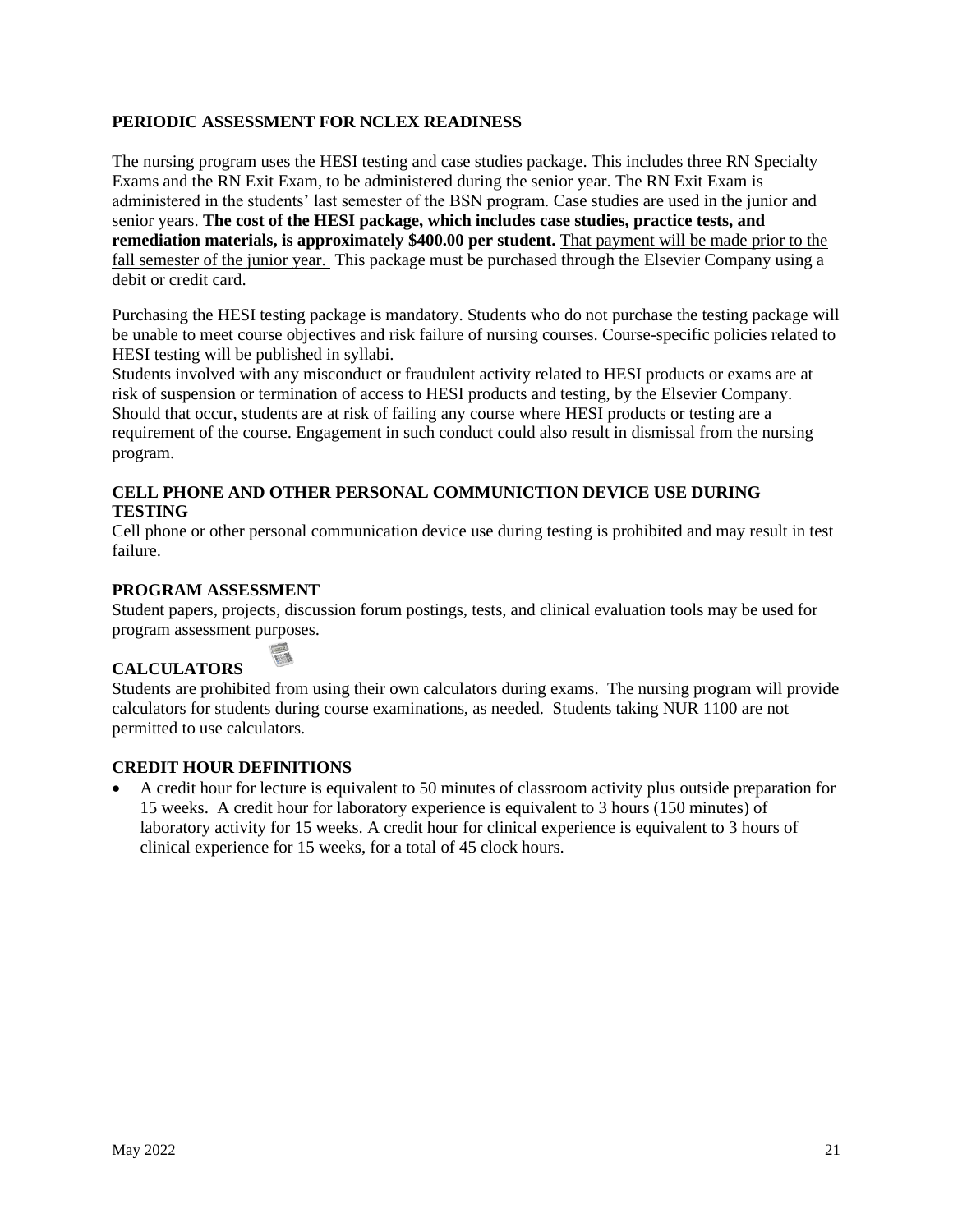## PERIODIC ASSESSMENT FOR NCLEX READINESS

The nursing program uses the HESI testing and case studies package. This includes three RN Specialty Exams and the RN Exit Exam, to be administered during the senior year. The RN Exit Exam is administered in the students' last semester of the BSN program. Case studies are used in the junior and senior years. **The cost of the HESI package, which includes case studies, practice tests, and remediation materials, is approximately $400.00 per student.** <u>That payment will be made prior to the fall semester of the junior year.</u> This package must be purchased through the Elsevier Company using a debit or credit card.

Purchasing the HESI testing package is mandatory. Students who do not purchase the testing package will be unable to meet course objectives and risk failure of nursing courses. Course-specific policies related to HESI testing will be published in syllabi.

Students involved with any misconduct or fraudulent activity related to HESI products or exams are at risk of suspension or termination of access to HESI products and testing, by the Elsevier Company. Should that occur, students are at risk of failing any course where HESI products or testing are a requirement of the course. Engagement in such conduct could also result in dismissal from the nursing program.

## CELL PHONE AND OTHER PERSONAL COMMUNICTION DEVICE USE DURING TESTING

Cell phone or other personal communication device use during testing is prohibited and may result in test failure.

## PROGRAM ASSESSMENT

Student papers, projects, discussion forum postings, tests, and clinical evaluation tools may be used for program assessment purposes.

## CALCULATORS

Students are prohibited from using their own calculators during exams. The nursing program will provide calculators for students during course examinations, as needed. Students taking NUR 1100 are not permitted to use calculators.

## CREDIT HOUR DEFINITIONS

- A credit hour for lecture is equivalent to 50 minutes of classroom activity plus outside preparation for 15 weeks. A credit hour for laboratory experience is equivalent to 3 hours (150 minutes) of laboratory activity for 15 weeks. A credit hour for clinical experience is equivalent to 3 hours of clinical experience for 15 weeks, for a total of 45 clock hours.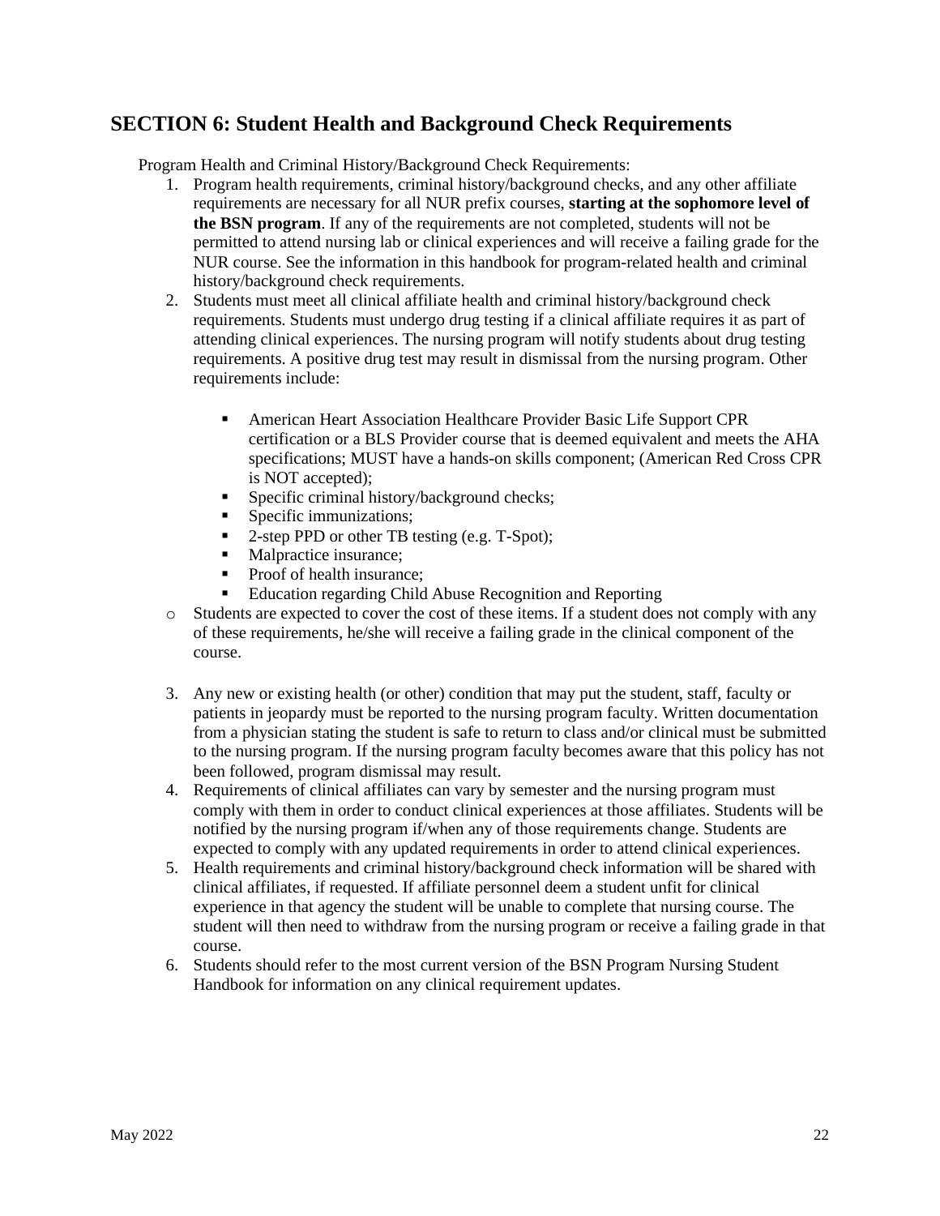## SECTION 6: Student Health and Background Check Requirements

Program Health and Criminal History/Background Check Requirements:

1. Program health requirements, criminal history/background checks, and any other affiliate requirements are necessary for all NUR prefix courses, **starting at the sophomore level of the BSN program**. If any of the requirements are not completed, students will not be permitted to attend nursing lab or clinical experiences and will receive a failing grade for the NUR course. See the information in this handbook for program-related health and criminal history/background check requirements.
2. Students must meet all clinical affiliate health and criminal history/background check requirements. Students must undergo drug testing if a clinical affiliate requires it as part of attending clinical experiences. The nursing program will notify students about drug testing requirements. A positive drug test may result in dismissal from the nursing program. Other requirements include:

    - American Heart Association Healthcare Provider Basic Life Support CPR certification or a BLS Provider course that is deemed equivalent and meets the AHA specifications; MUST have a hands-on skills component; (American Red Cross CPR is NOT accepted);
    - Specific criminal history/background checks;
    - Specific immunizations;
    - 2-step PPD or other TB testing (e.g. T-Spot);
    - Malpractice insurance;
    - Proof of health insurance;
    - Education regarding Child Abuse Recognition and Reporting

    - Students are expected to cover the cost of these items. If a student does not comply with any of these requirements, he/she will receive a failing grade in the clinical component of the course.

3. Any new or existing health (or other) condition that may put the student, staff, faculty or patients in jeopardy must be reported to the nursing program faculty. Written documentation from a physician stating the student is safe to return to class and/or clinical must be submitted to the nursing program. If the nursing program faculty becomes aware that this policy has not been followed, program dismissal may result.
4. Requirements of clinical affiliates can vary by semester and the nursing program must comply with them in order to conduct clinical experiences at those affiliates. Students will be notified by the nursing program if/when any of those requirements change. Students are expected to comply with any updated requirements in order to attend clinical experiences.
5. Health requirements and criminal history/background check information will be shared with clinical affiliates, if requested. If affiliate personnel deem a student unfit for clinical experience in that agency the student will be unable to complete that nursing course. The student will then need to withdraw from the nursing program or receive a failing grade in that course.
6. Students should refer to the most current version of the BSN Program Nursing Student Handbook for information on any clinical requirement updates.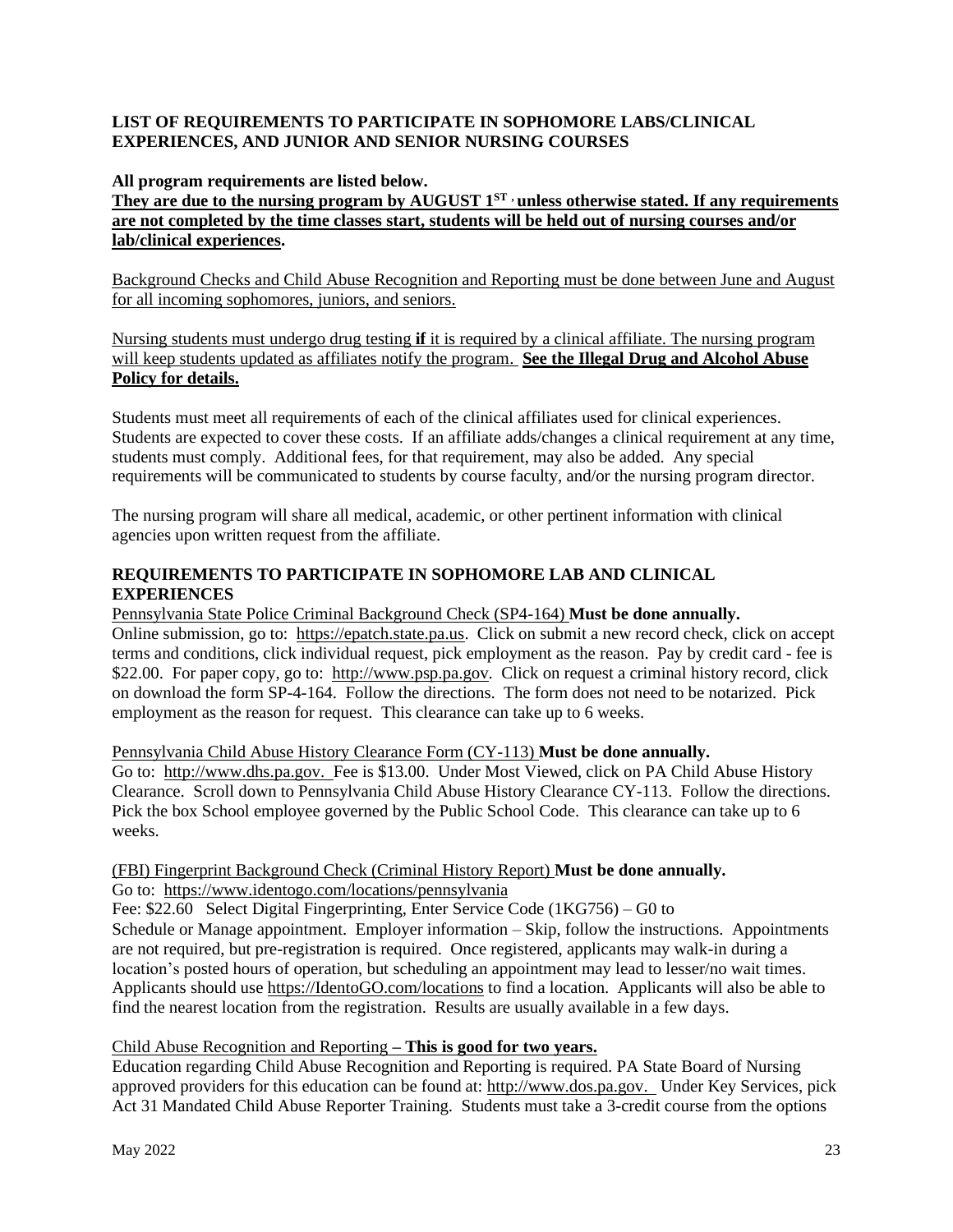## LIST OF REQUIREMENTS TO PARTICIPATE IN SOPHOMORE LABS/CLINICAL EXPERIENCES, AND JUNIOR AND SENIOR NURSING COURSES

**All program requirements are listed below.**

**<u>They are due to the nursing program by AUGUST 1ST , unless otherwise stated. If any requirements are not completed by the time classes start, students will be held out of nursing courses and/or lab/clinical experiences</u>.**

<u>Background Checks and Child Abuse Recognition and Reporting must be done between June and August for all incoming sophomores, juniors, and seniors.</u>

<u>Nursing students must undergo drug testing **if** it is required by a clinical affiliate. The nursing program will keep students updated as affiliates notify the program.</u> **<u>See the Illegal Drug and Alcohol Abuse Policy for details.</u>**

Students must meet all requirements of each of the clinical affiliates used for clinical experiences. Students are expected to cover these costs. If an affiliate adds/changes a clinical requirement at any time, students must comply. Additional fees, for that requirement, may also be added. Any special requirements will be communicated to students by course faculty, and/or the nursing program director.

The nursing program will share all medical, academic, or other pertinent information with clinical agencies upon written request from the affiliate.

## REQUIREMENTS TO PARTICIPATE IN SOPHOMORE LAB AND CLINICAL EXPERIENCES

<u>Pennsylvania State Police Criminal Background Check (SP4-164)</u> **Must be done annually.**
Online submission, go to: https://epatch.state.pa.us. Click on submit a new record check, click on accept terms and conditions, click individual request, pick employment as the reason. Pay by credit card - fee is $22.00. For paper copy, go to: http://www.psp.pa.gov. Click on request a criminal history record, click on download the form SP-4-164. Follow the directions. The form does not need to be notarized. Pick employment as the reason for request. This clearance can take up to 6 weeks.

<u>Pennsylvania Child Abuse History Clearance Form (CY-113)</u> **Must be done annually.**
Go to: http://www.dhs.pa.gov. Fee is $13.00. Under Most Viewed, click on PA Child Abuse History Clearance. Scroll down to Pennsylvania Child Abuse History Clearance CY-113. Follow the directions. Pick the box School employee governed by the Public School Code. This clearance can take up to 6 weeks.

<u>(FBI) Fingerprint Background Check (Criminal History Report)</u> **Must be done annually.**
Go to: https://www.identogo.com/locations/pennsylvania
Fee: $22.60 Select Digital Fingerprinting, Enter Service Code (1KG756) – G0 to Schedule or Manage appointment. Employer information – Skip, follow the instructions. Appointments are not required, but pre-registration is required. Once registered, applicants may walk-in during a location's posted hours of operation, but scheduling an appointment may lead to lesser/no wait times. Applicants should use https://IdentoGO.com/locations to find a location. Applicants will also be able to find the nearest location from the registration. Results are usually available in a few days.

<u>Child Abuse Recognition and Reporting</u> **<u>– This is good for two years.</u>**
Education regarding Child Abuse Recognition and Reporting is required. PA State Board of Nursing approved providers for this education can be found at: http://www.dos.pa.gov. Under Key Services, pick Act 31 Mandated Child Abuse Reporter Training. Students must take a 3-credit course from the options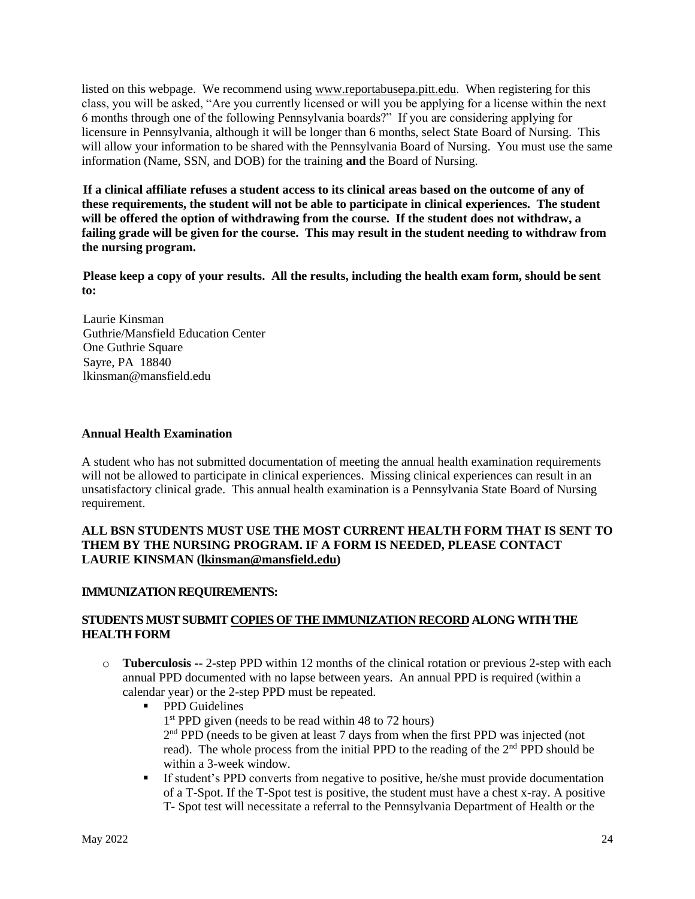listed on this webpage. We recommend using www.reportabusepa.pitt.edu. When registering for this class, you will be asked, "Are you currently licensed or will you be applying for a license within the next 6 months through one of the following Pennsylvania boards?" If you are considering applying for licensure in Pennsylvania, although it will be longer than 6 months, select State Board of Nursing. This will allow your information to be shared with the Pennsylvania Board of Nursing. You must use the same information (Name, SSN, and DOB) for the training **and** the Board of Nursing.

**If a clinical affiliate refuses a student access to its clinical areas based on the outcome of any of these requirements, the student will not be able to participate in clinical experiences. The student will be offered the option of withdrawing from the course. If the student does not withdraw, a failing grade will be given for the course. This may result in the student needing to withdraw from the nursing program.**

**Please keep a copy of your results. All the results, including the health exam form, should be sent to:**

Laurie Kinsman
Guthrie/Mansfield Education Center
One Guthrie Square
Sayre, PA 18840
lkinsman@mansfield.edu

**Annual Health Examination**

A student who has not submitted documentation of meeting the annual health examination requirements will not be allowed to participate in clinical experiences. Missing clinical experiences can result in an unsatisfactory clinical grade. This annual health examination is a Pennsylvania State Board of Nursing requirement.

**ALL BSN STUDENTS MUST USE THE MOST CURRENT HEALTH FORM THAT IS SENT TO THEM BY THE NURSING PROGRAM. IF A FORM IS NEEDED, PLEASE CONTACT LAURIE KINSMAN (lkinsman@mansfield.edu)**

**IMMUNIZATION REQUIREMENTS:**

**STUDENTS MUST SUBMIT COPIES OF THE IMMUNIZATION RECORD ALONG WITH THE HEALTH FORM**

- **Tuberculosis** -- 2-step PPD within 12 months of the clinical rotation or previous 2-step with each annual PPD documented with no lapse between years. An annual PPD is required (within a calendar year) or the 2-step PPD must be repeated.
  - PPD Guidelines
    1st PPD given (needs to be read within 48 to 72 hours)
    2nd PPD (needs to be given at least 7 days from when the first PPD was injected (not read). The whole process from the initial PPD to the reading of the 2nd PPD should be within a 3-week window.
  - If student's PPD converts from negative to positive, he/she must provide documentation of a T-Spot. If the T-Spot test is positive, the student must have a chest x-ray. A positive T- Spot test will necessitate a referral to the Pennsylvania Department of Health or the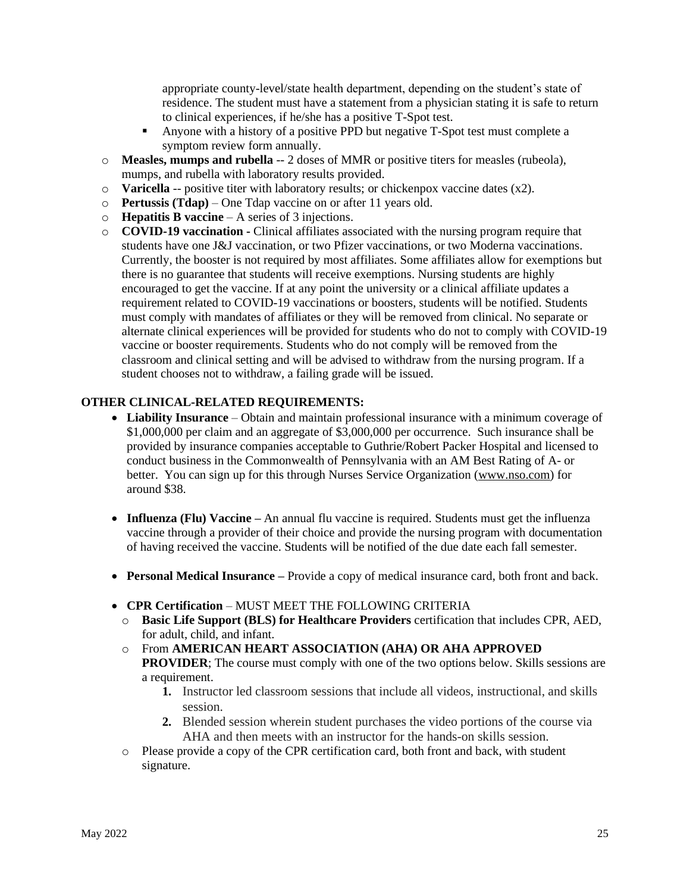- appropriate county-level/state health department, depending on the student's state of residence. The student must have a statement from a physician stating it is safe to return to clinical experiences, if he/she has a positive T-Spot test.
    - Anyone with a history of a positive PPD but negative T-Spot test must complete a symptom review form annually.
  - **Measles, mumps and rubella** -- 2 doses of MMR or positive titers for measles (rubeola), mumps, and rubella with laboratory results provided.
  - **Varicella** -- positive titer with laboratory results; or chickenpox vaccine dates (x2).
  - **Pertussis (Tdap)** – One Tdap vaccine on or after 11 years old.
  - **Hepatitis B vaccine** – A series of 3 injections.
  - **COVID-19 vaccination -** Clinical affiliates associated with the nursing program require that students have one J&J vaccination, or two Pfizer vaccinations, or two Moderna vaccinations. Currently, the booster is not required by most affiliates. Some affiliates allow for exemptions but there is no guarantee that students will receive exemptions. Nursing students are highly encouraged to get the vaccine. If at any point the university or a clinical affiliate updates a requirement related to COVID-19 vaccinations or boosters, students will be notified. Students must comply with mandates of affiliates or they will be removed from clinical. No separate or alternate clinical experiences will be provided for students who do not to comply with COVID-19 vaccine or booster requirements. Students who do not comply will be removed from the classroom and clinical setting and will be advised to withdraw from the nursing program. If a student chooses not to withdraw, a failing grade will be issued.

**OTHER CLINICAL-RELATED REQUIREMENTS:**

- **Liability Insurance** – Obtain and maintain professional insurance with a minimum coverage of $1,000,000 per claim and an aggregate of $3,000,000 per occurrence. Such insurance shall be provided by insurance companies acceptable to Guthrie/Robert Packer Hospital and licensed to conduct business in the Commonwealth of Pennsylvania with an AM Best Rating of A- or better. You can sign up for this through Nurses Service Organization (www.nso.com) for around $38.

- **Influenza (Flu) Vaccine –** An annual flu vaccine is required. Students must get the influenza vaccine through a provider of their choice and provide the nursing program with documentation of having received the vaccine. Students will be notified of the due date each fall semester.

- **Personal Medical Insurance –** Provide a copy of medical insurance card, both front and back.

- **CPR Certification** – MUST MEET THE FOLLOWING CRITERIA
  - **Basic Life Support (BLS) for Healthcare Providers** certification that includes CPR, AED, for adult, child, and infant.
  - From **AMERICAN HEART ASSOCIATION (AHA) OR AHA APPROVED PROVIDER**; The course must comply with one of the two options below. Skills sessions are a requirement.
    1. Instructor led classroom sessions that include all videos, instructional, and skills session.
    2. Blended session wherein student purchases the video portions of the course via AHA and then meets with an instructor for the hands-on skills session.
  - Please provide a copy of the CPR certification card, both front and back, with student signature.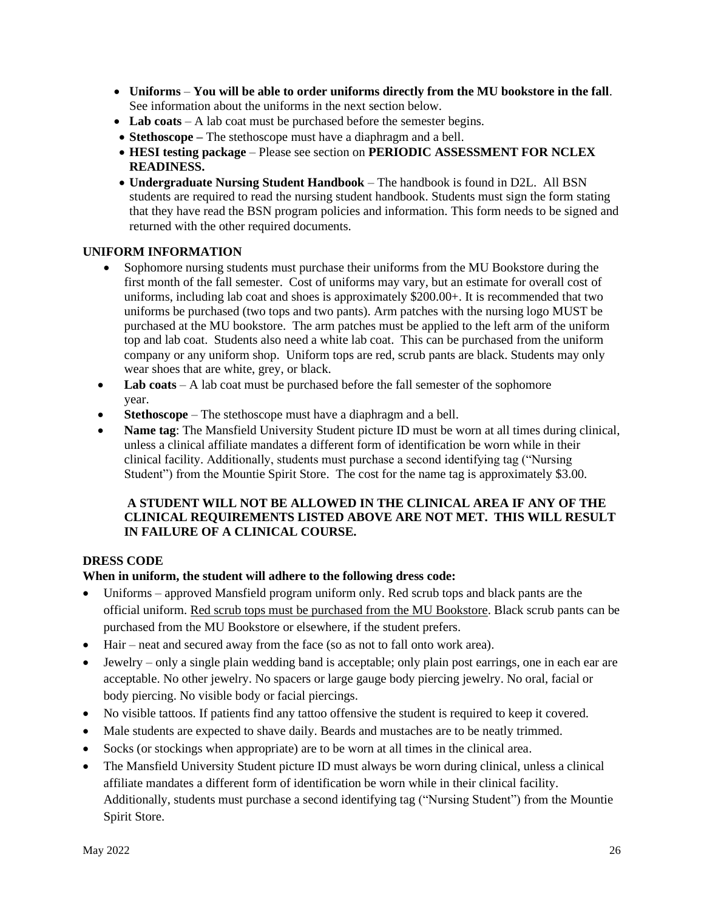- **Uniforms** – **You will be able to order uniforms directly from the MU bookstore in the fall**. See information about the uniforms in the next section below.
- **Lab coats** – A lab coat must be purchased before the semester begins.
- **Stethoscope –** The stethoscope must have a diaphragm and a bell.
- **HESI testing package** – Please see section on **PERIODIC ASSESSMENT FOR NCLEX READINESS.**
- **Undergraduate Nursing Student Handbook** – The handbook is found in D2L. All BSN students are required to read the nursing student handbook. Students must sign the form stating that they have read the BSN program policies and information. This form needs to be signed and returned with the other required documents.

## UNIFORM INFORMATION

- Sophomore nursing students must purchase their uniforms from the MU Bookstore during the first month of the fall semester. Cost of uniforms may vary, but an estimate for overall cost of uniforms, including lab coat and shoes is approximately $200.00+. It is recommended that two uniforms be purchased (two tops and two pants). Arm patches with the nursing logo MUST be purchased at the MU bookstore. The arm patches must be applied to the left arm of the uniform top and lab coat. Students also need a white lab coat. This can be purchased from the uniform company or any uniform shop. Uniform tops are red, scrub pants are black. Students may only wear shoes that are white, grey, or black.
- **Lab coats** – A lab coat must be purchased before the fall semester of the sophomore year.
- **Stethoscope** – The stethoscope must have a diaphragm and a bell.
- **Name tag**: The Mansfield University Student picture ID must be worn at all times during clinical, unless a clinical affiliate mandates a different form of identification be worn while in their clinical facility. Additionally, students must purchase a second identifying tag ("Nursing Student") from the Mountie Spirit Store. The cost for the name tag is approximately $3.00.

**A STUDENT WILL NOT BE ALLOWED IN THE CLINICAL AREA IF ANY OF THE CLINICAL REQUIREMENTS LISTED ABOVE ARE NOT MET. THIS WILL RESULT IN FAILURE OF A CLINICAL COURSE.**

## DRESS CODE

**When in uniform, the student will adhere to the following dress code:**

- Uniforms – approved Mansfield program uniform only. Red scrub tops and black pants are the official uniform. Red scrub tops must be purchased from the MU Bookstore. Black scrub pants can be purchased from the MU Bookstore or elsewhere, if the student prefers.
- Hair – neat and secured away from the face (so as not to fall onto work area).
- Jewelry – only a single plain wedding band is acceptable; only plain post earrings, one in each ear are acceptable. No other jewelry. No spacers or large gauge body piercing jewelry. No oral, facial or body piercing. No visible body or facial piercings.
- No visible tattoos. If patients find any tattoo offensive the student is required to keep it covered.
- Male students are expected to shave daily. Beards and mustaches are to be neatly trimmed.
- Socks (or stockings when appropriate) are to be worn at all times in the clinical area.
- The Mansfield University Student picture ID must always be worn during clinical, unless a clinical affiliate mandates a different form of identification be worn while in their clinical facility. Additionally, students must purchase a second identifying tag ("Nursing Student") from the Mountie Spirit Store.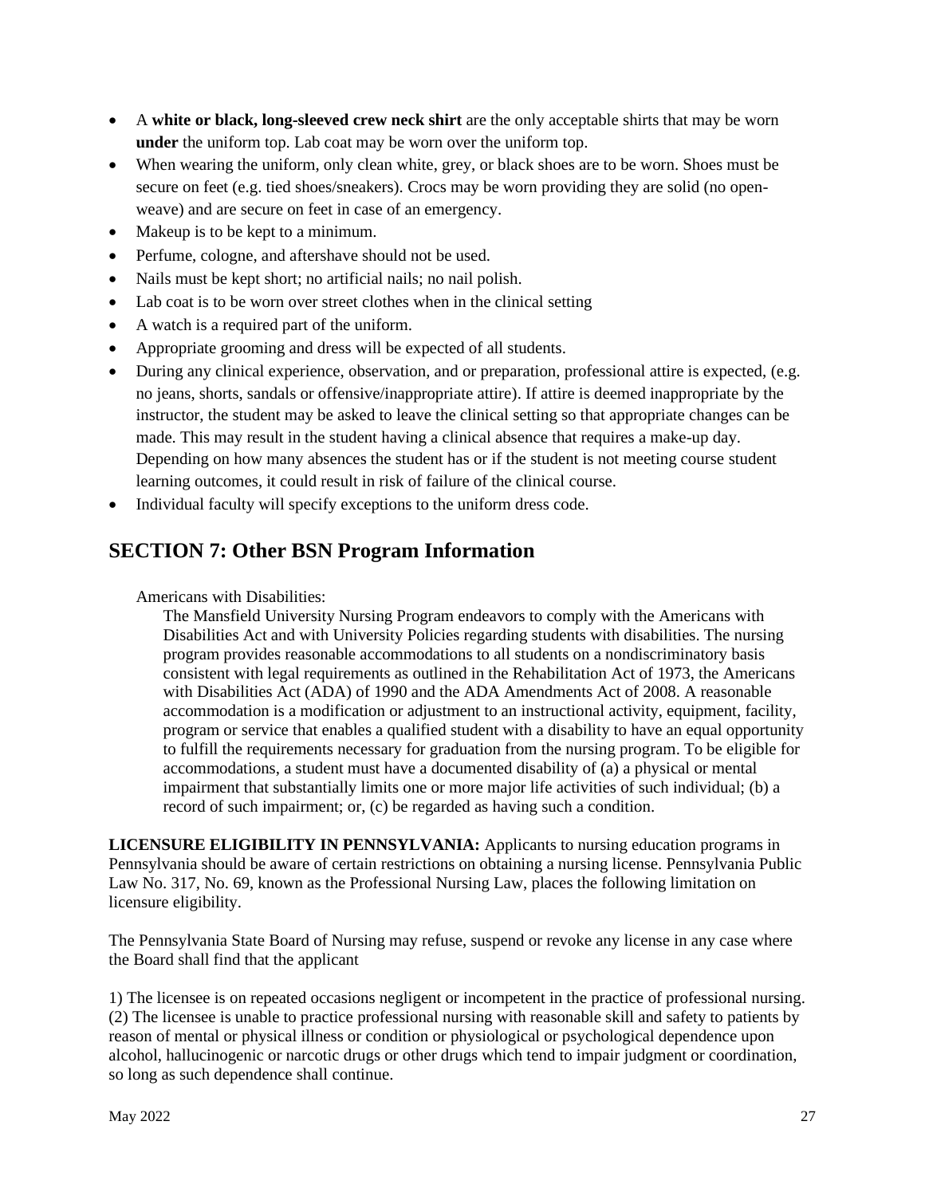- A **white or black, long-sleeved crew neck shirt** are the only acceptable shirts that may be worn **under** the uniform top. Lab coat may be worn over the uniform top.
- When wearing the uniform, only clean white, grey, or black shoes are to be worn. Shoes must be secure on feet (e.g. tied shoes/sneakers). Crocs may be worn providing they are solid (no open-weave) and are secure on feet in case of an emergency.
- Makeup is to be kept to a minimum.
- Perfume, cologne, and aftershave should not be used.
- Nails must be kept short; no artificial nails; no nail polish.
- Lab coat is to be worn over street clothes when in the clinical setting
- A watch is a required part of the uniform.
- Appropriate grooming and dress will be expected of all students.
- During any clinical experience, observation, and or preparation, professional attire is expected, (e.g. no jeans, shorts, sandals or offensive/inappropriate attire). If attire is deemed inappropriate by the instructor, the student may be asked to leave the clinical setting so that appropriate changes can be made. This may result in the student having a clinical absence that requires a make-up day. Depending on how many absences the student has or if the student is not meeting course student learning outcomes, it could result in risk of failure of the clinical course.
- Individual faculty will specify exceptions to the uniform dress code.

## SECTION 7: Other BSN Program Information

Americans with Disabilities:

The Mansfield University Nursing Program endeavors to comply with the Americans with Disabilities Act and with University Policies regarding students with disabilities. The nursing program provides reasonable accommodations to all students on a nondiscriminatory basis consistent with legal requirements as outlined in the Rehabilitation Act of 1973, the Americans with Disabilities Act (ADA) of 1990 and the ADA Amendments Act of 2008. A reasonable accommodation is a modification or adjustment to an instructional activity, equipment, facility, program or service that enables a qualified student with a disability to have an equal opportunity to fulfill the requirements necessary for graduation from the nursing program. To be eligible for accommodations, a student must have a documented disability of (a) a physical or mental impairment that substantially limits one or more major life activities of such individual; (b) a record of such impairment; or, (c) be regarded as having such a condition.

**LICENSURE ELIGIBILITY IN PENNSYLVANIA:** Applicants to nursing education programs in Pennsylvania should be aware of certain restrictions on obtaining a nursing license. Pennsylvania Public Law No. 317, No. 69, known as the Professional Nursing Law, places the following limitation on licensure eligibility.

The Pennsylvania State Board of Nursing may refuse, suspend or revoke any license in any case where the Board shall find that the applicant

1) The licensee is on repeated occasions negligent or incompetent in the practice of professional nursing.
(2) The licensee is unable to practice professional nursing with reasonable skill and safety to patients by reason of mental or physical illness or condition or physiological or psychological dependence upon alcohol, hallucinogenic or narcotic drugs or other drugs which tend to impair judgment or coordination, so long as such dependence shall continue.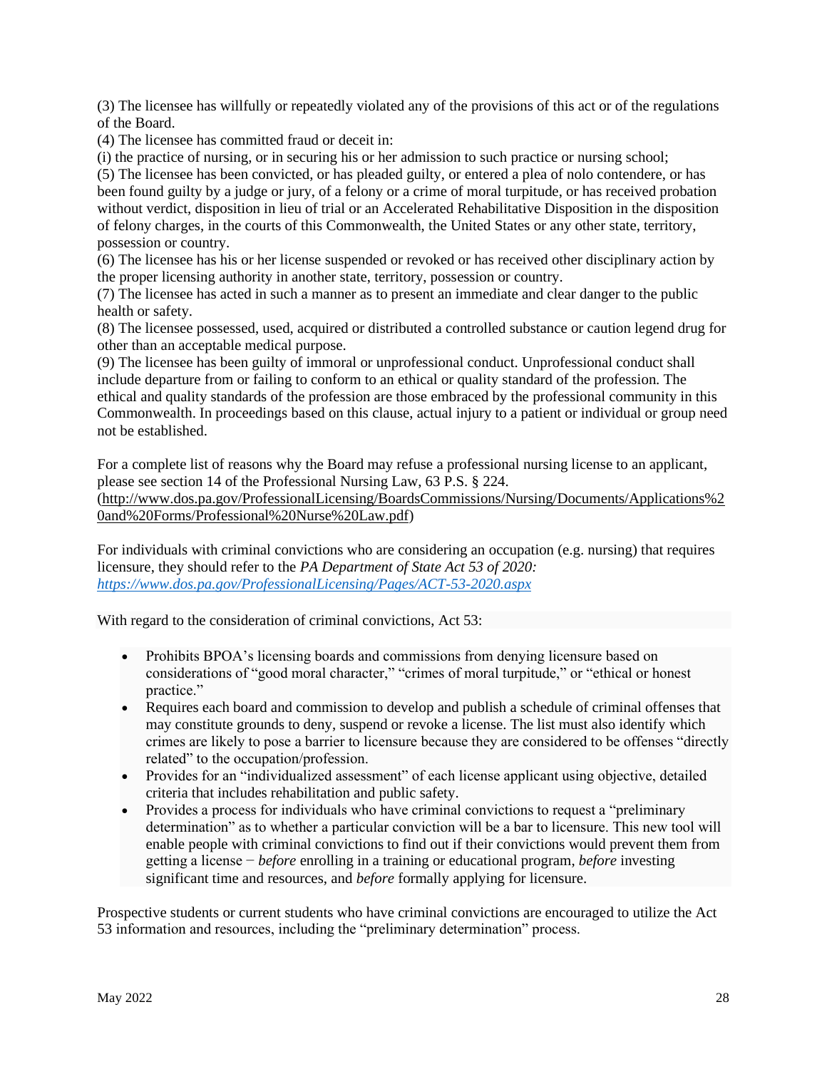(3) The licensee has willfully or repeatedly violated any of the provisions of this act or of the regulations of the Board.

(4) The licensee has committed fraud or deceit in:

(i) the practice of nursing, or in securing his or her admission to such practice or nursing school;

(5) The licensee has been convicted, or has pleaded guilty, or entered a plea of nolo contendere, or has been found guilty by a judge or jury, of a felony or a crime of moral turpitude, or has received probation without verdict, disposition in lieu of trial or an Accelerated Rehabilitative Disposition in the disposition of felony charges, in the courts of this Commonwealth, the United States or any other state, territory, possession or country.

(6) The licensee has his or her license suspended or revoked or has received other disciplinary action by the proper licensing authority in another state, territory, possession or country.

(7) The licensee has acted in such a manner as to present an immediate and clear danger to the public health or safety.

(8) The licensee possessed, used, acquired or distributed a controlled substance or caution legend drug for other than an acceptable medical purpose.

(9) The licensee has been guilty of immoral or unprofessional conduct. Unprofessional conduct shall include departure from or failing to conform to an ethical or quality standard of the profession. The ethical and quality standards of the profession are those embraced by the professional community in this Commonwealth. In proceedings based on this clause, actual injury to a patient or individual or group need not be established.

For a complete list of reasons why the Board may refuse a professional nursing license to an applicant, please see section 14 of the Professional Nursing Law, 63 P.S. § 224. (http://www.dos.pa.gov/ProfessionalLicensing/BoardsCommissions/Nursing/Documents/Applications%20and%20Forms/Professional%20Nurse%20Law.pdf)

For individuals with criminal convictions who are considering an occupation (e.g. nursing) that requires licensure, they should refer to the *PA Department of State Act 53 of 2020:* *https://www.dos.pa.gov/ProfessionalLicensing/Pages/ACT-53-2020.aspx*

With regard to the consideration of criminal convictions, Act 53:

- Prohibits BPOA's licensing boards and commissions from denying licensure based on considerations of "good moral character," "crimes of moral turpitude," or "ethical or honest practice."
- Requires each board and commission to develop and publish a schedule of criminal offenses that may constitute grounds to deny, suspend or revoke a license. The list must also identify which crimes are likely to pose a barrier to licensure because they are considered to be offenses "directly related" to the occupation/profession.
- Provides for an "individualized assessment" of each license applicant using objective, detailed criteria that includes rehabilitation and public safety.
- Provides a process for individuals who have criminal convictions to request a "preliminary determination" as to whether a particular conviction will be a bar to licensure. This new tool will enable people with criminal convictions to find out if their convictions would prevent them from getting a license − *before* enrolling in a training or educational program, *before* investing significant time and resources, and *before* formally applying for licensure.

Prospective students or current students who have criminal convictions are encouraged to utilize the Act 53 information and resources, including the "preliminary determination" process.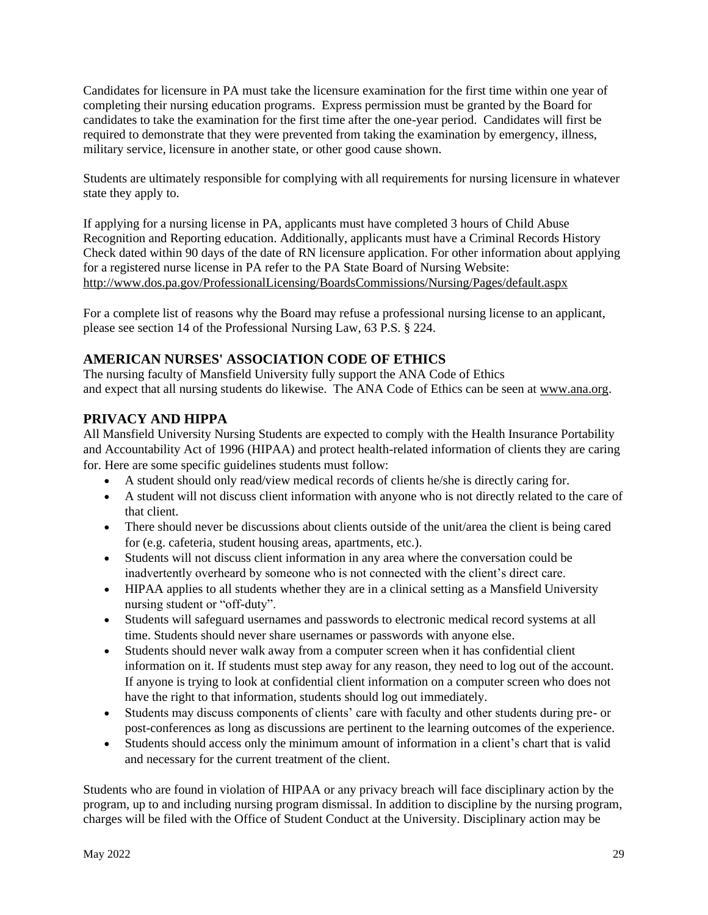Candidates for licensure in PA must take the licensure examination for the first time within one year of completing their nursing education programs. Express permission must be granted by the Board for candidates to take the examination for the first time after the one-year period. Candidates will first be required to demonstrate that they were prevented from taking the examination by emergency, illness, military service, licensure in another state, or other good cause shown.

Students are ultimately responsible for complying with all requirements for nursing licensure in whatever state they apply to.

If applying for a nursing license in PA, applicants must have completed 3 hours of Child Abuse Recognition and Reporting education. Additionally, applicants must have a Criminal Records History Check dated within 90 days of the date of RN licensure application. For other information about applying for a registered nurse license in PA refer to the PA State Board of Nursing Website: http://www.dos.pa.gov/ProfessionalLicensing/BoardsCommissions/Nursing/Pages/default.aspx

For a complete list of reasons why the Board may refuse a professional nursing license to an applicant, please see section 14 of the Professional Nursing Law, 63 P.S. § 224.

## AMERICAN NURSES' ASSOCIATION CODE OF ETHICS

The nursing faculty of Mansfield University fully support the ANA Code of Ethics and expect that all nursing students do likewise. The ANA Code of Ethics can be seen at www.ana.org.

## PRIVACY AND HIPPA

All Mansfield University Nursing Students are expected to comply with the Health Insurance Portability and Accountability Act of 1996 (HIPAA) and protect health-related information of clients they are caring for. Here are some specific guidelines students must follow:

- A student should only read/view medical records of clients he/she is directly caring for.
- A student will not discuss client information with anyone who is not directly related to the care of that client.
- There should never be discussions about clients outside of the unit/area the client is being cared for (e.g. cafeteria, student housing areas, apartments, etc.).
- Students will not discuss client information in any area where the conversation could be inadvertently overheard by someone who is not connected with the client's direct care.
- HIPAA applies to all students whether they are in a clinical setting as a Mansfield University nursing student or "off-duty".
- Students will safeguard usernames and passwords to electronic medical record systems at all time. Students should never share usernames or passwords with anyone else.
- Students should never walk away from a computer screen when it has confidential client information on it. If students must step away for any reason, they need to log out of the account. If anyone is trying to look at confidential client information on a computer screen who does not have the right to that information, students should log out immediately.
- Students may discuss components of clients' care with faculty and other students during pre- or post-conferences as long as discussions are pertinent to the learning outcomes of the experience.
- Students should access only the minimum amount of information in a client's chart that is valid and necessary for the current treatment of the client.

Students who are found in violation of HIPAA or any privacy breach will face disciplinary action by the program, up to and including nursing program dismissal. In addition to discipline by the nursing program, charges will be filed with the Office of Student Conduct at the University. Disciplinary action may be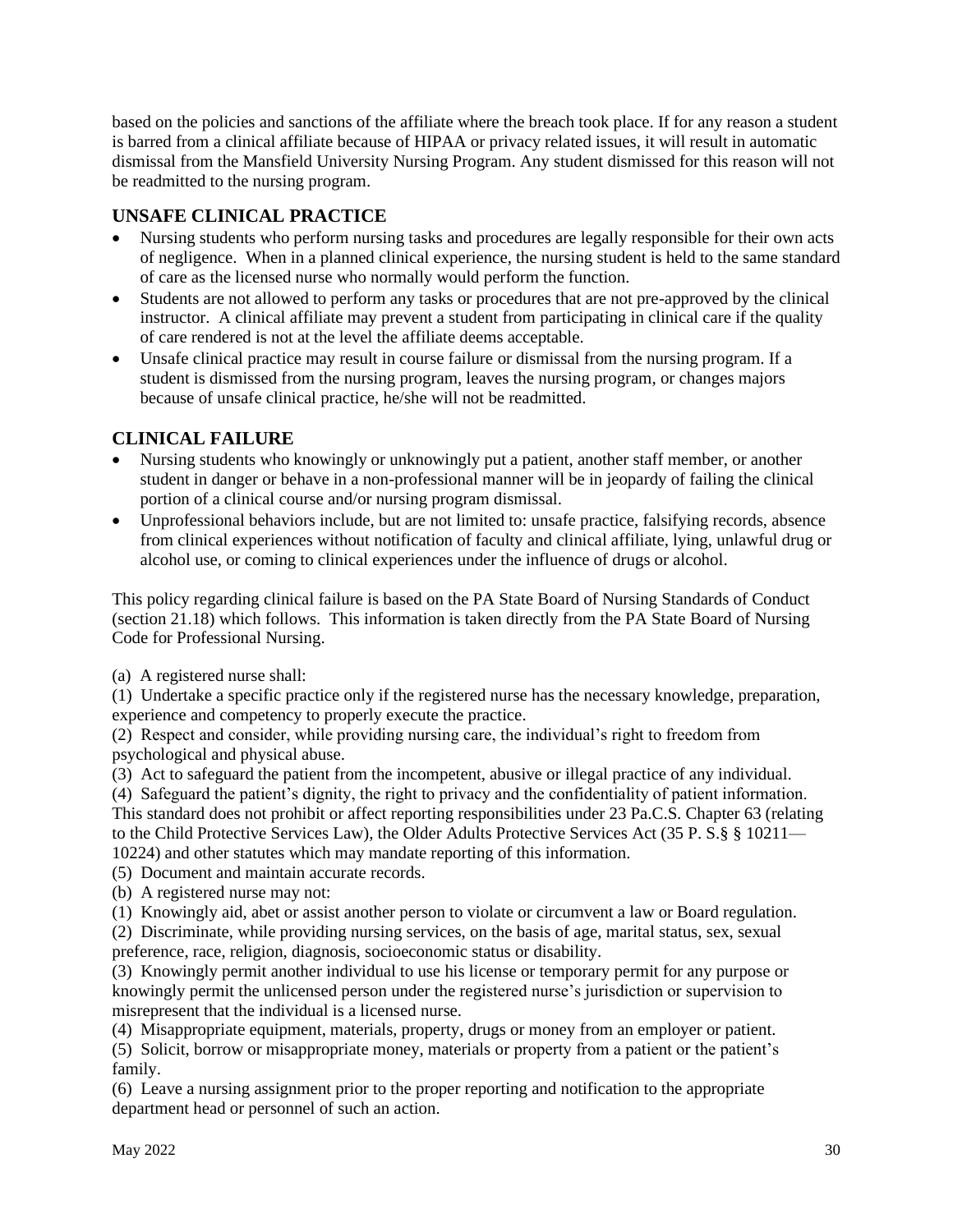based on the policies and sanctions of the affiliate where the breach took place. If for any reason a student is barred from a clinical affiliate because of HIPAA or privacy related issues, it will result in automatic dismissal from the Mansfield University Nursing Program. Any student dismissed for this reason will not be readmitted to the nursing program.

## UNSAFE CLINICAL PRACTICE

- Nursing students who perform nursing tasks and procedures are legally responsible for their own acts of negligence. When in a planned clinical experience, the nursing student is held to the same standard of care as the licensed nurse who normally would perform the function.
- Students are not allowed to perform any tasks or procedures that are not pre-approved by the clinical instructor. A clinical affiliate may prevent a student from participating in clinical care if the quality of care rendered is not at the level the affiliate deems acceptable.
- Unsafe clinical practice may result in course failure or dismissal from the nursing program. If a student is dismissed from the nursing program, leaves the nursing program, or changes majors because of unsafe clinical practice, he/she will not be readmitted.

## CLINICAL FAILURE

- Nursing students who knowingly or unknowingly put a patient, another staff member, or another student in danger or behave in a non-professional manner will be in jeopardy of failing the clinical portion of a clinical course and/or nursing program dismissal.
- Unprofessional behaviors include, but are not limited to: unsafe practice, falsifying records, absence from clinical experiences without notification of faculty and clinical affiliate, lying, unlawful drug or alcohol use, or coming to clinical experiences under the influence of drugs or alcohol.

This policy regarding clinical failure is based on the PA State Board of Nursing Standards of Conduct (section 21.18) which follows. This information is taken directly from the PA State Board of Nursing Code for Professional Nursing.

(a) A registered nurse shall:
(1) Undertake a specific practice only if the registered nurse has the necessary knowledge, preparation, experience and competency to properly execute the practice.
(2) Respect and consider, while providing nursing care, the individual's right to freedom from psychological and physical abuse.
(3) Act to safeguard the patient from the incompetent, abusive or illegal practice of any individual.
(4) Safeguard the patient's dignity, the right to privacy and the confidentiality of patient information. This standard does not prohibit or affect reporting responsibilities under 23 Pa.C.S. Chapter 63 (relating to the Child Protective Services Law), the Older Adults Protective Services Act (35 P. S.§ § 10211—10224) and other statutes which may mandate reporting of this information.
(5) Document and maintain accurate records.
(b) A registered nurse may not:
(1) Knowingly aid, abet or assist another person to violate or circumvent a law or Board regulation.
(2) Discriminate, while providing nursing services, on the basis of age, marital status, sex, sexual preference, race, religion, diagnosis, socioeconomic status or disability.
(3) Knowingly permit another individual to use his license or temporary permit for any purpose or knowingly permit the unlicensed person under the registered nurse's jurisdiction or supervision to misrepresent that the individual is a licensed nurse.
(4) Misappropriate equipment, materials, property, drugs or money from an employer or patient.
(5) Solicit, borrow or misappropriate money, materials or property from a patient or the patient's family.
(6) Leave a nursing assignment prior to the proper reporting and notification to the appropriate department head or personnel of such an action.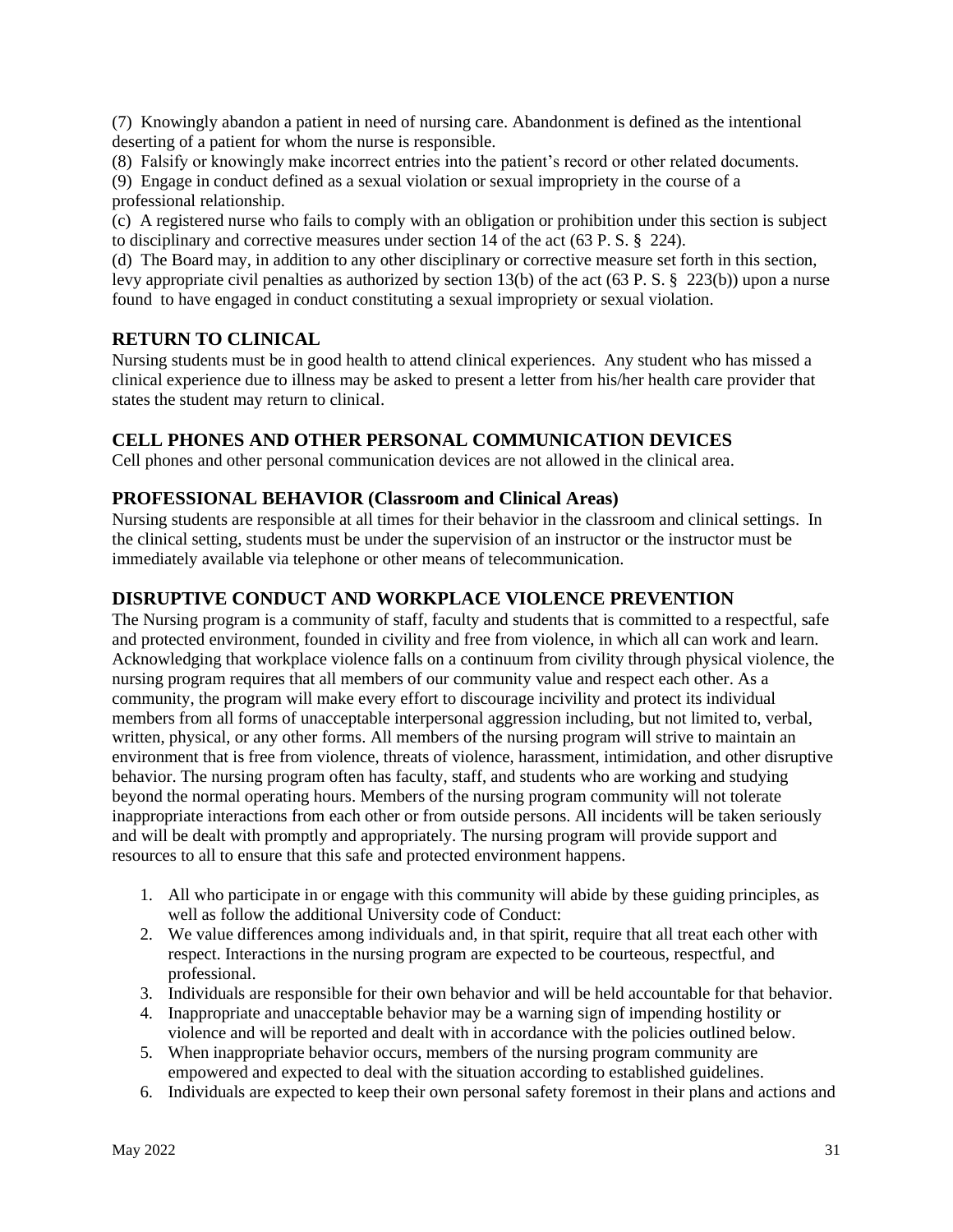(7) Knowingly abandon a patient in need of nursing care. Abandonment is defined as the intentional deserting of a patient for whom the nurse is responsible.

(8) Falsify or knowingly make incorrect entries into the patient's record or other related documents.

(9) Engage in conduct defined as a sexual violation or sexual impropriety in the course of a professional relationship.

(c) A registered nurse who fails to comply with an obligation or prohibition under this section is subject to disciplinary and corrective measures under section 14 of the act (63 P. S. § 224).

(d) The Board may, in addition to any other disciplinary or corrective measure set forth in this section, levy appropriate civil penalties as authorized by section 13(b) of the act (63 P. S. § 223(b)) upon a nurse found to have engaged in conduct constituting a sexual impropriety or sexual violation.

## RETURN TO CLINICAL

Nursing students must be in good health to attend clinical experiences. Any student who has missed a clinical experience due to illness may be asked to present a letter from his/her health care provider that states the student may return to clinical.

## CELL PHONES AND OTHER PERSONAL COMMUNICATION DEVICES

Cell phones and other personal communication devices are not allowed in the clinical area.

## PROFESSIONAL BEHAVIOR (Classroom and Clinical Areas)

Nursing students are responsible at all times for their behavior in the classroom and clinical settings. In the clinical setting, students must be under the supervision of an instructor or the instructor must be immediately available via telephone or other means of telecommunication.

## DISRUPTIVE CONDUCT AND WORKPLACE VIOLENCE PREVENTION

The Nursing program is a community of staff, faculty and students that is committed to a respectful, safe and protected environment, founded in civility and free from violence, in which all can work and learn. Acknowledging that workplace violence falls on a continuum from civility through physical violence, the nursing program requires that all members of our community value and respect each other. As a community, the program will make every effort to discourage incivility and protect its individual members from all forms of unacceptable interpersonal aggression including, but not limited to, verbal, written, physical, or any other forms. All members of the nursing program will strive to maintain an environment that is free from violence, threats of violence, harassment, intimidation, and other disruptive behavior. The nursing program often has faculty, staff, and students who are working and studying beyond the normal operating hours. Members of the nursing program community will not tolerate inappropriate interactions from each other or from outside persons. All incidents will be taken seriously and will be dealt with promptly and appropriately. The nursing program will provide support and resources to all to ensure that this safe and protected environment happens.

1. All who participate in or engage with this community will abide by these guiding principles, as well as follow the additional University code of Conduct:
2. We value differences among individuals and, in that spirit, require that all treat each other with respect. Interactions in the nursing program are expected to be courteous, respectful, and professional.
3. Individuals are responsible for their own behavior and will be held accountable for that behavior.
4. Inappropriate and unacceptable behavior may be a warning sign of impending hostility or violence and will be reported and dealt with in accordance with the policies outlined below.
5. When inappropriate behavior occurs, members of the nursing program community are empowered and expected to deal with the situation according to established guidelines.
6. Individuals are expected to keep their own personal safety foremost in their plans and actions and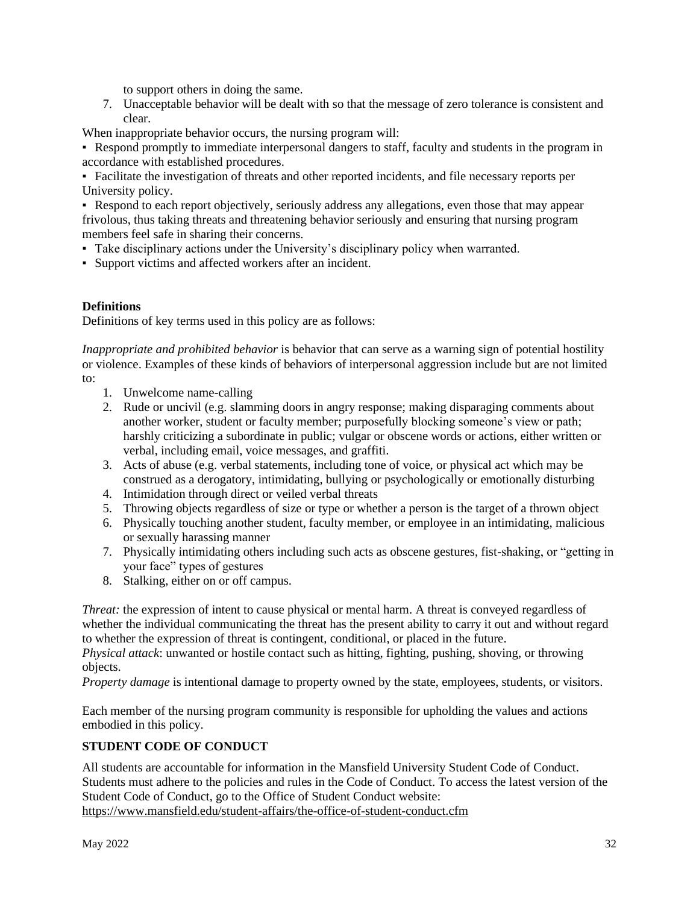to support others in doing the same.

7. Unacceptable behavior will be dealt with so that the message of zero tolerance is consistent and clear.

When inappropriate behavior occurs, the nursing program will:

- Respond promptly to immediate interpersonal dangers to staff, faculty and students in the program in accordance with established procedures.
- Facilitate the investigation of threats and other reported incidents, and file necessary reports per University policy.
- Respond to each report objectively, seriously address any allegations, even those that may appear frivolous, thus taking threats and threatening behavior seriously and ensuring that nursing program members feel safe in sharing their concerns.
- Take disciplinary actions under the University's disciplinary policy when warranted.
- Support victims and affected workers after an incident.

**Definitions**

Definitions of key terms used in this policy are as follows:

*Inappropriate and prohibited behavior* is behavior that can serve as a warning sign of potential hostility or violence. Examples of these kinds of behaviors of interpersonal aggression include but are not limited to:

1. Unwelcome name-calling
2. Rude or uncivil (e.g. slamming doors in angry response; making disparaging comments about another worker, student or faculty member; purposefully blocking someone's view or path; harshly criticizing a subordinate in public; vulgar or obscene words or actions, either written or verbal, including email, voice messages, and graffiti.
3. Acts of abuse (e.g. verbal statements, including tone of voice, or physical act which may be construed as a derogatory, intimidating, bullying or psychologically or emotionally disturbing
4. Intimidation through direct or veiled verbal threats
5. Throwing objects regardless of size or type or whether a person is the target of a thrown object
6. Physically touching another student, faculty member, or employee in an intimidating, malicious or sexually harassing manner
7. Physically intimidating others including such acts as obscene gestures, fist-shaking, or "getting in your face" types of gestures
8. Stalking, either on or off campus.

*Threat:* the expression of intent to cause physical or mental harm. A threat is conveyed regardless of whether the individual communicating the threat has the present ability to carry it out and without regard to whether the expression of threat is contingent, conditional, or placed in the future.

*Physical attack*: unwanted or hostile contact such as hitting, fighting, pushing, shoving, or throwing objects.

*Property damage* is intentional damage to property owned by the state, employees, students, or visitors.

Each member of the nursing program community is responsible for upholding the values and actions embodied in this policy.

**STUDENT CODE OF CONDUCT**

All students are accountable for information in the Mansfield University Student Code of Conduct. Students must adhere to the policies and rules in the Code of Conduct. To access the latest version of the Student Code of Conduct, go to the Office of Student Conduct website:
https://www.mansfield.edu/student-affairs/the-office-of-student-conduct.cfm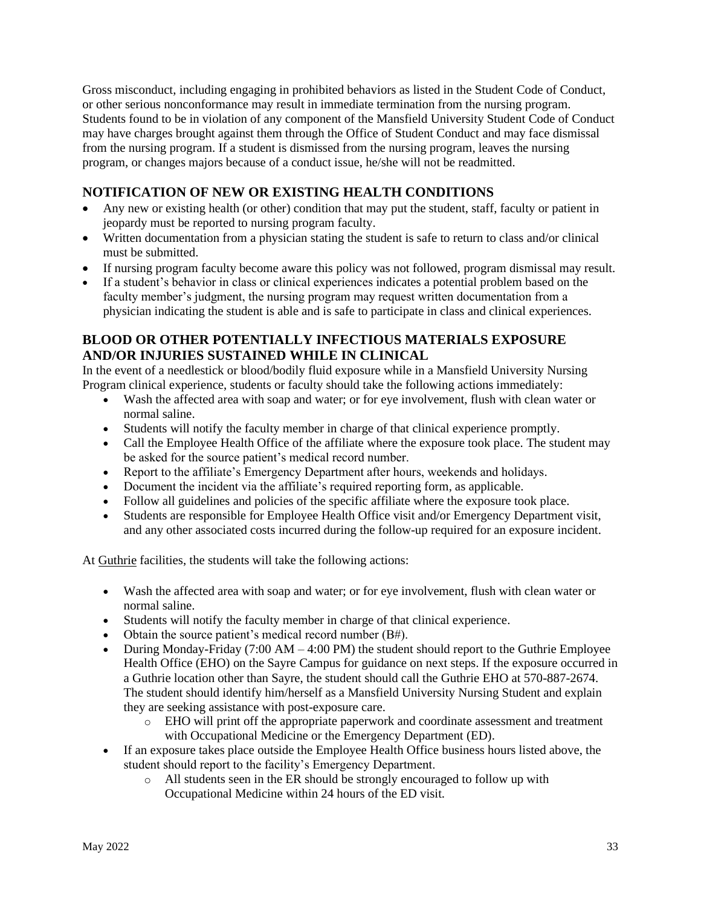Gross misconduct, including engaging in prohibited behaviors as listed in the Student Code of Conduct, or other serious nonconformance may result in immediate termination from the nursing program. Students found to be in violation of any component of the Mansfield University Student Code of Conduct may have charges brought against them through the Office of Student Conduct and may face dismissal from the nursing program. If a student is dismissed from the nursing program, leaves the nursing program, or changes majors because of a conduct issue, he/she will not be readmitted.

## NOTIFICATION OF NEW OR EXISTING HEALTH CONDITIONS

- Any new or existing health (or other) condition that may put the student, staff, faculty or patient in jeopardy must be reported to nursing program faculty.
- Written documentation from a physician stating the student is safe to return to class and/or clinical must be submitted.
- If nursing program faculty become aware this policy was not followed, program dismissal may result.
- If a student's behavior in class or clinical experiences indicates a potential problem based on the faculty member's judgment, the nursing program may request written documentation from a physician indicating the student is able and is safe to participate in class and clinical experiences.

## BLOOD OR OTHER POTENTIALLY INFECTIOUS MATERIALS EXPOSURE AND/OR INJURIES SUSTAINED WHILE IN CLINICAL

In the event of a needlestick or blood/bodily fluid exposure while in a Mansfield University Nursing Program clinical experience, students or faculty should take the following actions immediately:

- Wash the affected area with soap and water; or for eye involvement, flush with clean water or normal saline.
- Students will notify the faculty member in charge of that clinical experience promptly.
- Call the Employee Health Office of the affiliate where the exposure took place. The student may be asked for the source patient's medical record number.
- Report to the affiliate's Emergency Department after hours, weekends and holidays.
- Document the incident via the affiliate's required reporting form, as applicable.
- Follow all guidelines and policies of the specific affiliate where the exposure took place.
- Students are responsible for Employee Health Office visit and/or Emergency Department visit, and any other associated costs incurred during the follow-up required for an exposure incident.

At Guthrie facilities, the students will take the following actions:

- Wash the affected area with soap and water; or for eye involvement, flush with clean water or normal saline.
- Students will notify the faculty member in charge of that clinical experience.
- Obtain the source patient's medical record number (B#).
- During Monday-Friday (7:00 AM – 4:00 PM) the student should report to the Guthrie Employee Health Office (EHO) on the Sayre Campus for guidance on next steps. If the exposure occurred in a Guthrie location other than Sayre, the student should call the Guthrie EHO at 570-887-2674. The student should identify him/herself as a Mansfield University Nursing Student and explain they are seeking assistance with post-exposure care.
    - EHO will print off the appropriate paperwork and coordinate assessment and treatment with Occupational Medicine or the Emergency Department (ED).
- If an exposure takes place outside the Employee Health Office business hours listed above, the student should report to the facility's Emergency Department.
    - All students seen in the ER should be strongly encouraged to follow up with Occupational Medicine within 24 hours of the ED visit.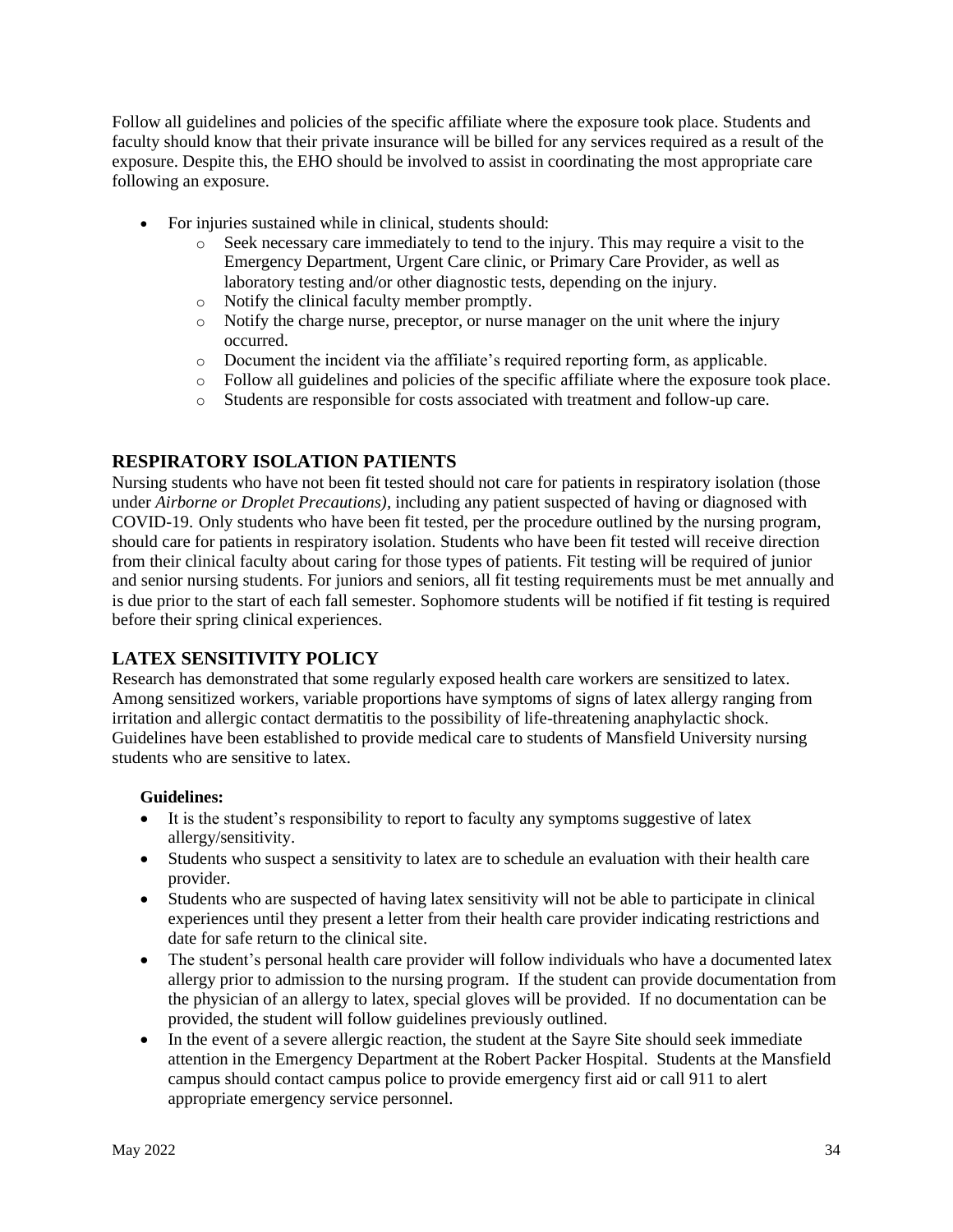Follow all guidelines and policies of the specific affiliate where the exposure took place. Students and faculty should know that their private insurance will be billed for any services required as a result of the exposure. Despite this, the EHO should be involved to assist in coordinating the most appropriate care following an exposure.

- For injuries sustained while in clinical, students should:
    - Seek necessary care immediately to tend to the injury. This may require a visit to the Emergency Department, Urgent Care clinic, or Primary Care Provider, as well as laboratory testing and/or other diagnostic tests, depending on the injury.
    - Notify the clinical faculty member promptly.
    - Notify the charge nurse, preceptor, or nurse manager on the unit where the injury occurred.
    - Document the incident via the affiliate's required reporting form, as applicable.
    - Follow all guidelines and policies of the specific affiliate where the exposure took place.
    - Students are responsible for costs associated with treatment and follow-up care.

## RESPIRATORY ISOLATION PATIENTS

Nursing students who have not been fit tested should not care for patients in respiratory isolation (those under *Airborne or Droplet Precautions),* including any patient suspected of having or diagnosed with COVID-19. Only students who have been fit tested, per the procedure outlined by the nursing program, should care for patients in respiratory isolation. Students who have been fit tested will receive direction from their clinical faculty about caring for those types of patients. Fit testing will be required of junior and senior nursing students. For juniors and seniors, all fit testing requirements must be met annually and is due prior to the start of each fall semester. Sophomore students will be notified if fit testing is required before their spring clinical experiences.

## LATEX SENSITIVITY POLICY

Research has demonstrated that some regularly exposed health care workers are sensitized to latex. Among sensitized workers, variable proportions have symptoms of signs of latex allergy ranging from irritation and allergic contact dermatitis to the possibility of life-threatening anaphylactic shock. Guidelines have been established to provide medical care to students of Mansfield University nursing students who are sensitive to latex.

**Guidelines:**

- It is the student's responsibility to report to faculty any symptoms suggestive of latex allergy/sensitivity.
- Students who suspect a sensitivity to latex are to schedule an evaluation with their health care provider.
- Students who are suspected of having latex sensitivity will not be able to participate in clinical experiences until they present a letter from their health care provider indicating restrictions and date for safe return to the clinical site.
- The student's personal health care provider will follow individuals who have a documented latex allergy prior to admission to the nursing program. If the student can provide documentation from the physician of an allergy to latex, special gloves will be provided. If no documentation can be provided, the student will follow guidelines previously outlined.
- In the event of a severe allergic reaction, the student at the Sayre Site should seek immediate attention in the Emergency Department at the Robert Packer Hospital. Students at the Mansfield campus should contact campus police to provide emergency first aid or call 911 to alert appropriate emergency service personnel.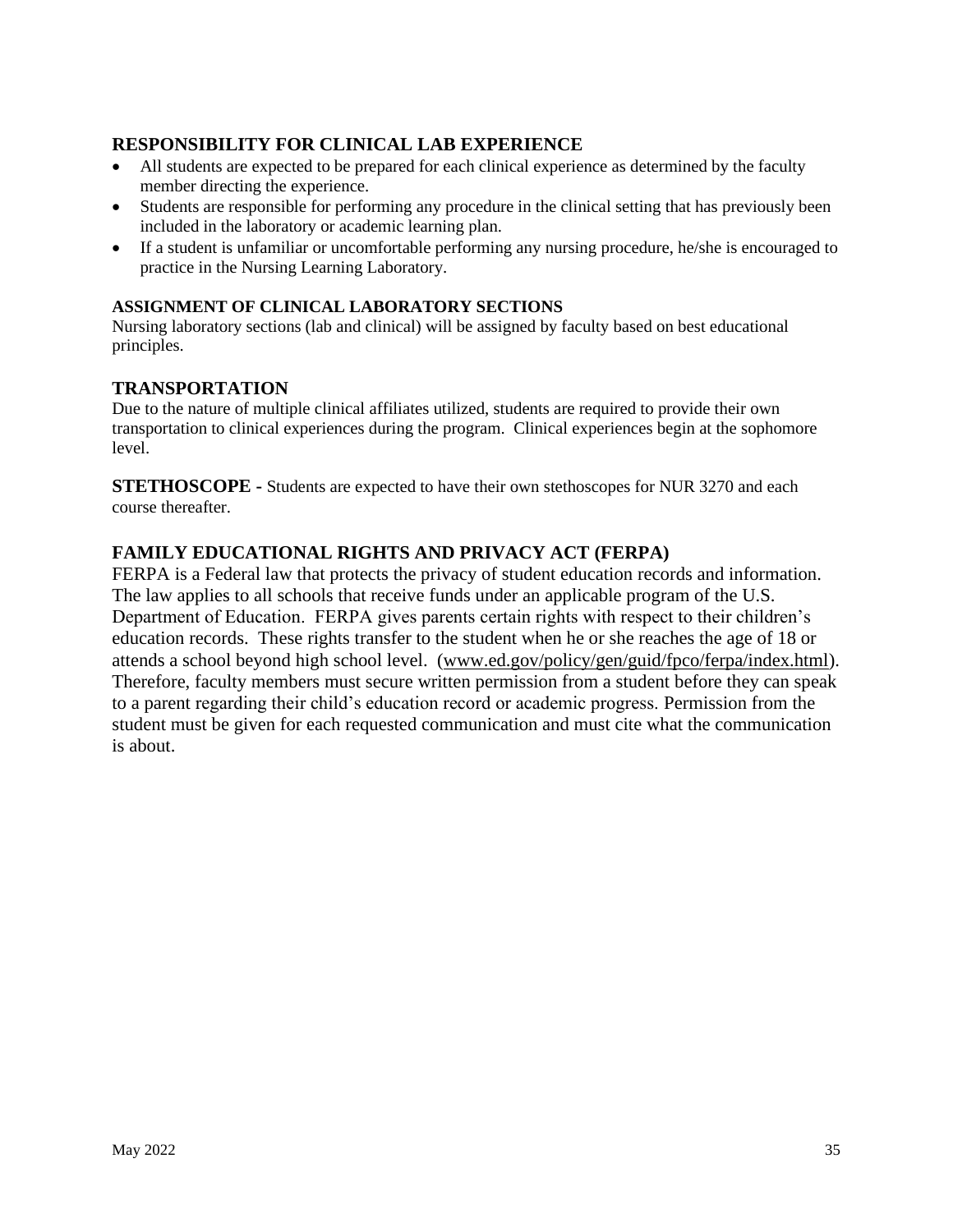## RESPONSIBILITY FOR CLINICAL LAB EXPERIENCE

- All students are expected to be prepared for each clinical experience as determined by the faculty member directing the experience.
- Students are responsible for performing any procedure in the clinical setting that has previously been included in the laboratory or academic learning plan.
- If a student is unfamiliar or uncomfortable performing any nursing procedure, he/she is encouraged to practice in the Nursing Learning Laboratory.

### ASSIGNMENT OF CLINICAL LABORATORY SECTIONS

Nursing laboratory sections (lab and clinical) will be assigned by faculty based on best educational principles.

## TRANSPORTATION

Due to the nature of multiple clinical affiliates utilized, students are required to provide their own transportation to clinical experiences during the program. Clinical experiences begin at the sophomore level.

**STETHOSCOPE -** Students are expected to have their own stethoscopes for NUR 3270 and each course thereafter.

## FAMILY EDUCATIONAL RIGHTS AND PRIVACY ACT (FERPA)

FERPA is a Federal law that protects the privacy of student education records and information. The law applies to all schools that receive funds under an applicable program of the U.S. Department of Education. FERPA gives parents certain rights with respect to their children's education records. These rights transfer to the student when he or she reaches the age of 18 or attends a school beyond high school level. (www.ed.gov/policy/gen/guid/fpco/ferpa/index.html). Therefore, faculty members must secure written permission from a student before they can speak to a parent regarding their child's education record or academic progress. Permission from the student must be given for each requested communication and must cite what the communication is about.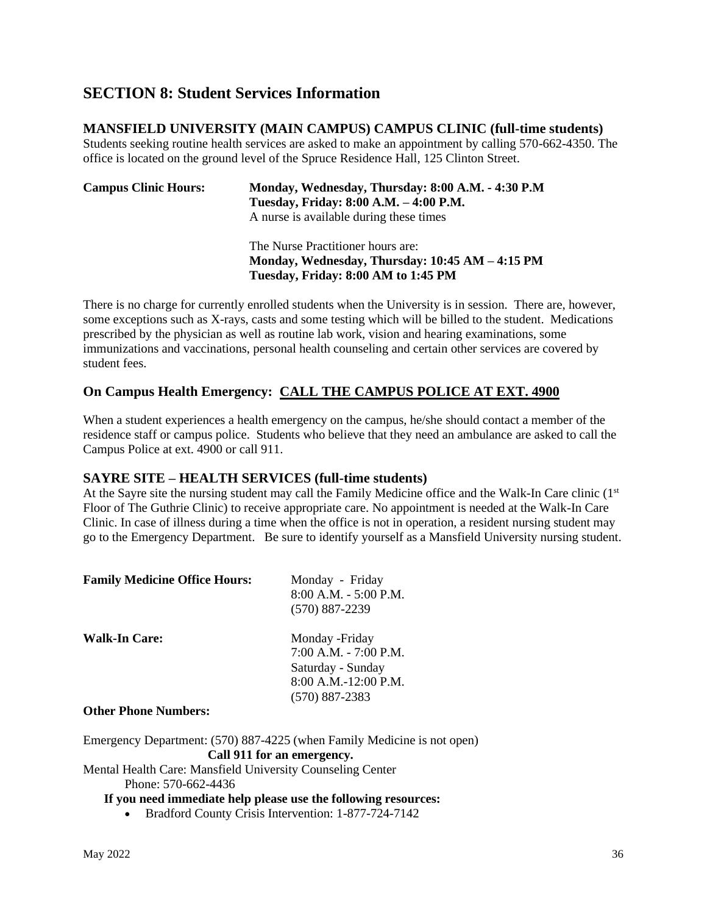## SECTION 8: Student Services Information

### MANSFIELD UNIVERSITY (MAIN CAMPUS) CAMPUS CLINIC (full-time students)

Students seeking routine health services are asked to make an appointment by calling 570-662-4350. The office is located on the ground level of the Spruce Residence Hall, 125 Clinton Street.

**Campus Clinic Hours:** **Monday, Wednesday, Thursday: 8:00 A.M. - 4:30 P.M**
**Tuesday, Friday: 8:00 A.M. – 4:00 P.M.**
A nurse is available during these times

The Nurse Practitioner hours are:
**Monday, Wednesday, Thursday: 10:45 AM – 4:15 PM**
**Tuesday, Friday: 8:00 AM to 1:45 PM**

There is no charge for currently enrolled students when the University is in session. There are, however, some exceptions such as X-rays, casts and some testing which will be billed to the student. Medications prescribed by the physician as well as routine lab work, vision and hearing examinations, some immunizations and vaccinations, personal health counseling and certain other services are covered by student fees.

### On Campus Health Emergency: CALL THE CAMPUS POLICE AT EXT. 4900

When a student experiences a health emergency on the campus, he/she should contact a member of the residence staff or campus police. Students who believe that they need an ambulance are asked to call the Campus Police at ext. 4900 or call 911.

### SAYRE SITE – HEALTH SERVICES (full-time students)

At the Sayre site the nursing student may call the Family Medicine office and the Walk-In Care clinic (1st Floor of The Guthrie Clinic) to receive appropriate care. No appointment is needed at the Walk-In Care Clinic. In case of illness during a time when the office is not in operation, a resident nursing student may go to the Emergency Department. Be sure to identify yourself as a Mansfield University nursing student.

**Family Medicine Office Hours:** Monday - Friday
8:00 A.M. - 5:00 P.M.
(570) 887-2239

**Walk-In Care:** Monday -Friday
7:00 A.M. - 7:00 P.M.
Saturday - Sunday
8:00 A.M.-12:00 P.M.
(570) 887-2383

**Other Phone Numbers:**

Emergency Department: (570) 887-4225 (when Family Medicine is not open)

**Call 911 for an emergency.**

Mental Health Care: Mansfield University Counseling Center
Phone: 570-662-4436

**If you need immediate help please use the following resources:**

- Bradford County Crisis Intervention: 1-877-724-7142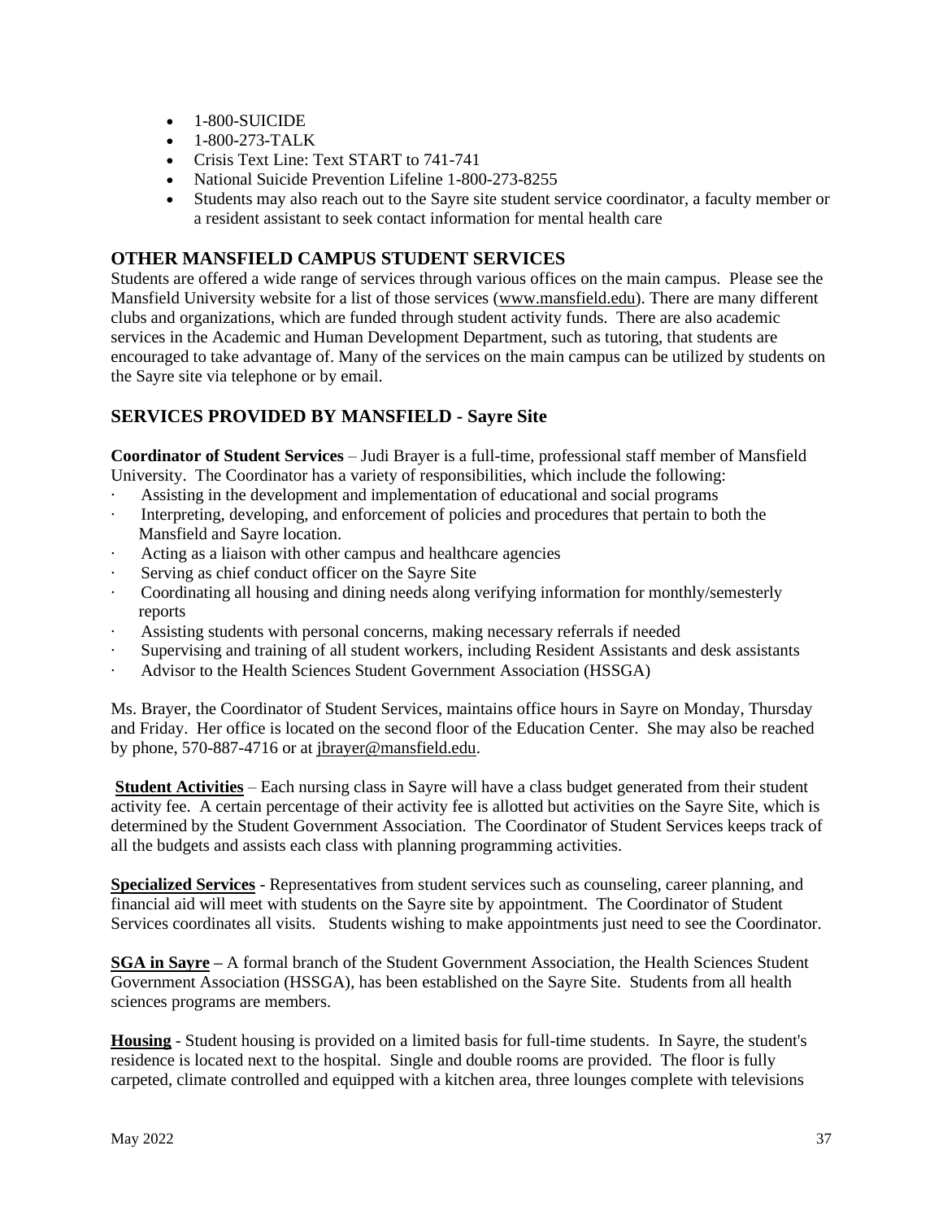- 1-800-SUICIDE
- 1-800-273-TALK
- Crisis Text Line: Text START to 741-741
- National Suicide Prevention Lifeline 1-800-273-8255
- Students may also reach out to the Sayre site student service coordinator, a faculty member or a resident assistant to seek contact information for mental health care

## OTHER MANSFIELD CAMPUS STUDENT SERVICES

Students are offered a wide range of services through various offices on the main campus. Please see the Mansfield University website for a list of those services (www.mansfield.edu). There are many different clubs and organizations, which are funded through student activity funds. There are also academic services in the Academic and Human Development Department, such as tutoring, that students are encouraged to take advantage of. Many of the services on the main campus can be utilized by students on the Sayre site via telephone or by email.

## SERVICES PROVIDED BY MANSFIELD - Sayre Site

**Coordinator of Student Services** – Judi Brayer is a full-time, professional staff member of Mansfield University. The Coordinator has a variety of responsibilities, which include the following:

- Assisting in the development and implementation of educational and social programs
- Interpreting, developing, and enforcement of policies and procedures that pertain to both the Mansfield and Sayre location.
- Acting as a liaison with other campus and healthcare agencies
- Serving as chief conduct officer on the Sayre Site
- Coordinating all housing and dining needs along verifying information for monthly/semesterly reports
- Assisting students with personal concerns, making necessary referrals if needed
- Supervising and training of all student workers, including Resident Assistants and desk assistants
- Advisor to the Health Sciences Student Government Association (HSSGA)

Ms. Brayer, the Coordinator of Student Services, maintains office hours in Sayre on Monday, Thursday and Friday. Her office is located on the second floor of the Education Center. She may also be reached by phone, 570-887-4716 or at jbrayer@mansfield.edu.

**Student Activities** – Each nursing class in Sayre will have a class budget generated from their student activity fee. A certain percentage of their activity fee is allotted but activities on the Sayre Site, which is determined by the Student Government Association. The Coordinator of Student Services keeps track of all the budgets and assists each class with planning programming activities.

**Specialized Services** - Representatives from student services such as counseling, career planning, and financial aid will meet with students on the Sayre site by appointment. The Coordinator of Student Services coordinates all visits. Students wishing to make appointments just need to see the Coordinator.

**SGA in Sayre** – A formal branch of the Student Government Association, the Health Sciences Student Government Association (HSSGA), has been established on the Sayre Site. Students from all health sciences programs are members.

**Housing** - Student housing is provided on a limited basis for full-time students. In Sayre, the student's residence is located next to the hospital. Single and double rooms are provided. The floor is fully carpeted, climate controlled and equipped with a kitchen area, three lounges complete with televisions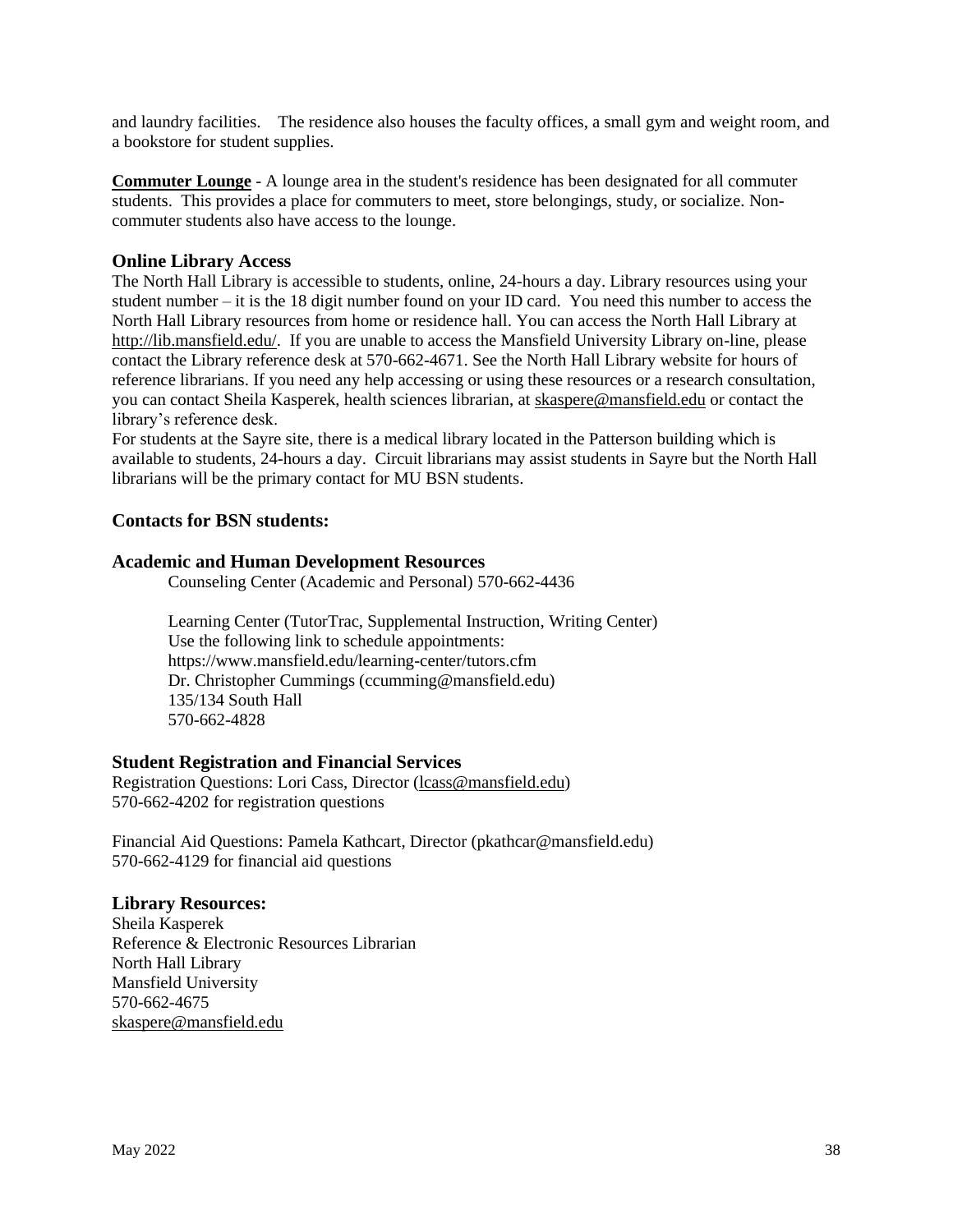and laundry facilities. The residence also houses the faculty offices, a small gym and weight room, and a bookstore for student supplies.

**Commuter Lounge** - A lounge area in the student's residence has been designated for all commuter students. This provides a place for commuters to meet, store belongings, study, or socialize. Non-commuter students also have access to the lounge.

### Online Library Access

The North Hall Library is accessible to students, online, 24-hours a day. Library resources using your student number – it is the 18 digit number found on your ID card. You need this number to access the North Hall Library resources from home or residence hall. You can access the North Hall Library at http://lib.mansfield.edu/. If you are unable to access the Mansfield University Library on-line, please contact the Library reference desk at 570-662-4671. See the North Hall Library website for hours of reference librarians. If you need any help accessing or using these resources or a research consultation, you can contact Sheila Kasperek, health sciences librarian, at skaspere@mansfield.edu or contact the library's reference desk.

For students at the Sayre site, there is a medical library located in the Patterson building which is available to students, 24-hours a day. Circuit librarians may assist students in Sayre but the North Hall librarians will be the primary contact for MU BSN students.

### Contacts for BSN students:

### Academic and Human Development Resources

Counseling Center (Academic and Personal) 570-662-4436

Learning Center (TutorTrac, Supplemental Instruction, Writing Center)
Use the following link to schedule appointments:
https://www.mansfield.edu/learning-center/tutors.cfm
Dr. Christopher Cummings (ccumming@mansfield.edu)
135/134 South Hall
570-662-4828

### Student Registration and Financial Services

Registration Questions: Lori Cass, Director (lcass@mansfield.edu)
570-662-4202 for registration questions

Financial Aid Questions: Pamela Kathcart, Director (pkathcar@mansfield.edu)
570-662-4129 for financial aid questions

### Library Resources:

Sheila Kasperek
Reference & Electronic Resources Librarian
North Hall Library
Mansfield University
570-662-4675
skaspere@mansfield.edu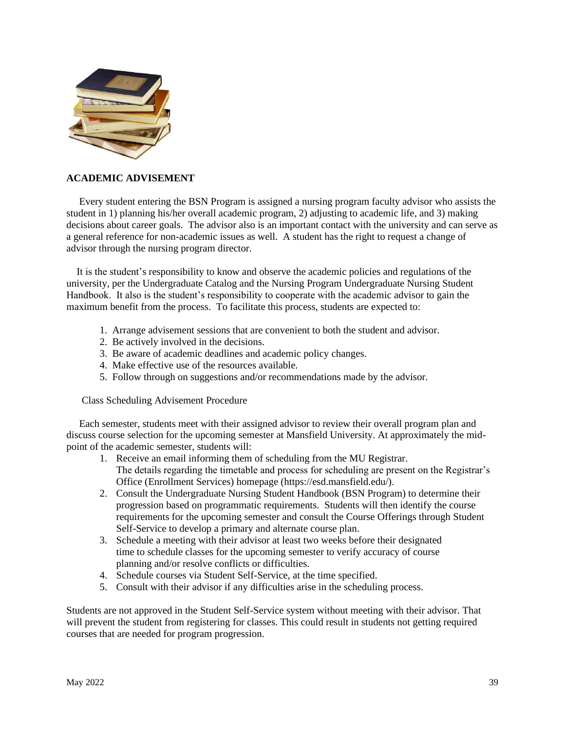## ACADEMIC ADVISEMENT

Every student entering the BSN Program is assigned a nursing program faculty advisor who assists the student in 1) planning his/her overall academic program, 2) adjusting to academic life, and 3) making decisions about career goals. The advisor also is an important contact with the university and can serve as a general reference for non-academic issues as well. A student has the right to request a change of advisor through the nursing program director.

It is the student's responsibility to know and observe the academic policies and regulations of the university, per the Undergraduate Catalog and the Nursing Program Undergraduate Nursing Student Handbook. It also is the student's responsibility to cooperate with the academic advisor to gain the maximum benefit from the process. To facilitate this process, students are expected to:

1. Arrange advisement sessions that are convenient to both the student and advisor.
2. Be actively involved in the decisions.
3. Be aware of academic deadlines and academic policy changes.
4. Make effective use of the resources available.
5. Follow through on suggestions and/or recommendations made by the advisor.

### Class Scheduling Advisement Procedure

Each semester, students meet with their assigned advisor to review their overall program plan and discuss course selection for the upcoming semester at Mansfield University. At approximately the mid-point of the academic semester, students will:

1. Receive an email informing them of scheduling from the MU Registrar. The details regarding the timetable and process for scheduling are present on the Registrar's Office (Enrollment Services) homepage (https://esd.mansfield.edu/).
2. Consult the Undergraduate Nursing Student Handbook (BSN Program) to determine their progression based on programmatic requirements. Students will then identify the course requirements for the upcoming semester and consult the Course Offerings through Student Self-Service to develop a primary and alternate course plan.
3. Schedule a meeting with their advisor at least two weeks before their designated time to schedule classes for the upcoming semester to verify accuracy of course planning and/or resolve conflicts or difficulties.
4. Schedule courses via Student Self-Service, at the time specified.
5. Consult with their advisor if any difficulties arise in the scheduling process.

Students are not approved in the Student Self-Service system without meeting with their advisor. That will prevent the student from registering for classes. This could result in students not getting required courses that are needed for program progression.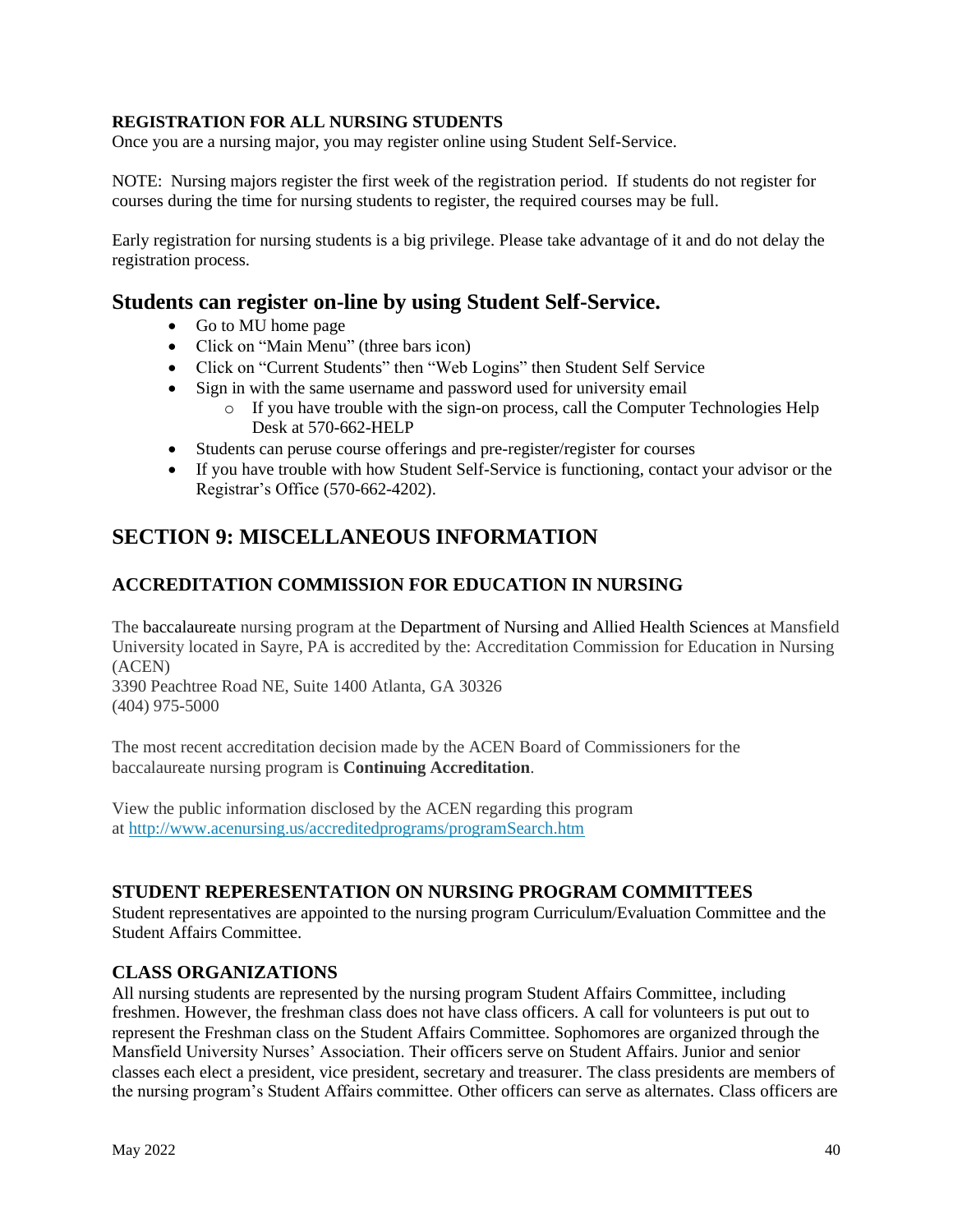**REGISTRATION FOR ALL NURSING STUDENTS**

Once you are a nursing major, you may register online using Student Self-Service.

NOTE: Nursing majors register the first week of the registration period. If students do not register for courses during the time for nursing students to register, the required courses may be full.

Early registration for nursing students is a big privilege. Please take advantage of it and do not delay the registration process.

## Students can register on-line by using Student Self-Service.

- Go to MU home page
- Click on "Main Menu" (three bars icon)
- Click on "Current Students" then "Web Logins" then Student Self Service
- Sign in with the same username and password used for university email
  - If you have trouble with the sign-on process, call the Computer Technologies Help Desk at 570-662-HELP
- Students can peruse course offerings and pre-register/register for courses
- If you have trouble with how Student Self-Service is functioning, contact your advisor or the Registrar's Office (570-662-4202).

# SECTION 9: MISCELLANEOUS INFORMATION

### ACCREDITATION COMMISSION FOR EDUCATION IN NURSING

The baccalaureate nursing program at the Department of Nursing and Allied Health Sciences at Mansfield University located in Sayre, PA is accredited by the: Accreditation Commission for Education in Nursing (ACEN)
3390 Peachtree Road NE, Suite 1400 Atlanta, GA 30326
(404) 975-5000

The most recent accreditation decision made by the ACEN Board of Commissioners for the baccalaureate nursing program is **Continuing Accreditation**.

View the public information disclosed by the ACEN regarding this program at http://www.acenursing.us/accreditedprograms/programSearch.htm

### STUDENT REPERESENTATION ON NURSING PROGRAM COMMITTEES

Student representatives are appointed to the nursing program Curriculum/Evaluation Committee and the Student Affairs Committee.

### CLASS ORGANIZATIONS

All nursing students are represented by the nursing program Student Affairs Committee, including freshmen. However, the freshman class does not have class officers. A call for volunteers is put out to represent the Freshman class on the Student Affairs Committee. Sophomores are organized through the Mansfield University Nurses' Association. Their officers serve on Student Affairs. Junior and senior classes each elect a president, vice president, secretary and treasurer. The class presidents are members of the nursing program's Student Affairs committee. Other officers can serve as alternates. Class officers are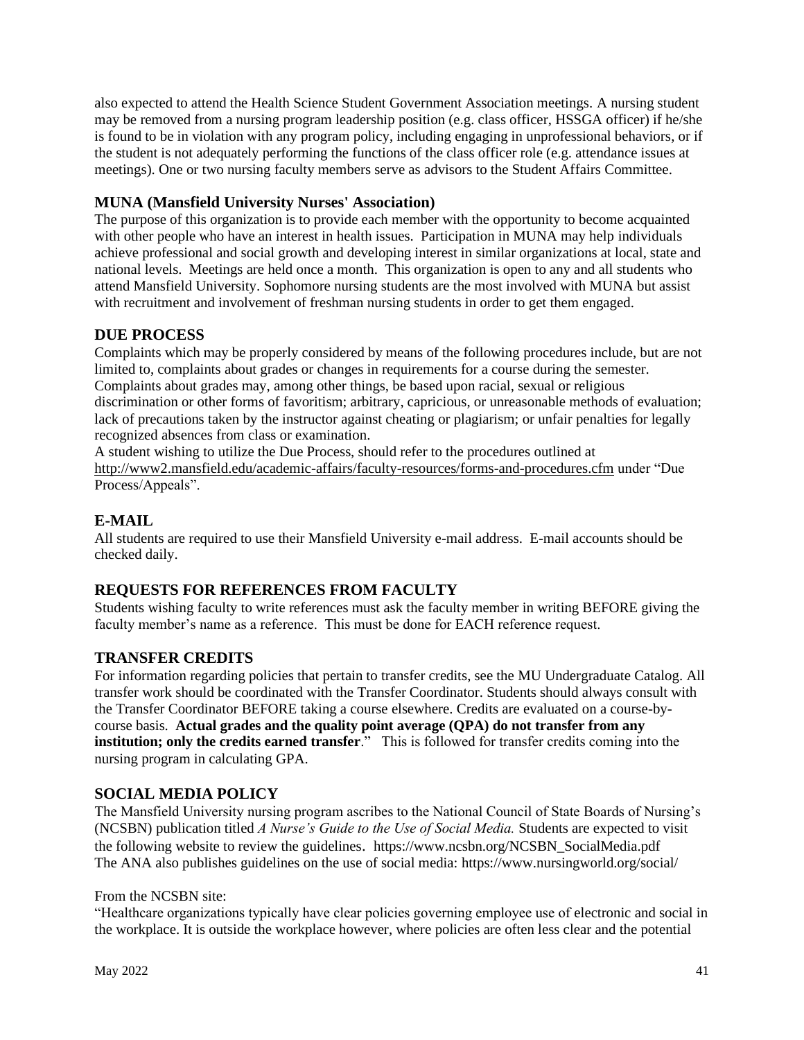also expected to attend the Health Science Student Government Association meetings. A nursing student may be removed from a nursing program leadership position (e.g. class officer, HSSGA officer) if he/she is found to be in violation with any program policy, including engaging in unprofessional behaviors, or if the student is not adequately performing the functions of the class officer role (e.g. attendance issues at meetings). One or two nursing faculty members serve as advisors to the Student Affairs Committee.

### MUNA (Mansfield University Nurses' Association)

The purpose of this organization is to provide each member with the opportunity to become acquainted with other people who have an interest in health issues. Participation in MUNA may help individuals achieve professional and social growth and developing interest in similar organizations at local, state and national levels. Meetings are held once a month. This organization is open to any and all students who attend Mansfield University. Sophomore nursing students are the most involved with MUNA but assist with recruitment and involvement of freshman nursing students in order to get them engaged.

## DUE PROCESS

Complaints which may be properly considered by means of the following procedures include, but are not limited to, complaints about grades or changes in requirements for a course during the semester. Complaints about grades may, among other things, be based upon racial, sexual or religious discrimination or other forms of favoritism; arbitrary, capricious, or unreasonable methods of evaluation; lack of precautions taken by the instructor against cheating or plagiarism; or unfair penalties for legally recognized absences from class or examination.
A student wishing to utilize the Due Process, should refer to the procedures outlined at http://www2.mansfield.edu/academic-affairs/faculty-resources/forms-and-procedures.cfm under "Due Process/Appeals".

## E-MAIL

All students are required to use their Mansfield University e-mail address. E-mail accounts should be checked daily.

## REQUESTS FOR REFERENCES FROM FACULTY

Students wishing faculty to write references must ask the faculty member in writing BEFORE giving the faculty member's name as a reference. This must be done for EACH reference request.

## TRANSFER CREDITS

For information regarding policies that pertain to transfer credits, see the MU Undergraduate Catalog. All transfer work should be coordinated with the Transfer Coordinator. Students should always consult with the Transfer Coordinator BEFORE taking a course elsewhere. Credits are evaluated on a course-by-course basis. **Actual grades and the quality point average (QPA) do not transfer from any institution; only the credits earned transfer**." This is followed for transfer credits coming into the nursing program in calculating GPA.

## SOCIAL MEDIA POLICY

The Mansfield University nursing program ascribes to the National Council of State Boards of Nursing's (NCSBN) publication titled *A Nurse's Guide to the Use of Social Media.* Students are expected to visit the following website to review the guidelines. https://www.ncsbn.org/NCSBN_SocialMedia.pdf
The ANA also publishes guidelines on the use of social media: https://www.nursingworld.org/social/

From the NCSBN site:
"Healthcare organizations typically have clear policies governing employee use of electronic and social in the workplace. It is outside the workplace however, where policies are often less clear and the potential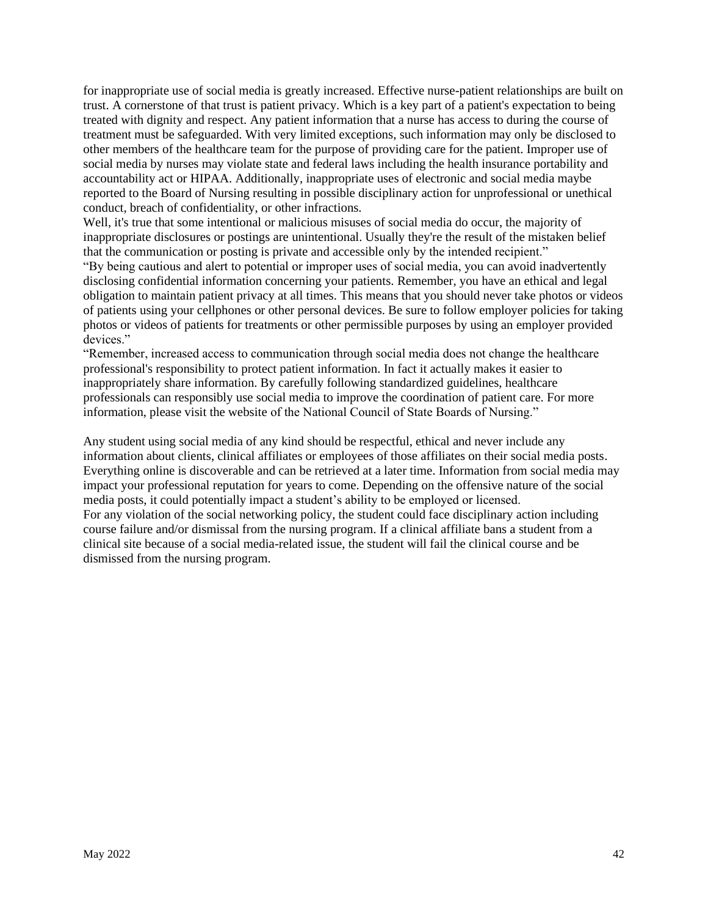for inappropriate use of social media is greatly increased. Effective nurse-patient relationships are built on trust. A cornerstone of that trust is patient privacy. Which is a key part of a patient's expectation to being treated with dignity and respect. Any patient information that a nurse has access to during the course of treatment must be safeguarded. With very limited exceptions, such information may only be disclosed to other members of the healthcare team for the purpose of providing care for the patient. Improper use of social media by nurses may violate state and federal laws including the health insurance portability and accountability act or HIPAA. Additionally, inappropriate uses of electronic and social media maybe reported to the Board of Nursing resulting in possible disciplinary action for unprofessional or unethical conduct, breach of confidentiality, or other infractions.

Well, it's true that some intentional or malicious misuses of social media do occur, the majority of inappropriate disclosures or postings are unintentional. Usually they're the result of the mistaken belief that the communication or posting is private and accessible only by the intended recipient."

"By being cautious and alert to potential or improper uses of social media, you can avoid inadvertently disclosing confidential information concerning your patients. Remember, you have an ethical and legal obligation to maintain patient privacy at all times. This means that you should never take photos or videos of patients using your cellphones or other personal devices. Be sure to follow employer policies for taking photos or videos of patients for treatments or other permissible purposes by using an employer provided devices."

"Remember, increased access to communication through social media does not change the healthcare professional's responsibility to protect patient information. In fact it actually makes it easier to inappropriately share information. By carefully following standardized guidelines, healthcare professionals can responsibly use social media to improve the coordination of patient care. For more information, please visit the website of the National Council of State Boards of Nursing."

Any student using social media of any kind should be respectful, ethical and never include any information about clients, clinical affiliates or employees of those affiliates on their social media posts. Everything online is discoverable and can be retrieved at a later time. Information from social media may impact your professional reputation for years to come. Depending on the offensive nature of the social media posts, it could potentially impact a student's ability to be employed or licensed.

For any violation of the social networking policy, the student could face disciplinary action including course failure and/or dismissal from the nursing program. If a clinical affiliate bans a student from a clinical site because of a social media-related issue, the student will fail the clinical course and be dismissed from the nursing program.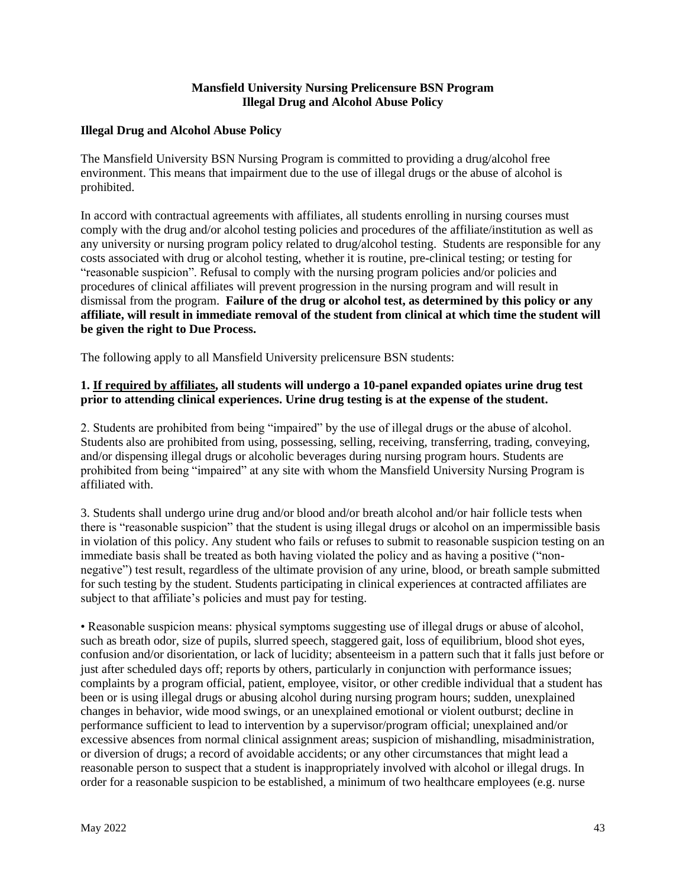**Mansfield University Nursing Prelicensure BSN Program**
**Illegal Drug and Alcohol Abuse Policy**

### Illegal Drug and Alcohol Abuse Policy

The Mansfield University BSN Nursing Program is committed to providing a drug/alcohol free environment. This means that impairment due to the use of illegal drugs or the abuse of alcohol is prohibited.

In accord with contractual agreements with affiliates, all students enrolling in nursing courses must comply with the drug and/or alcohol testing policies and procedures of the affiliate/institution as well as any university or nursing program policy related to drug/alcohol testing. Students are responsible for any costs associated with drug or alcohol testing, whether it is routine, pre-clinical testing; or testing for "reasonable suspicion". Refusal to comply with the nursing program policies and/or policies and procedures of clinical affiliates will prevent progression in the nursing program and will result in dismissal from the program. **Failure of the drug or alcohol test, as determined by this policy or any affiliate, will result in immediate removal of the student from clinical at which time the student will be given the right to Due Process.**

The following apply to all Mansfield University prelicensure BSN students:

**1. <u>If required by affiliates</u>, all students will undergo a 10-panel expanded opiates urine drug test prior to attending clinical experiences. Urine drug testing is at the expense of the student.**

2. Students are prohibited from being "impaired" by the use of illegal drugs or the abuse of alcohol. Students also are prohibited from using, possessing, selling, receiving, transferring, trading, conveying, and/or dispensing illegal drugs or alcoholic beverages during nursing program hours. Students are prohibited from being "impaired" at any site with whom the Mansfield University Nursing Program is affiliated with.

3. Students shall undergo urine drug and/or blood and/or breath alcohol and/or hair follicle tests when there is "reasonable suspicion" that the student is using illegal drugs or alcohol on an impermissible basis in violation of this policy. Any student who fails or refuses to submit to reasonable suspicion testing on an immediate basis shall be treated as both having violated the policy and as having a positive ("non-negative") test result, regardless of the ultimate provision of any urine, blood, or breath sample submitted for such testing by the student. Students participating in clinical experiences at contracted affiliates are subject to that affiliate's policies and must pay for testing.

• Reasonable suspicion means: physical symptoms suggesting use of illegal drugs or abuse of alcohol, such as breath odor, size of pupils, slurred speech, staggered gait, loss of equilibrium, blood shot eyes, confusion and/or disorientation, or lack of lucidity; absenteeism in a pattern such that it falls just before or just after scheduled days off; reports by others, particularly in conjunction with performance issues; complaints by a program official, patient, employee, visitor, or other credible individual that a student has been or is using illegal drugs or abusing alcohol during nursing program hours; sudden, unexplained changes in behavior, wide mood swings, or an unexplained emotional or violent outburst; decline in performance sufficient to lead to intervention by a supervisor/program official; unexplained and/or excessive absences from normal clinical assignment areas; suspicion of mishandling, misadministration, or diversion of drugs; a record of avoidable accidents; or any other circumstances that might lead a reasonable person to suspect that a student is inappropriately involved with alcohol or illegal drugs. In order for a reasonable suspicion to be established, a minimum of two healthcare employees (e.g. nurse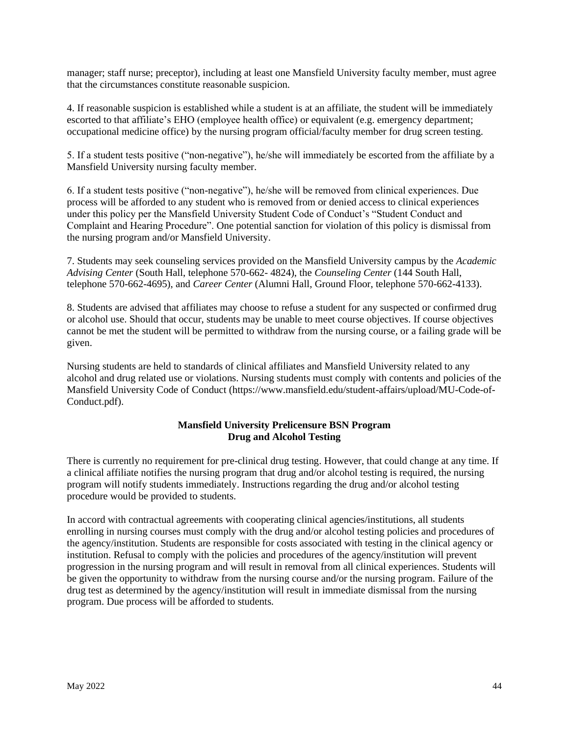manager; staff nurse; preceptor), including at least one Mansfield University faculty member, must agree that the circumstances constitute reasonable suspicion.

4. If reasonable suspicion is established while a student is at an affiliate, the student will be immediately escorted to that affiliate's EHO (employee health office) or equivalent (e.g. emergency department; occupational medicine office) by the nursing program official/faculty member for drug screen testing.

5. If a student tests positive ("non-negative"), he/she will immediately be escorted from the affiliate by a Mansfield University nursing faculty member.

6. If a student tests positive ("non-negative"), he/she will be removed from clinical experiences. Due process will be afforded to any student who is removed from or denied access to clinical experiences under this policy per the Mansfield University Student Code of Conduct's "Student Conduct and Complaint and Hearing Procedure". One potential sanction for violation of this policy is dismissal from the nursing program and/or Mansfield University.

7. Students may seek counseling services provided on the Mansfield University campus by the *Academic Advising Center* (South Hall, telephone 570-662- 4824), the *Counseling Center* (144 South Hall, telephone 570-662-4695), and *Career Center* (Alumni Hall, Ground Floor, telephone 570-662-4133).

8. Students are advised that affiliates may choose to refuse a student for any suspected or confirmed drug or alcohol use. Should that occur, students may be unable to meet course objectives. If course objectives cannot be met the student will be permitted to withdraw from the nursing course, or a failing grade will be given.

Nursing students are held to standards of clinical affiliates and Mansfield University related to any alcohol and drug related use or violations. Nursing students must comply with contents and policies of the Mansfield University Code of Conduct (https://www.mansfield.edu/student-affairs/upload/MU-Code-of-Conduct.pdf).

**Mansfield University Prelicensure BSN Program**
**Drug and Alcohol Testing**

There is currently no requirement for pre-clinical drug testing. However, that could change at any time. If a clinical affiliate notifies the nursing program that drug and/or alcohol testing is required, the nursing program will notify students immediately. Instructions regarding the drug and/or alcohol testing procedure would be provided to students.

In accord with contractual agreements with cooperating clinical agencies/institutions, all students enrolling in nursing courses must comply with the drug and/or alcohol testing policies and procedures of the agency/institution. Students are responsible for costs associated with testing in the clinical agency or institution. Refusal to comply with the policies and procedures of the agency/institution will prevent progression in the nursing program and will result in removal from all clinical experiences. Students will be given the opportunity to withdraw from the nursing course and/or the nursing program. Failure of the drug test as determined by the agency/institution will result in immediate dismissal from the nursing program. Due process will be afforded to students.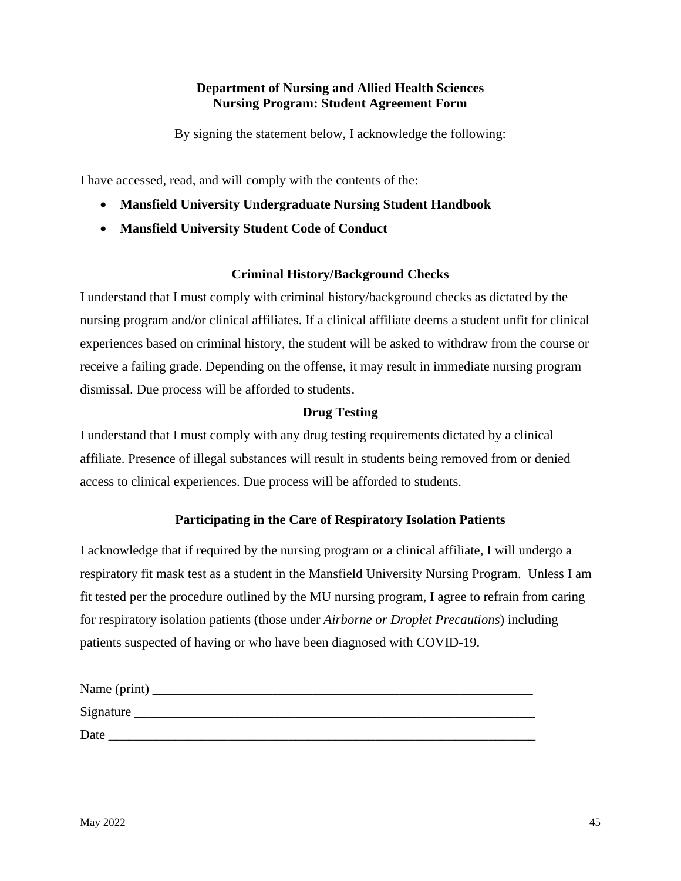**Department of Nursing and Allied Health Sciences**
**Nursing Program: Student Agreement Form**

By signing the statement below, I acknowledge the following:

I have accessed, read, and will comply with the contents of the:

- **Mansfield University Undergraduate Nursing Student Handbook**
- **Mansfield University Student Code of Conduct**

**Criminal History/Background Checks**

I understand that I must comply with criminal history/background checks as dictated by the nursing program and/or clinical affiliates. If a clinical affiliate deems a student unfit for clinical experiences based on criminal history, the student will be asked to withdraw from the course or receive a failing grade. Depending on the offense, it may result in immediate nursing program dismissal. Due process will be afforded to students.

**Drug Testing**

I understand that I must comply with any drug testing requirements dictated by a clinical affiliate. Presence of illegal substances will result in students being removed from or denied access to clinical experiences. Due process will be afforded to students.

**Participating in the Care of Respiratory Isolation Patients**

I acknowledge that if required by the nursing program or a clinical affiliate, I will undergo a respiratory fit mask test as a student in the Mansfield University Nursing Program. Unless I am fit tested per the procedure outlined by the MU nursing program, I agree to refrain from caring for respiratory isolation patients (those under *Airborne or Droplet Precautions*) including patients suspected of having or who have been diagnosed with COVID-19.

Name (print) ____________________________________________________________

Signature ______________________________________________________________

Date __________________________________________________________________

May 2022